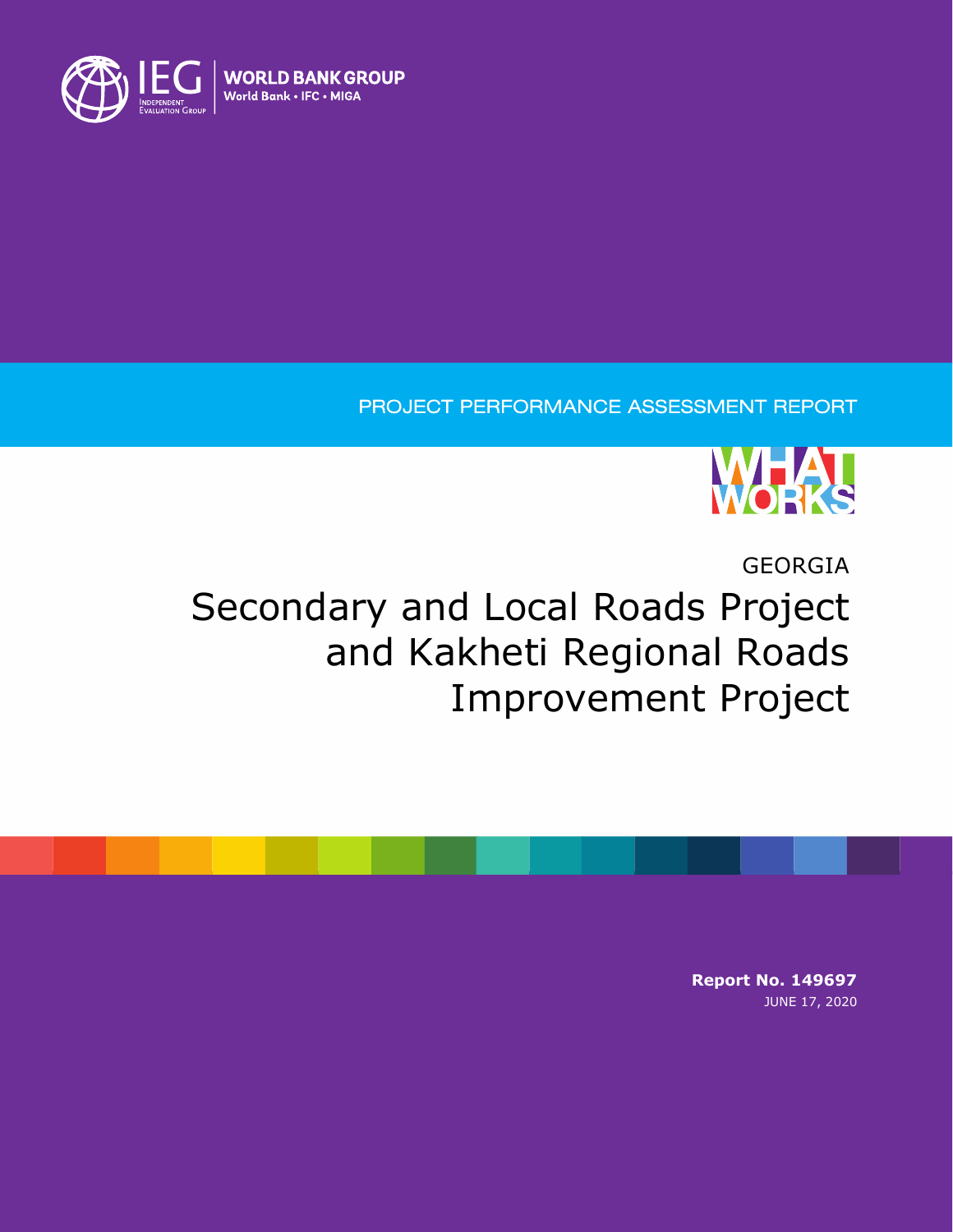IEG Independent Evaluation Group | WORLD BANK GROUP World Bank • IFC • MIGA

PROJECT PERFORMANCE ASSESSMENT REPORT

WHAT WORKS

GEORGIA

# Secondary and Local Roads Project and Kakheti Regional Roads Improvement Project

**Report No. 149697**

JUNE 17, 2020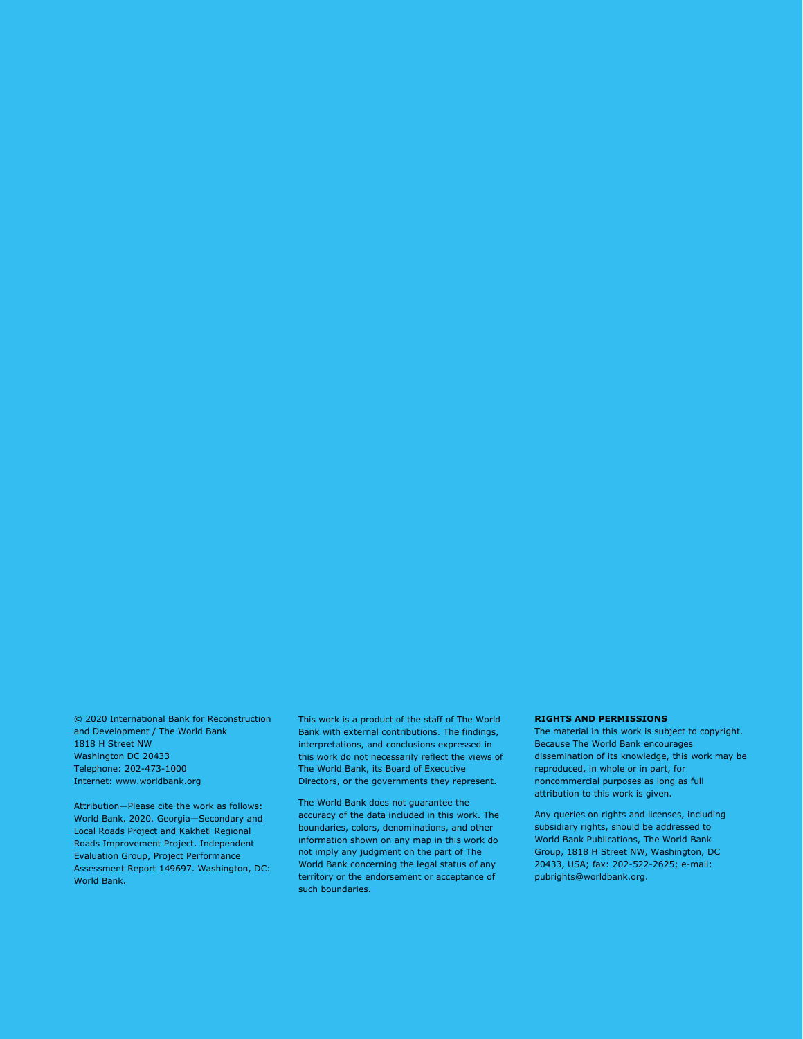© 2020 International Bank for Reconstruction and Development / The World Bank
1818 H Street NW
Washington DC 20433
Telephone: 202-473-1000
Internet: www.worldbank.org

Attribution—Please cite the work as follows: World Bank. 2020. Georgia—Secondary and Local Roads Project and Kakheti Regional Roads Improvement Project. Independent Evaluation Group, Project Performance Assessment Report 149697. Washington, DC: World Bank.

This work is a product of the staff of The World Bank with external contributions. The findings, interpretations, and conclusions expressed in this work do not necessarily reflect the views of The World Bank, its Board of Executive Directors, or the governments they represent.

The World Bank does not guarantee the accuracy of the data included in this work. The boundaries, colors, denominations, and other information shown on any map in this work do not imply any judgment on the part of The World Bank concerning the legal status of any territory or the endorsement or acceptance of such boundaries.

**RIGHTS AND PERMISSIONS**

The material in this work is subject to copyright. Because The World Bank encourages dissemination of its knowledge, this work may be reproduced, in whole or in part, for noncommercial purposes as long as full attribution to this work is given.

Any queries on rights and licenses, including subsidiary rights, should be addressed to World Bank Publications, The World Bank Group, 1818 H Street NW, Washington, DC 20433, USA; fax: 202-522-2625; e-mail: pubrights@worldbank.org.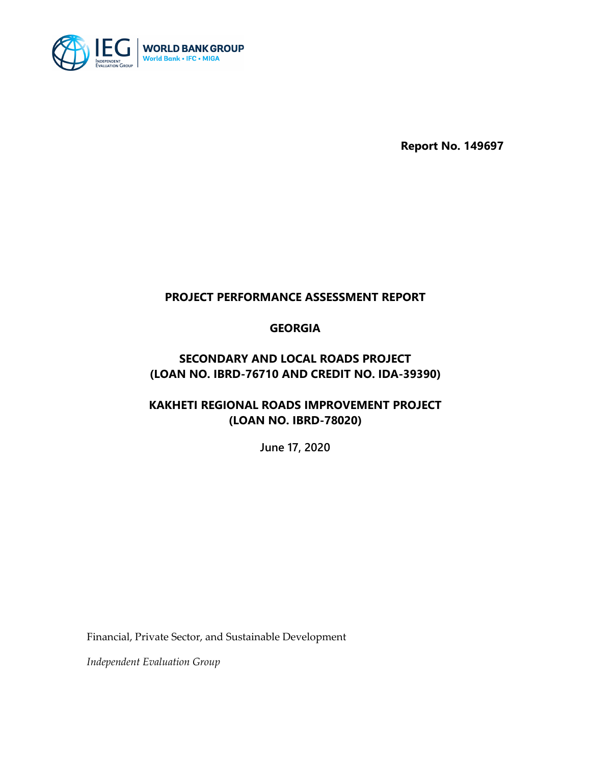**Report No. 149697**

# PROJECT PERFORMANCE ASSESSMENT REPORT

## GEORGIA

## SECONDARY AND LOCAL ROADS PROJECT
## (LOAN NO. IBRD-76710 AND CREDIT NO. IDA-39390)

## KAKHETI REGIONAL ROADS IMPROVEMENT PROJECT
## (LOAN NO. IBRD-78020)

**June 17, 2020**

Financial, Private Sector, and Sustainable Development

*Independent Evaluation Group*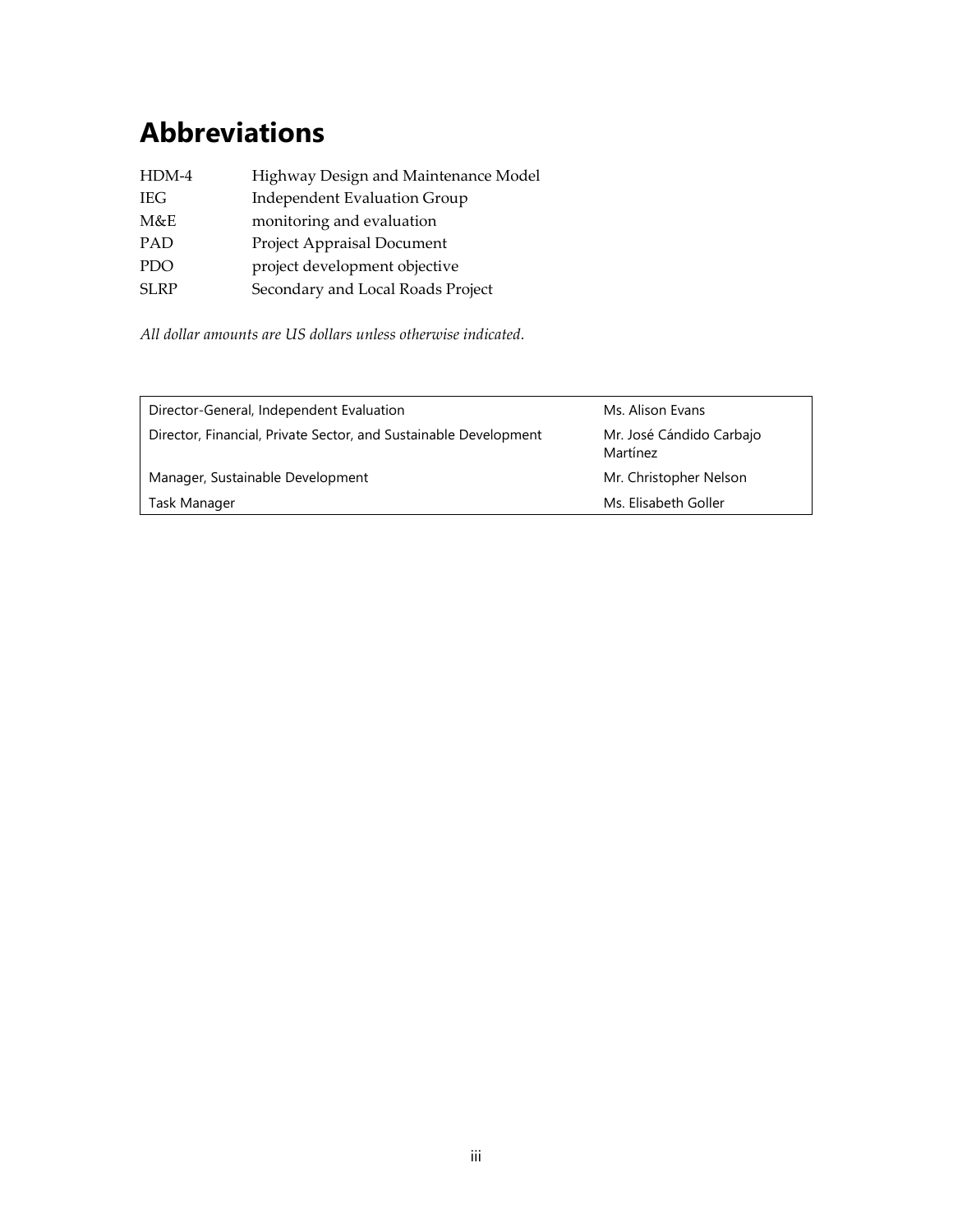# Abbreviations

| | |
|---|---|
| HDM-4 | Highway Design and Maintenance Model |
| IEG | Independent Evaluation Group |
| M&E | monitoring and evaluation |
| PAD | Project Appraisal Document |
| PDO | project development objective |
| SLRP | Secondary and Local Roads Project |

*All dollar amounts are US dollars unless otherwise indicated.*

| | |
|---|---|
| Director-General, Independent Evaluation | Ms. Alison Evans |
| Director, Financial, Private Sector, and Sustainable Development | Mr. José Cándido Carbajo Martínez |
| Manager, Sustainable Development | Mr. Christopher Nelson |
| Task Manager | Ms. Elisabeth Goller |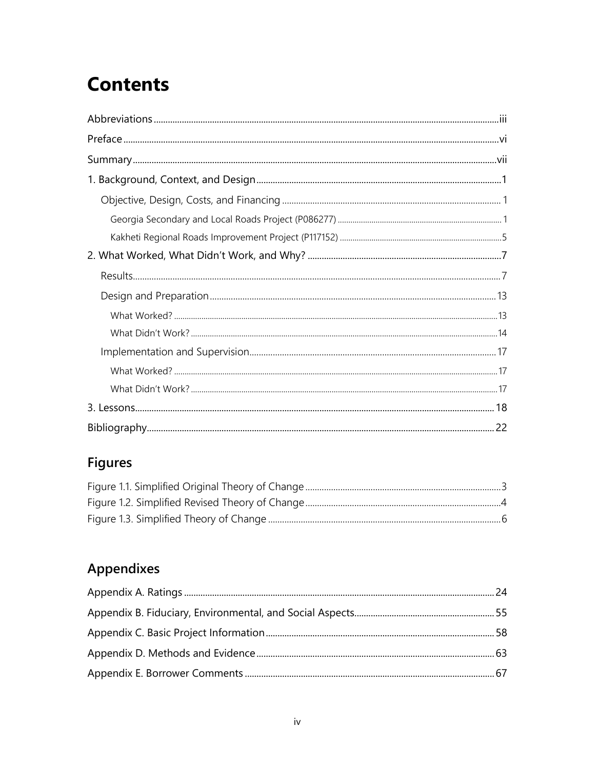# Contents

Abbreviations ..... iii

Preface ..... vi

Summary ..... vii

1. Background, Context, and Design ..... 1
    - Objective, Design, Costs, and Financing ..... 1
        - Georgia Secondary and Local Roads Project (P086277) ..... 1
        - Kakheti Regional Roads Improvement Project (P117152) ..... 5

2. What Worked, What Didn't Work, and Why? ..... 7
    - Results ..... 7
    - Design and Preparation ..... 13
        - What Worked? ..... 13
        - What Didn't Work? ..... 14
    - Implementation and Supervision ..... 17
        - What Worked? ..... 17
        - What Didn't Work? ..... 17

3. Lessons ..... 18

Bibliography ..... 22

## Figures

Figure 1.1. Simplified Original Theory of Change ..... 3

Figure 1.2. Simplified Revised Theory of Change ..... 4

Figure 1.3. Simplified Theory of Change ..... 6

## Appendixes

Appendix A. Ratings ..... 24

Appendix B. Fiduciary, Environmental, and Social Aspects ..... 55

Appendix C. Basic Project Information ..... 58

Appendix D. Methods and Evidence ..... 63

Appendix E. Borrower Comments ..... 67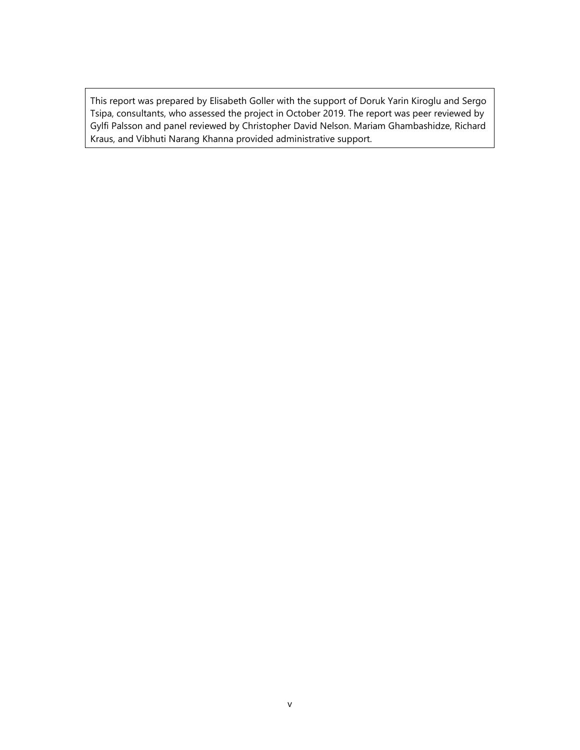This report was prepared by Elisabeth Goller with the support of Doruk Yarin Kiroglu and Sergo Tsipa, consultants, who assessed the project in October 2019. The report was peer reviewed by Gylfi Palsson and panel reviewed by Christopher David Nelson. Mariam Ghambashidze, Richard Kraus, and Vibhuti Narang Khanna provided administrative support.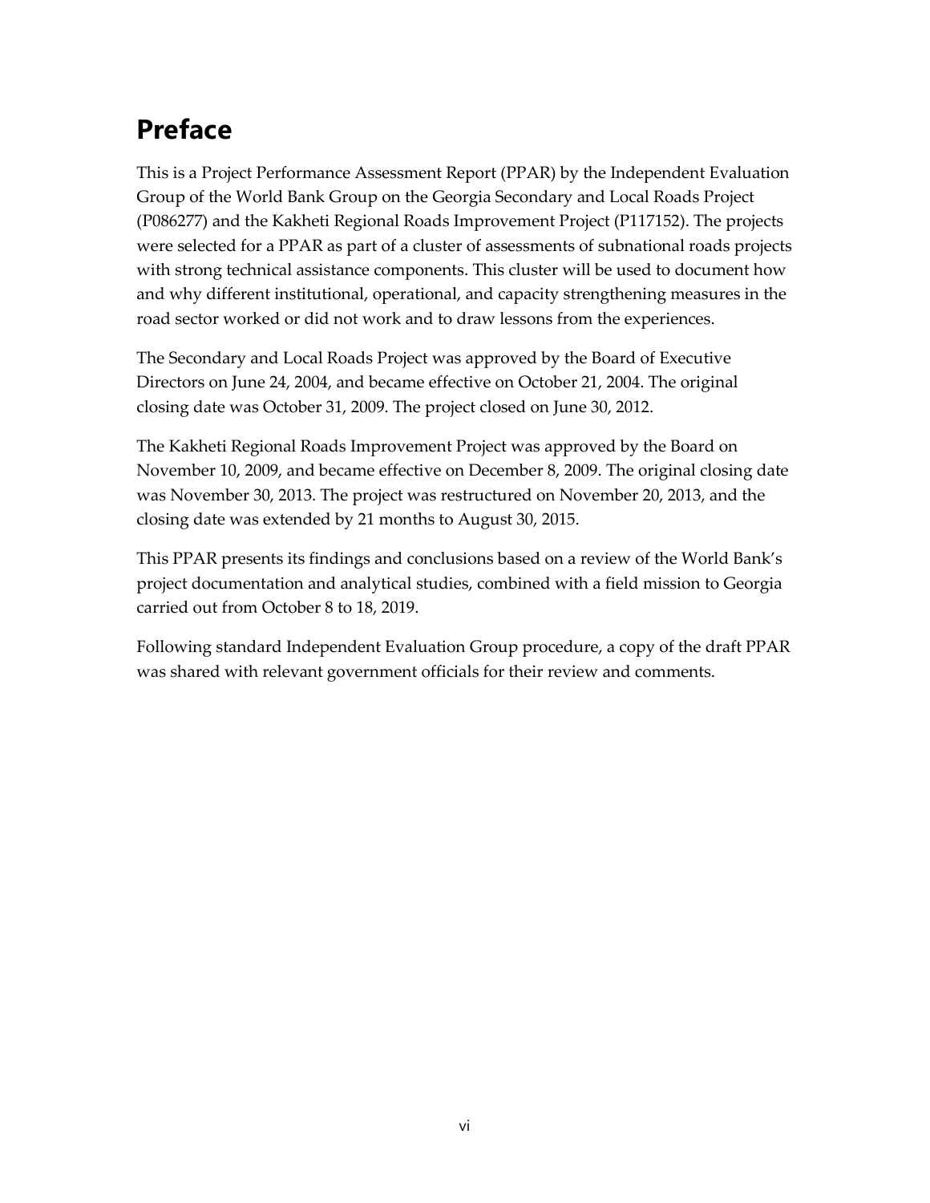# Preface

This is a Project Performance Assessment Report (PPAR) by the Independent Evaluation Group of the World Bank Group on the Georgia Secondary and Local Roads Project (P086277) and the Kakheti Regional Roads Improvement Project (P117152). The projects were selected for a PPAR as part of a cluster of assessments of subnational roads projects with strong technical assistance components. This cluster will be used to document how and why different institutional, operational, and capacity strengthening measures in the road sector worked or did not work and to draw lessons from the experiences.

The Secondary and Local Roads Project was approved by the Board of Executive Directors on June 24, 2004, and became effective on October 21, 2004. The original closing date was October 31, 2009. The project closed on June 30, 2012.

The Kakheti Regional Roads Improvement Project was approved by the Board on November 10, 2009, and became effective on December 8, 2009. The original closing date was November 30, 2013. The project was restructured on November 20, 2013, and the closing date was extended by 21 months to August 30, 2015.

This PPAR presents its findings and conclusions based on a review of the World Bank's project documentation and analytical studies, combined with a field mission to Georgia carried out from October 8 to 18, 2019.

Following standard Independent Evaluation Group procedure, a copy of the draft PPAR was shared with relevant government officials for their review and comments.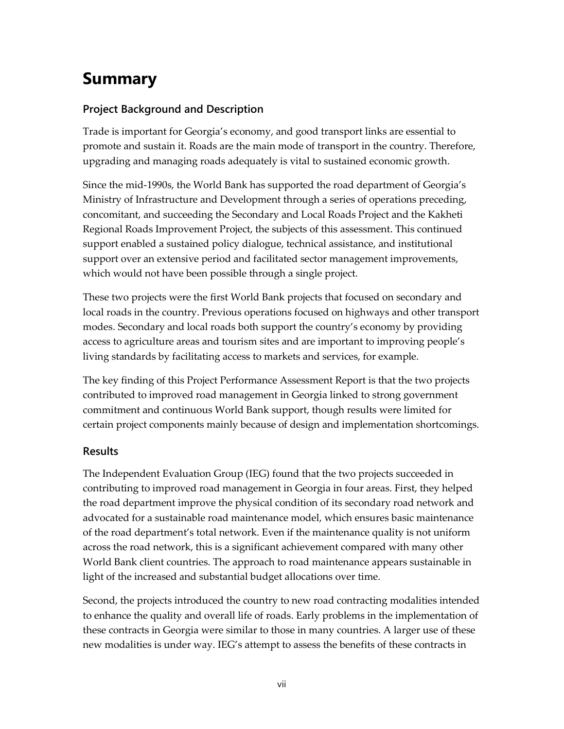# Summary

## Project Background and Description

Trade is important for Georgia's economy, and good transport links are essential to promote and sustain it. Roads are the main mode of transport in the country. Therefore, upgrading and managing roads adequately is vital to sustained economic growth.

Since the mid-1990s, the World Bank has supported the road department of Georgia's Ministry of Infrastructure and Development through a series of operations preceding, concomitant, and succeeding the Secondary and Local Roads Project and the Kakheti Regional Roads Improvement Project, the subjects of this assessment. This continued support enabled a sustained policy dialogue, technical assistance, and institutional support over an extensive period and facilitated sector management improvements, which would not have been possible through a single project.

These two projects were the first World Bank projects that focused on secondary and local roads in the country. Previous operations focused on highways and other transport modes. Secondary and local roads both support the country's economy by providing access to agriculture areas and tourism sites and are important to improving people's living standards by facilitating access to markets and services, for example.

The key finding of this Project Performance Assessment Report is that the two projects contributed to improved road management in Georgia linked to strong government commitment and continuous World Bank support, though results were limited for certain project components mainly because of design and implementation shortcomings.

## Results

The Independent Evaluation Group (IEG) found that the two projects succeeded in contributing to improved road management in Georgia in four areas. First, they helped the road department improve the physical condition of its secondary road network and advocated for a sustainable road maintenance model, which ensures basic maintenance of the road department's total network. Even if the maintenance quality is not uniform across the road network, this is a significant achievement compared with many other World Bank client countries. The approach to road maintenance appears sustainable in light of the increased and substantial budget allocations over time.

Second, the projects introduced the country to new road contracting modalities intended to enhance the quality and overall life of roads. Early problems in the implementation of these contracts in Georgia were similar to those in many countries. A larger use of these new modalities is under way. IEG's attempt to assess the benefits of these contracts in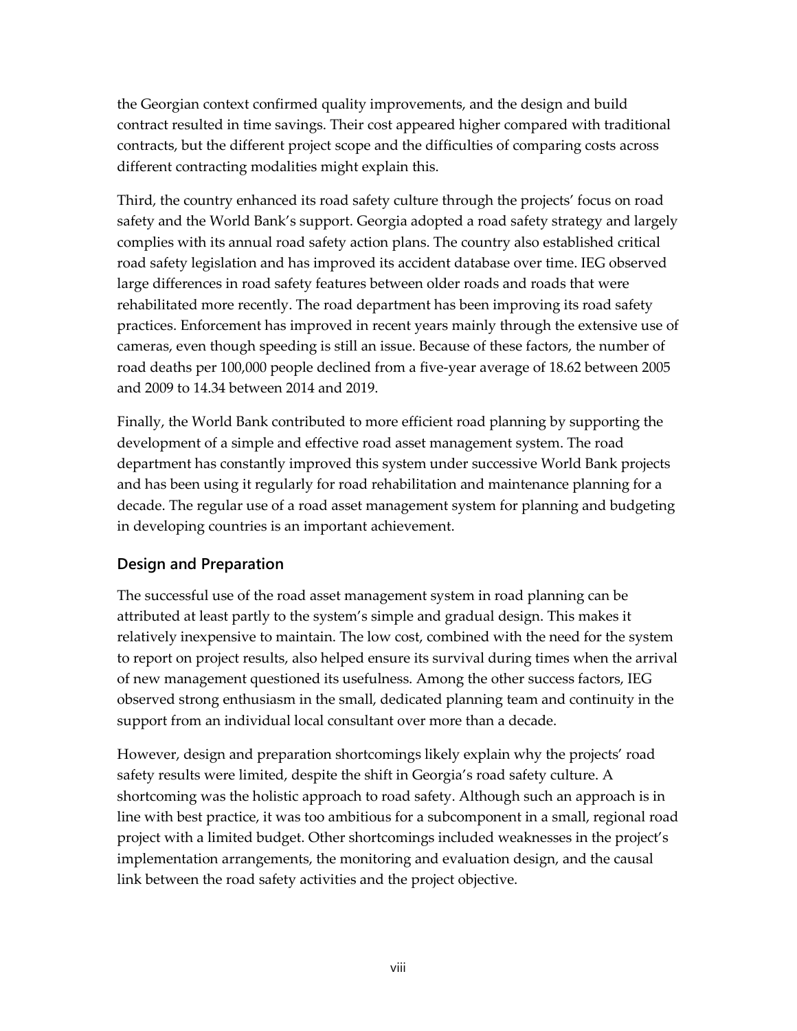the Georgian context confirmed quality improvements, and the design and build contract resulted in time savings. Their cost appeared higher compared with traditional contracts, but the different project scope and the difficulties of comparing costs across different contracting modalities might explain this.

Third, the country enhanced its road safety culture through the projects' focus on road safety and the World Bank's support. Georgia adopted a road safety strategy and largely complies with its annual road safety action plans. The country also established critical road safety legislation and has improved its accident database over time. IEG observed large differences in road safety features between older roads and roads that were rehabilitated more recently. The road department has been improving its road safety practices. Enforcement has improved in recent years mainly through the extensive use of cameras, even though speeding is still an issue. Because of these factors, the number of road deaths per 100,000 people declined from a five-year average of 18.62 between 2005 and 2009 to 14.34 between 2014 and 2019.

Finally, the World Bank contributed to more efficient road planning by supporting the development of a simple and effective road asset management system. The road department has constantly improved this system under successive World Bank projects and has been using it regularly for road rehabilitation and maintenance planning for a decade. The regular use of a road asset management system for planning and budgeting in developing countries is an important achievement.

## Design and Preparation

The successful use of the road asset management system in road planning can be attributed at least partly to the system's simple and gradual design. This makes it relatively inexpensive to maintain. The low cost, combined with the need for the system to report on project results, also helped ensure its survival during times when the arrival of new management questioned its usefulness. Among the other success factors, IEG observed strong enthusiasm in the small, dedicated planning team and continuity in the support from an individual local consultant over more than a decade.

However, design and preparation shortcomings likely explain why the projects' road safety results were limited, despite the shift in Georgia's road safety culture. A shortcoming was the holistic approach to road safety. Although such an approach is in line with best practice, it was too ambitious for a subcomponent in a small, regional road project with a limited budget. Other shortcomings included weaknesses in the project's implementation arrangements, the monitoring and evaluation design, and the causal link between the road safety activities and the project objective.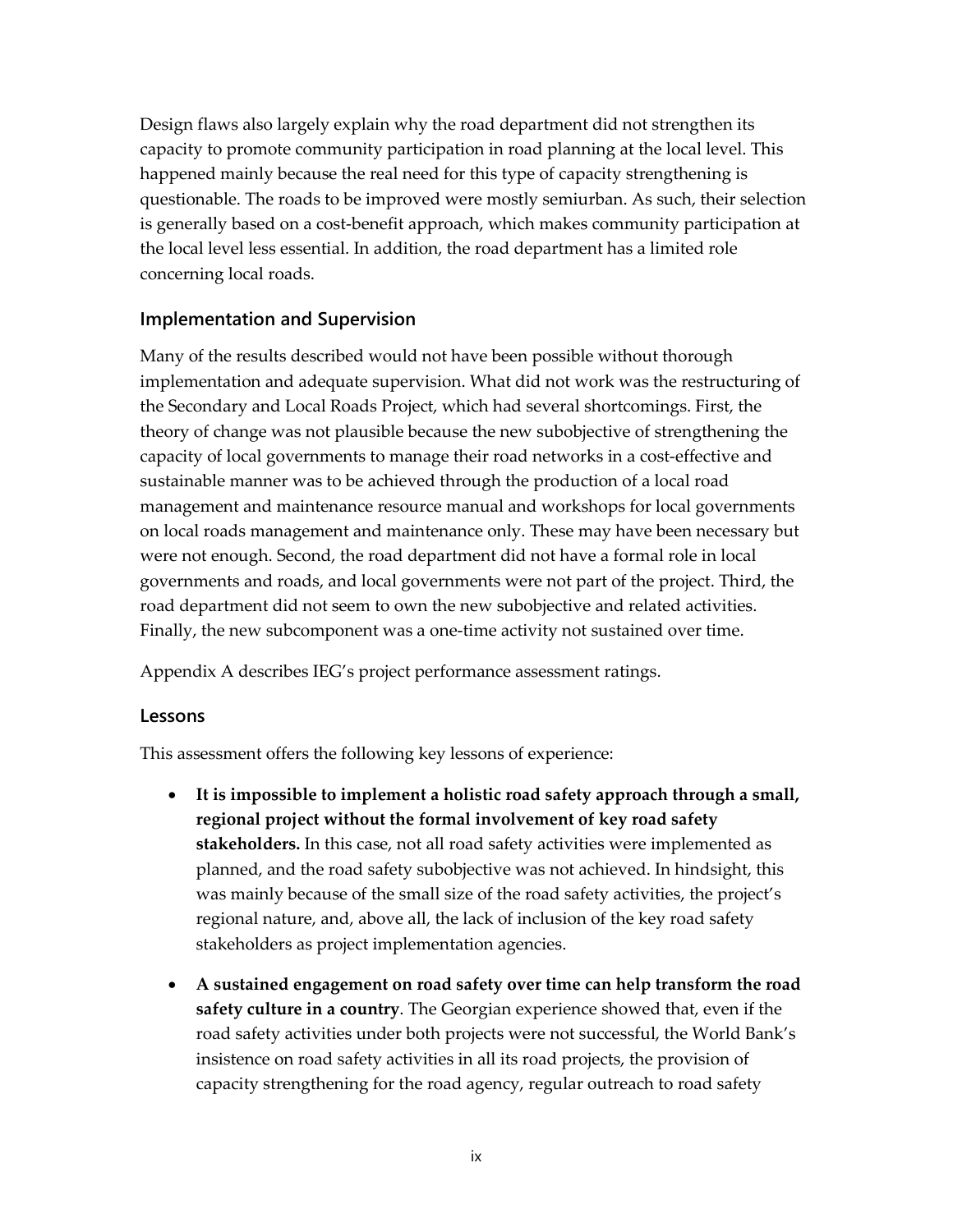Design flaws also largely explain why the road department did not strengthen its capacity to promote community participation in road planning at the local level. This happened mainly because the real need for this type of capacity strengthening is questionable. The roads to be improved were mostly semiurban. As such, their selection is generally based on a cost-benefit approach, which makes community participation at the local level less essential. In addition, the road department has a limited role concerning local roads.

### Implementation and Supervision

Many of the results described would not have been possible without thorough implementation and adequate supervision. What did not work was the restructuring of the Secondary and Local Roads Project, which had several shortcomings. First, the theory of change was not plausible because the new subobjective of strengthening the capacity of local governments to manage their road networks in a cost-effective and sustainable manner was to be achieved through the production of a local road management and maintenance resource manual and workshops for local governments on local roads management and maintenance only. These may have been necessary but were not enough. Second, the road department did not have a formal role in local governments and roads, and local governments were not part of the project. Third, the road department did not seem to own the new subobjective and related activities. Finally, the new subcomponent was a one-time activity not sustained over time.

Appendix A describes IEG's project performance assessment ratings.

### Lessons

This assessment offers the following key lessons of experience:

- **It is impossible to implement a holistic road safety approach through a small, regional project without the formal involvement of key road safety stakeholders.** In this case, not all road safety activities were implemented as planned, and the road safety subobjective was not achieved. In hindsight, this was mainly because of the small size of the road safety activities, the project's regional nature, and, above all, the lack of inclusion of the key road safety stakeholders as project implementation agencies.
- **A sustained engagement on road safety over time can help transform the road safety culture in a country**. The Georgian experience showed that, even if the road safety activities under both projects were not successful, the World Bank's insistence on road safety activities in all its road projects, the provision of capacity strengthening for the road agency, regular outreach to road safety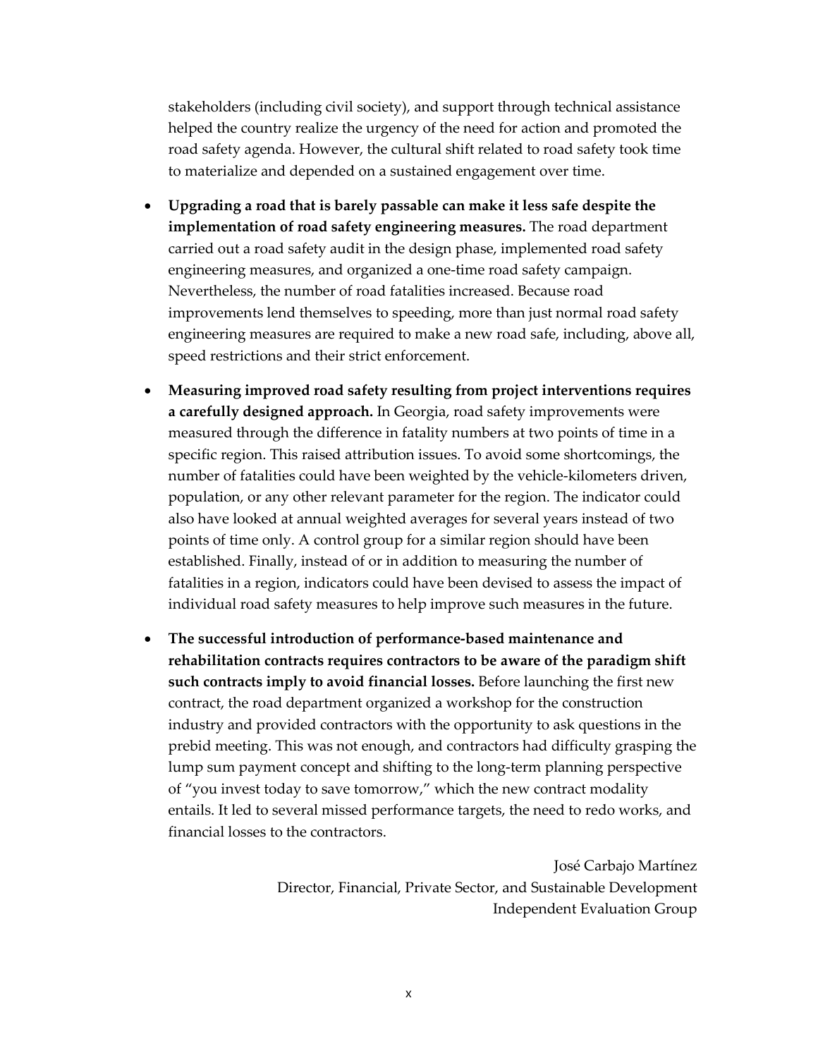stakeholders (including civil society), and support through technical assistance helped the country realize the urgency of the need for action and promoted the road safety agenda. However, the cultural shift related to road safety took time to materialize and depended on a sustained engagement over time.

- **Upgrading a road that is barely passable can make it less safe despite the implementation of road safety engineering measures.** The road department carried out a road safety audit in the design phase, implemented road safety engineering measures, and organized a one-time road safety campaign. Nevertheless, the number of road fatalities increased. Because road improvements lend themselves to speeding, more than just normal road safety engineering measures are required to make a new road safe, including, above all, speed restrictions and their strict enforcement.

- **Measuring improved road safety resulting from project interventions requires a carefully designed approach.** In Georgia, road safety improvements were measured through the difference in fatality numbers at two points of time in a specific region. This raised attribution issues. To avoid some shortcomings, the number of fatalities could have been weighted by the vehicle-kilometers driven, population, or any other relevant parameter for the region. The indicator could also have looked at annual weighted averages for several years instead of two points of time only. A control group for a similar region should have been established. Finally, instead of or in addition to measuring the number of fatalities in a region, indicators could have been devised to assess the impact of individual road safety measures to help improve such measures in the future.

- **The successful introduction of performance-based maintenance and rehabilitation contracts requires contractors to be aware of the paradigm shift such contracts imply to avoid financial losses.** Before launching the first new contract, the road department organized a workshop for the construction industry and provided contractors with the opportunity to ask questions in the prebid meeting. This was not enough, and contractors had difficulty grasping the lump sum payment concept and shifting to the long-term planning perspective of "you invest today to save tomorrow," which the new contract modality entails. It led to several missed performance targets, the need to redo works, and financial losses to the contractors.

José Carbajo Martínez
Director, Financial, Private Sector, and Sustainable Development
Independent Evaluation Group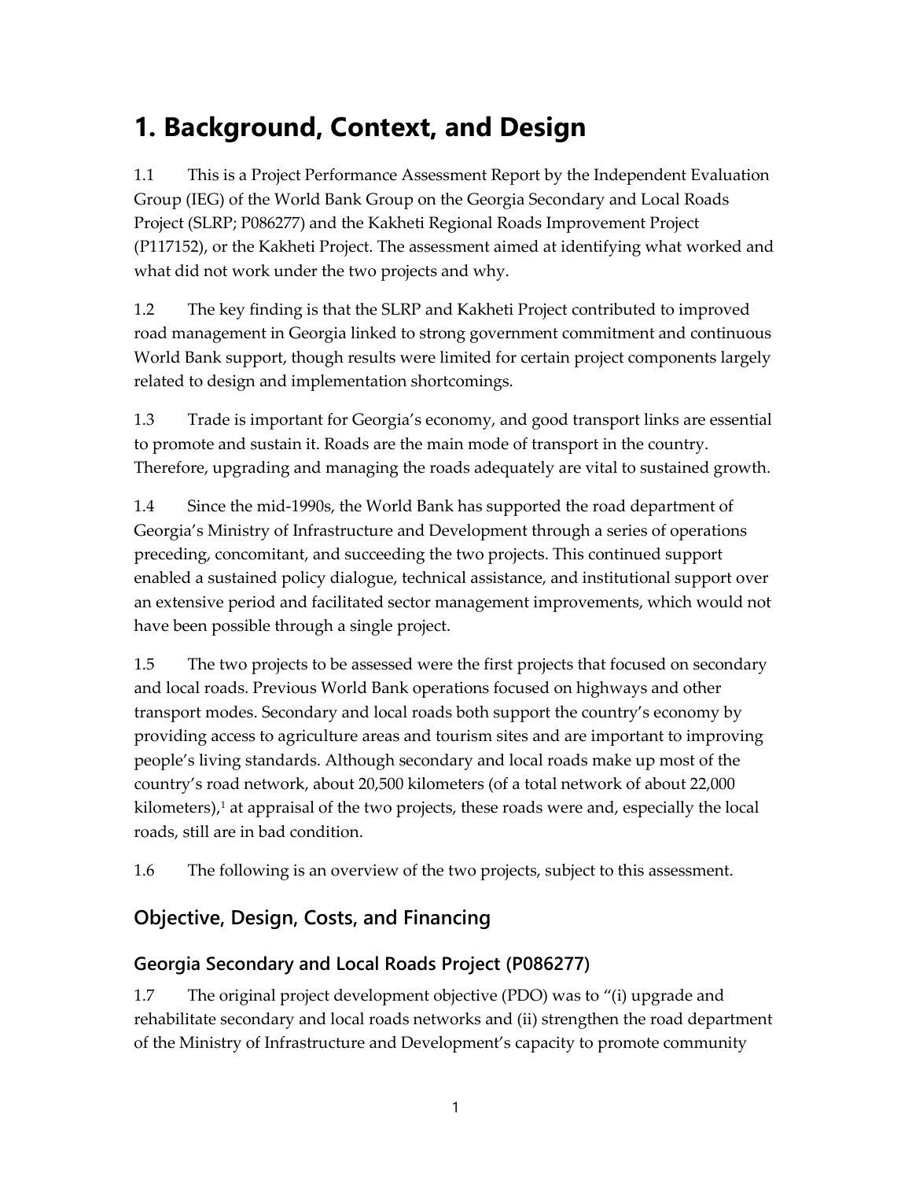# 1. Background, Context, and Design

1.1 This is a Project Performance Assessment Report by the Independent Evaluation Group (IEG) of the World Bank Group on the Georgia Secondary and Local Roads Project (SLRP; P086277) and the Kakheti Regional Roads Improvement Project (P117152), or the Kakheti Project. The assessment aimed at identifying what worked and what did not work under the two projects and why.

1.2 The key finding is that the SLRP and Kakheti Project contributed to improved road management in Georgia linked to strong government commitment and continuous World Bank support, though results were limited for certain project components largely related to design and implementation shortcomings.

1.3 Trade is important for Georgia's economy, and good transport links are essential to promote and sustain it. Roads are the main mode of transport in the country. Therefore, upgrading and managing the roads adequately are vital to sustained growth.

1.4 Since the mid-1990s, the World Bank has supported the road department of Georgia's Ministry of Infrastructure and Development through a series of operations preceding, concomitant, and succeeding the two projects. This continued support enabled a sustained policy dialogue, technical assistance, and institutional support over an extensive period and facilitated sector management improvements, which would not have been possible through a single project.

1.5 The two projects to be assessed were the first projects that focused on secondary and local roads. Previous World Bank operations focused on highways and other transport modes. Secondary and local roads both support the country's economy by providing access to agriculture areas and tourism sites and are important to improving people's living standards. Although secondary and local roads make up most of the country's road network, about 20,500 kilometers (of a total network of about 22,000 kilometers),[1] at appraisal of the two projects, these roads were and, especially the local roads, still are in bad condition.

1.6 The following is an overview of the two projects, subject to this assessment.

## Objective, Design, Costs, and Financing

### Georgia Secondary and Local Roads Project (P086277)

1.7 The original project development objective (PDO) was to "(i) upgrade and rehabilitate secondary and local roads networks and (ii) strengthen the road department of the Ministry of Infrastructure and Development's capacity to promote community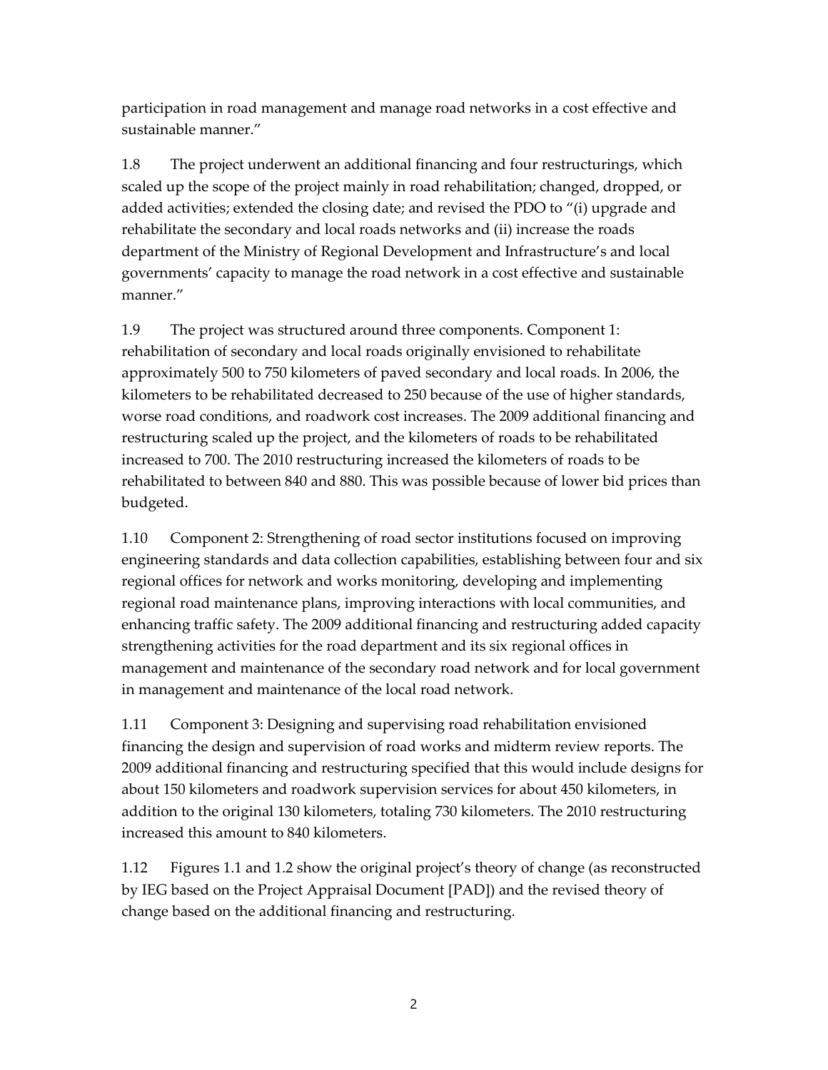participation in road management and manage road networks in a cost effective and sustainable manner."

1.8 The project underwent an additional financing and four restructurings, which scaled up the scope of the project mainly in road rehabilitation; changed, dropped, or added activities; extended the closing date; and revised the PDO to "(i) upgrade and rehabilitate the secondary and local roads networks and (ii) increase the roads department of the Ministry of Regional Development and Infrastructure's and local governments' capacity to manage the road network in a cost effective and sustainable manner."

1.9 The project was structured around three components. Component 1: rehabilitation of secondary and local roads originally envisioned to rehabilitate approximately 500 to 750 kilometers of paved secondary and local roads. In 2006, the kilometers to be rehabilitated decreased to 250 because of the use of higher standards, worse road conditions, and roadwork cost increases. The 2009 additional financing and restructuring scaled up the project, and the kilometers of roads to be rehabilitated increased to 700. The 2010 restructuring increased the kilometers of roads to be rehabilitated to between 840 and 880. This was possible because of lower bid prices than budgeted.

1.10 Component 2: Strengthening of road sector institutions focused on improving engineering standards and data collection capabilities, establishing between four and six regional offices for network and works monitoring, developing and implementing regional road maintenance plans, improving interactions with local communities, and enhancing traffic safety. The 2009 additional financing and restructuring added capacity strengthening activities for the road department and its six regional offices in management and maintenance of the secondary road network and for local government in management and maintenance of the local road network.

1.11 Component 3: Designing and supervising road rehabilitation envisioned financing the design and supervision of road works and midterm review reports. The 2009 additional financing and restructuring specified that this would include designs for about 150 kilometers and roadwork supervision services for about 450 kilometers, in addition to the original 130 kilometers, totaling 730 kilometers. The 2010 restructuring increased this amount to 840 kilometers.

1.12 Figures 1.1 and 1.2 show the original project's theory of change (as reconstructed by IEG based on the Project Appraisal Document [PAD]) and the revised theory of change based on the additional financing and restructuring.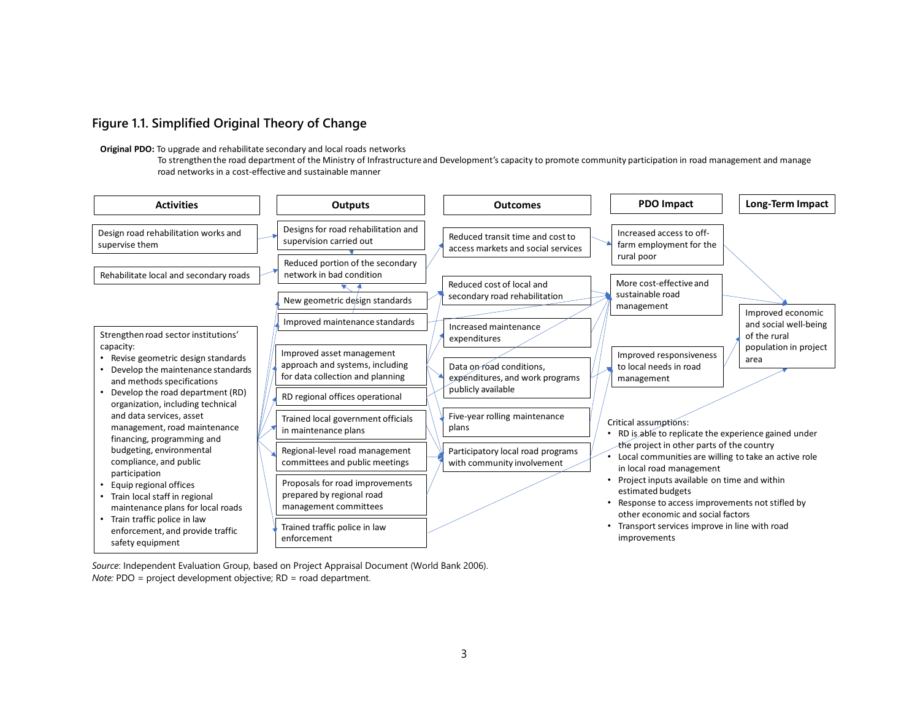### Figure 1.1. Simplified Original Theory of Change

**Original PDO:** To upgrade and rehabilitate secondary and local roads networks
To strengthen the road department of the Ministry of Infrastructure and Development's capacity to promote community participation in road management and manage road networks in a cost-effective and sustainable manner

**Activities**

- Design road rehabilitation works and supervise them
- Rehabilitate local and secondary roads
- Strengthen road sector institutions' capacity:
  - Revise geometric design standards
  - Develop the maintenance standards and methods specifications
  - Develop the road department (RD) organization, including technical and data services, asset management, road maintenance financing, programming and budgeting, environmental compliance, and public participation
  - Equip regional offices
  - Train local staff in regional maintenance plans for local roads
  - Train traffic police in law enforcement, and provide traffic safety equipment

**Outputs**

- Designs for road rehabilitation and supervision carried out
- Reduced portion of the secondary network in bad condition
- New geometric design standards
- Improved maintenance standards
- Improved asset management approach and systems, including for data collection and planning
- RD regional offices operational
- Trained local government officials in maintenance plans
- Regional-level road management committees and public meetings
- Proposals for road improvements prepared by regional road management committees
- Trained traffic police in law enforcement

**Outcomes**

- Reduced transit time and cost to access markets and social services
- Reduced cost of local and secondary road rehabilitation
- Increased maintenance expenditures
- Data on road conditions, expenditures, and work programs publicly available
- Five-year rolling maintenance plans
- Participatory local road programs with community involvement

**PDO Impact**

- Increased access to off-farm employment for the rural poor
- More cost-effective and sustainable road management
- Improved responsiveness to local needs in road management

**Long-Term Impact**

- Improved economic and social well-being of the rural population in project area

Critical assumptions:

- RD is able to replicate the experience gained under the project in other parts of the country
- Local communities are willing to take an active role in local road management
- Project inputs available on time and within estimated budgets
- Response to access improvements not stifled by other economic and social factors
- Transport services improve in line with road improvements

*Source*: Independent Evaluation Group, based on Project Appraisal Document (World Bank 2006).
*Note:* PDO = project development objective; RD = road department.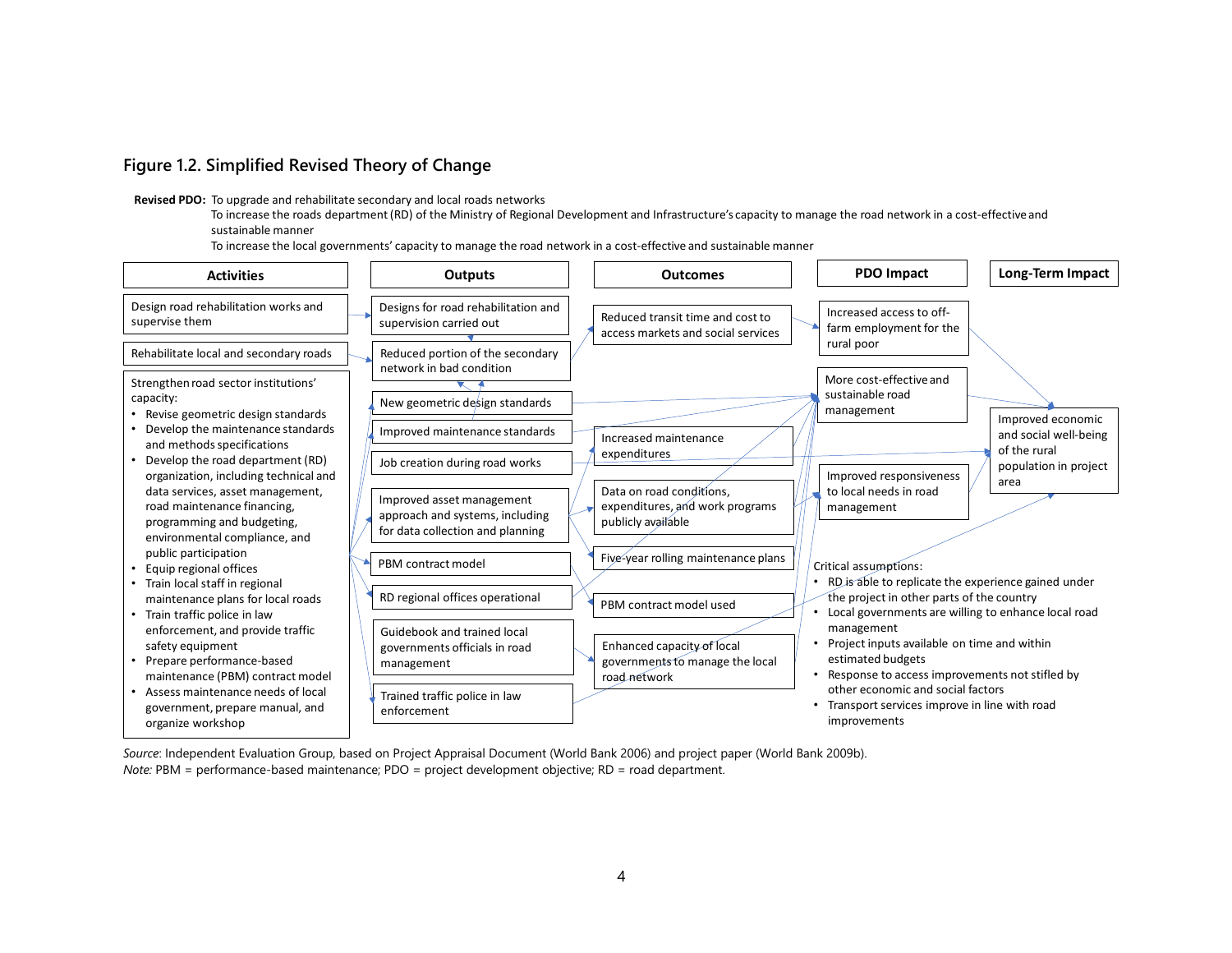## Figure 1.2. Simplified Revised Theory of Change

**Revised PDO:** To upgrade and rehabilitate secondary and local roads networks
To increase the roads department (RD) of the Ministry of Regional Development and Infrastructure's capacity to manage the road network in a cost-effective and sustainable manner
To increase the local governments' capacity to manage the road network in a cost-effective and sustainable manner

**Activities**

- Design road rehabilitation works and supervise them
- Rehabilitate local and secondary roads
- Strengthen road sector institutions' capacity:
  - Revise geometric design standards
  - Develop the maintenance standards and methods specifications
  - Develop the road department (RD) organization, including technical and data services, asset management, road maintenance financing, programming and budgeting, environmental compliance, and public participation
  - Equip regional offices
  - Train local staff in regional maintenance plans for local roads
  - Train traffic police in law enforcement, and provide traffic safety equipment
  - Prepare performance-based maintenance (PBM) contract model
  - Assess maintenance needs of local government, prepare manual, and organize workshop

**Outputs**

- Designs for road rehabilitation and supervision carried out
- Reduced portion of the secondary network in bad condition
- New geometric design standards
- Improved maintenance standards
- Job creation during road works
- Improved asset management approach and systems, including for data collection and planning
- PBM contract model
- RD regional offices operational
- Guidebook and trained local governments officials in road management
- Trained traffic police in law enforcement

**Outcomes**

- Reduced transit time and cost to access markets and social services
- Increased maintenance expenditures
- Data on road conditions, expenditures, and work programs publicly available
- Five-year rolling maintenance plans
- PBM contract model used
- Enhanced capacity of local governments to manage the local road network

**PDO Impact**

- Increased access to off-farm employment for the rural poor
- More cost-effective and sustainable road management
- Improved responsiveness to local needs in road management

**Long-Term Impact**

- Improved economic and social well-being of the rural population in project area

Critical assumptions:

- RD is able to replicate the experience gained under the project in other parts of the country
- Local governments are willing to enhance local road management
- Project inputs available on time and within estimated budgets
- Response to access improvements not stifled by other economic and social factors
- Transport services improve in line with road improvements

*Source*: Independent Evaluation Group, based on Project Appraisal Document (World Bank 2006) and project paper (World Bank 2009b).
*Note:* PBM = performance-based maintenance; PDO = project development objective; RD = road department.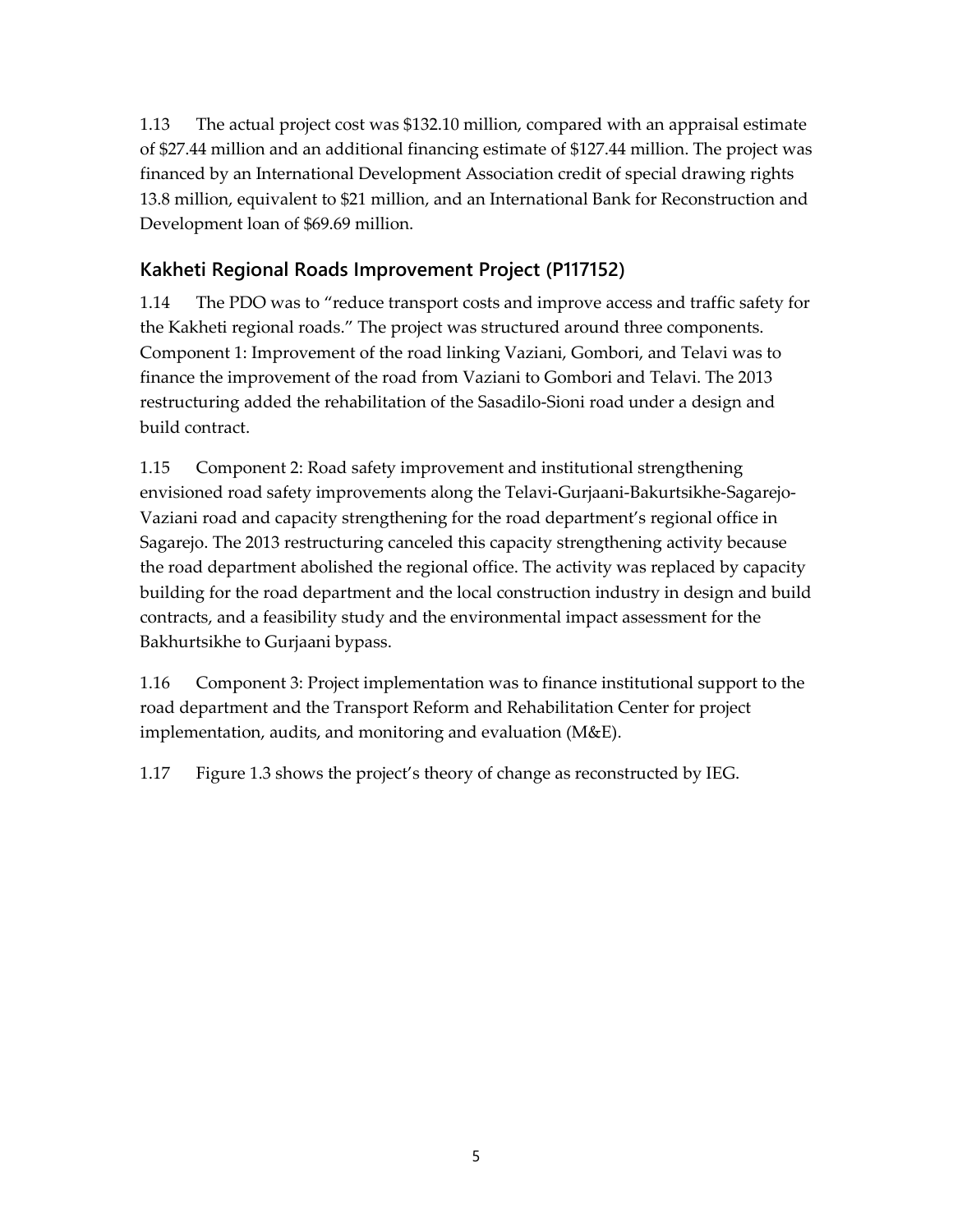1.13 The actual project cost was $132.10 million, compared with an appraisal estimate of $27.44 million and an additional financing estimate of $127.44 million. The project was financed by an International Development Association credit of special drawing rights 13.8 million, equivalent to $21 million, and an International Bank for Reconstruction and Development loan of $69.69 million.

## Kakheti Regional Roads Improvement Project (P117152)

1.14 The PDO was to "reduce transport costs and improve access and traffic safety for the Kakheti regional roads." The project was structured around three components. Component 1: Improvement of the road linking Vaziani, Gombori, and Telavi was to finance the improvement of the road from Vaziani to Gombori and Telavi. The 2013 restructuring added the rehabilitation of the Sasadilo-Sioni road under a design and build contract.

1.15 Component 2: Road safety improvement and institutional strengthening envisioned road safety improvements along the Telavi-Gurjaani-Bakurtsikhe-Sagarejo-Vaziani road and capacity strengthening for the road department's regional office in Sagarejo. The 2013 restructuring canceled this capacity strengthening activity because the road department abolished the regional office. The activity was replaced by capacity building for the road department and the local construction industry in design and build contracts, and a feasibility study and the environmental impact assessment for the Bakhurtsikhe to Gurjaani bypass.

1.16 Component 3: Project implementation was to finance institutional support to the road department and the Transport Reform and Rehabilitation Center for project implementation, audits, and monitoring and evaluation (M&E).

1.17 Figure 1.3 shows the project's theory of change as reconstructed by IEG.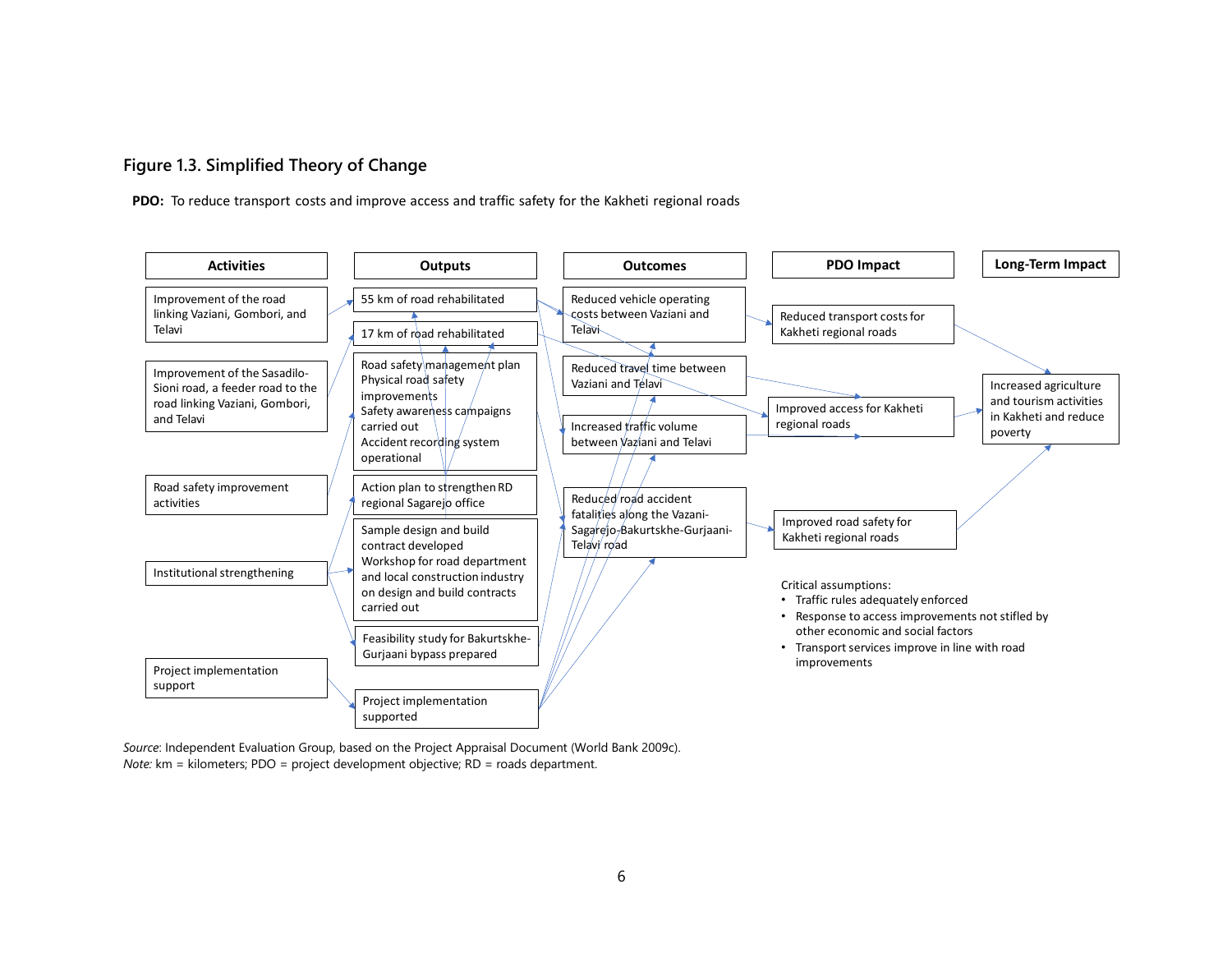### Figure 1.3. Simplified Theory of Change

**PDO:** To reduce transport costs and improve access and traffic safety for the Kakheti regional roads

| Activities | Outputs | Outcomes | PDO Impact | Long-Term Impact |
|---|---|---|---|---|
| Improvement of the road linking Vaziani, Gombori, and Telavi | 55 km of road rehabilitated | Reduced vehicle operating costs between Vaziani and Telavi | Reduced transport costs for Kakheti regional roads | Increased agriculture and tourism activities in Kakheti and reduce poverty |
| Improvement of the Sasadilo-Sioni road, a feeder road to the road linking Vaziani, Gombori, and Telavi | 17 km of road rehabilitated | Reduced travel time between Vaziani and Telavi | Improved access for Kakheti regional roads | |
| Road safety improvement activities | Road safety management plan<br>Physical road safety improvements<br>Safety awareness campaigns carried out<br>Accident recording system operational | Increased traffic volume between Vaziani and Telavi | Improved road safety for Kakheti regional roads | |
| Institutional strengthening | Action plan to strengthen RD regional Sagarejo office | Reduced road accident fatalities along the Vazani-Sagarejo-Bakurtskhe-Gurjaani-Telavi road | | |
| | Sample design and build contract developed<br>Workshop for road department and local construction industry on design and build contracts carried out | | | |
| | Feasibility study for Bakurtskhe-Gurjaani bypass prepared | | | |
| Project implementation support | Project implementation supported | | | |

Critical assumptions:

- Traffic rules adequately enforced
- Response to access improvements not stifled by other economic and social factors
- Transport services improve in line with road improvements

*Source*: Independent Evaluation Group, based on the Project Appraisal Document (World Bank 2009c).
*Note:* km = kilometers; PDO = project development objective; RD = roads department.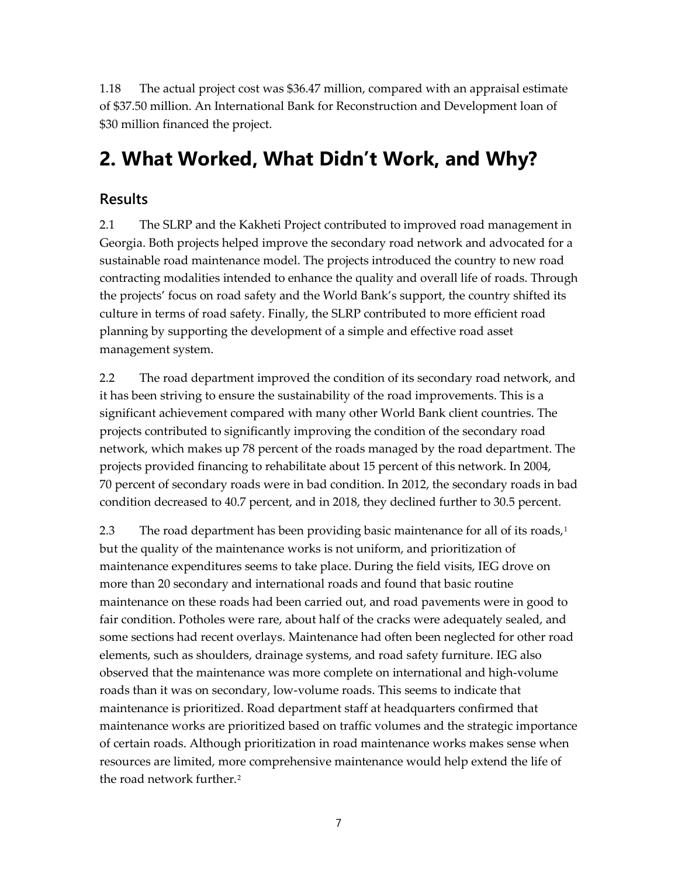1.18 The actual project cost was $36.47 million, compared with an appraisal estimate of $37.50 million. An International Bank for Reconstruction and Development loan of $30 million financed the project.

# 2. What Worked, What Didn't Work, and Why?

## Results

2.1 The SLRP and the Kakheti Project contributed to improved road management in Georgia. Both projects helped improve the secondary road network and advocated for a sustainable road maintenance model. The projects introduced the country to new road contracting modalities intended to enhance the quality and overall life of roads. Through the projects' focus on road safety and the World Bank's support, the country shifted its culture in terms of road safety. Finally, the SLRP contributed to more efficient road planning by supporting the development of a simple and effective road asset management system.

2.2 The road department improved the condition of its secondary road network, and it has been striving to ensure the sustainability of the road improvements. This is a significant achievement compared with many other World Bank client countries. The projects contributed to significantly improving the condition of the secondary road network, which makes up 78 percent of the roads managed by the road department. The projects provided financing to rehabilitate about 15 percent of this network. In 2004, 70 percent of secondary roads were in bad condition. In 2012, the secondary roads in bad condition decreased to 40.7 percent, and in 2018, they declined further to 30.5 percent.

2.3 The road department has been providing basic maintenance for all of its roads,[1] but the quality of the maintenance works is not uniform, and prioritization of maintenance expenditures seems to take place. During the field visits, IEG drove on more than 20 secondary and international roads and found that basic routine maintenance on these roads had been carried out, and road pavements were in good to fair condition. Potholes were rare, about half of the cracks were adequately sealed, and some sections had recent overlays. Maintenance had often been neglected for other road elements, such as shoulders, drainage systems, and road safety furniture. IEG also observed that the maintenance was more complete on international and high-volume roads than it was on secondary, low-volume roads. This seems to indicate that maintenance is prioritized. Road department staff at headquarters confirmed that maintenance works are prioritized based on traffic volumes and the strategic importance of certain roads. Although prioritization in road maintenance works makes sense when resources are limited, more comprehensive maintenance would help extend the life of the road network further.[2]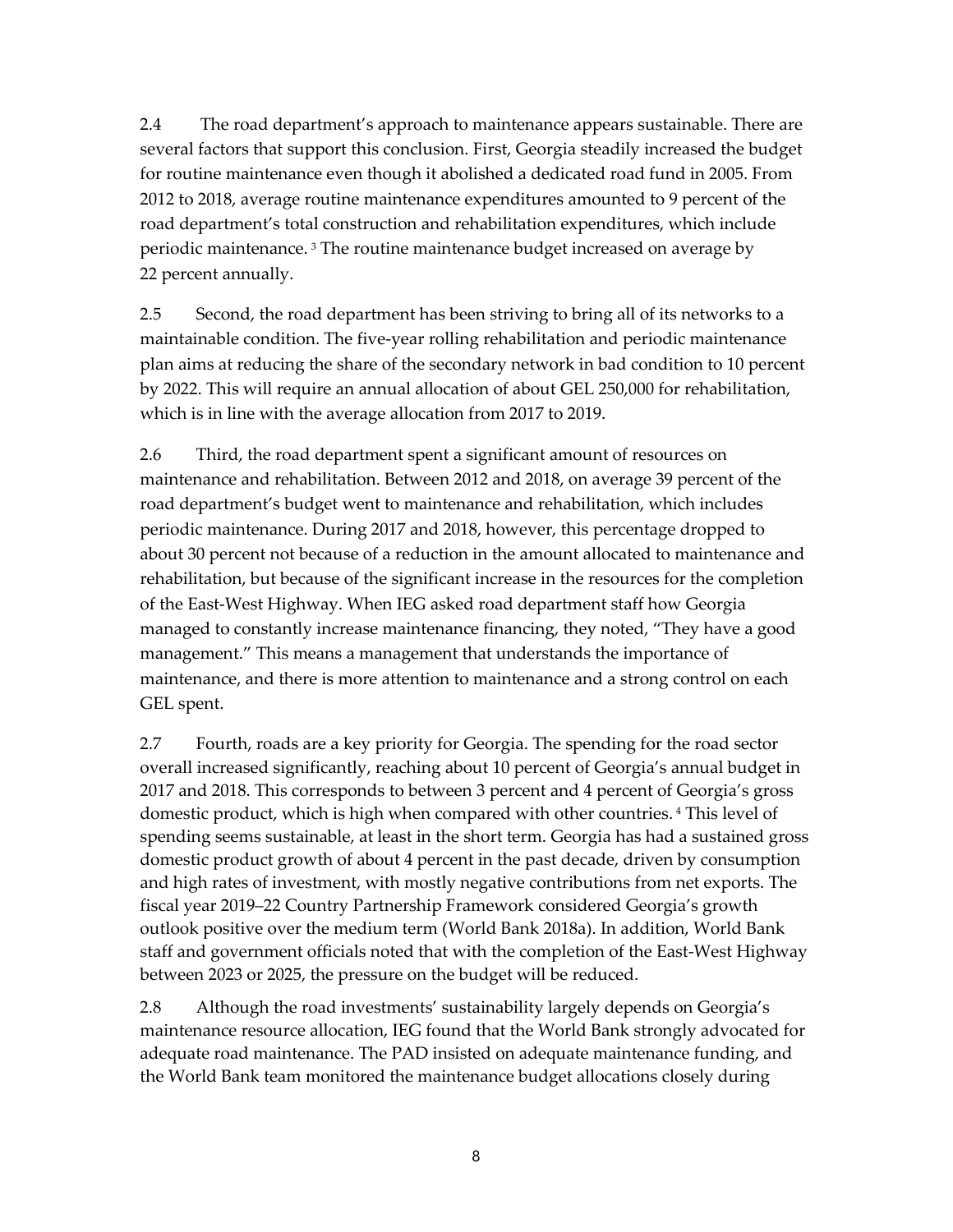2.4 The road department's approach to maintenance appears sustainable. There are several factors that support this conclusion. First, Georgia steadily increased the budget for routine maintenance even though it abolished a dedicated road fund in 2005. From 2012 to 2018, average routine maintenance expenditures amounted to 9 percent of the road department's total construction and rehabilitation expenditures, which include periodic maintenance.[3] The routine maintenance budget increased on average by 22 percent annually.

2.5 Second, the road department has been striving to bring all of its networks to a maintainable condition. The five-year rolling rehabilitation and periodic maintenance plan aims at reducing the share of the secondary network in bad condition to 10 percent by 2022. This will require an annual allocation of about GEL 250,000 for rehabilitation, which is in line with the average allocation from 2017 to 2019.

2.6 Third, the road department spent a significant amount of resources on maintenance and rehabilitation. Between 2012 and 2018, on average 39 percent of the road department's budget went to maintenance and rehabilitation, which includes periodic maintenance. During 2017 and 2018, however, this percentage dropped to about 30 percent not because of a reduction in the amount allocated to maintenance and rehabilitation, but because of the significant increase in the resources for the completion of the East-West Highway. When IEG asked road department staff how Georgia managed to constantly increase maintenance financing, they noted, "They have a good management." This means a management that understands the importance of maintenance, and there is more attention to maintenance and a strong control on each GEL spent.

2.7 Fourth, roads are a key priority for Georgia. The spending for the road sector overall increased significantly, reaching about 10 percent of Georgia's annual budget in 2017 and 2018. This corresponds to between 3 percent and 4 percent of Georgia's gross domestic product, which is high when compared with other countries.[4] This level of spending seems sustainable, at least in the short term. Georgia has had a sustained gross domestic product growth of about 4 percent in the past decade, driven by consumption and high rates of investment, with mostly negative contributions from net exports. The fiscal year 2019–22 Country Partnership Framework considered Georgia's growth outlook positive over the medium term (World Bank 2018a). In addition, World Bank staff and government officials noted that with the completion of the East-West Highway between 2023 or 2025, the pressure on the budget will be reduced.

2.8 Although the road investments' sustainability largely depends on Georgia's maintenance resource allocation, IEG found that the World Bank strongly advocated for adequate road maintenance. The PAD insisted on adequate maintenance funding, and the World Bank team monitored the maintenance budget allocations closely during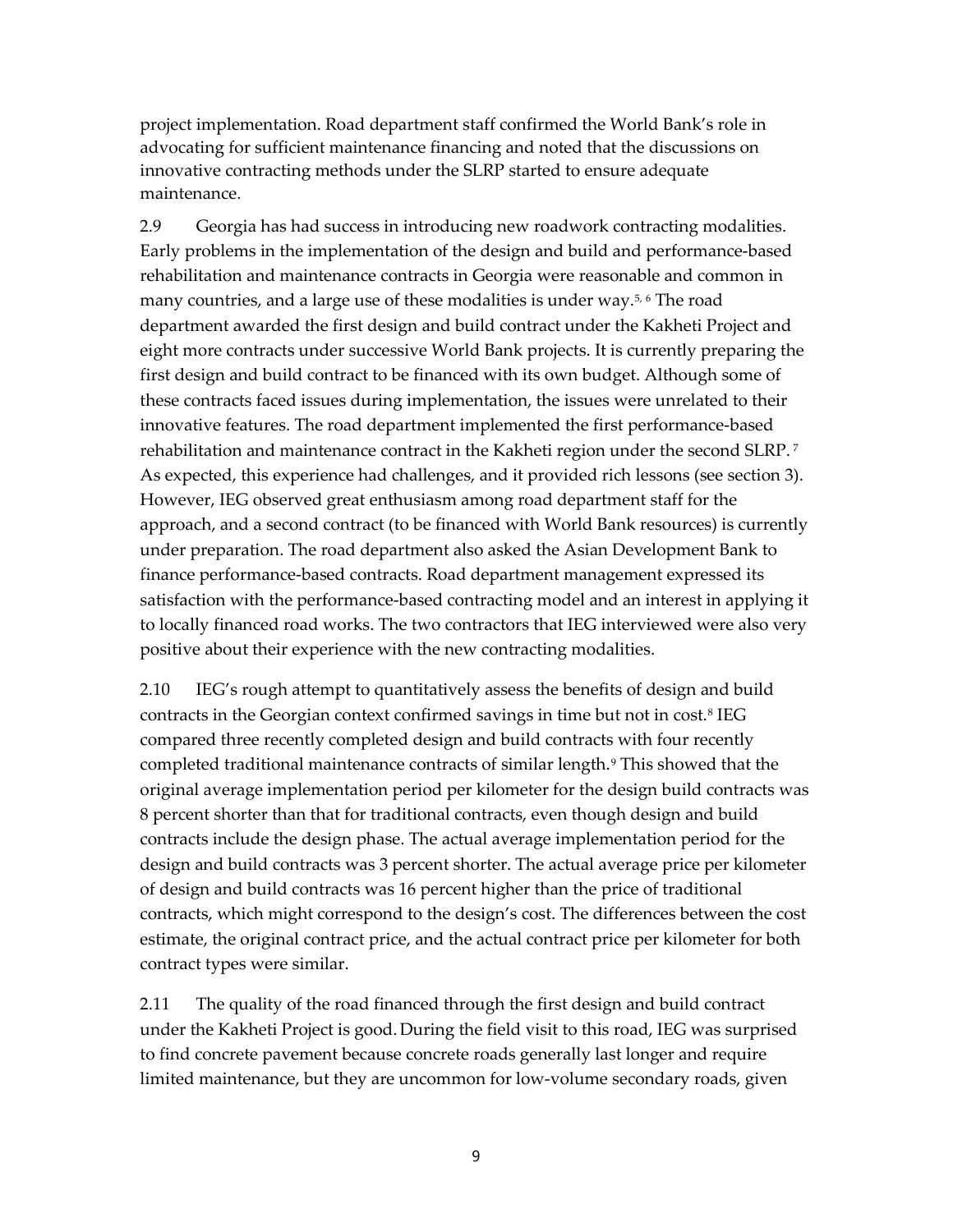project implementation. Road department staff confirmed the World Bank's role in advocating for sufficient maintenance financing and noted that the discussions on innovative contracting methods under the SLRP started to ensure adequate maintenance.

2.9 Georgia has had success in introducing new roadwork contracting modalities. Early problems in the implementation of the design and build and performance-based rehabilitation and maintenance contracts in Georgia were reasonable and common in many countries, and a large use of these modalities is under way.[5, 6] The road department awarded the first design and build contract under the Kakheti Project and eight more contracts under successive World Bank projects. It is currently preparing the first design and build contract to be financed with its own budget. Although some of these contracts faced issues during implementation, the issues were unrelated to their innovative features. The road department implemented the first performance-based rehabilitation and maintenance contract in the Kakheti region under the second SLRP.[7] As expected, this experience had challenges, and it provided rich lessons (see section 3). However, IEG observed great enthusiasm among road department staff for the approach, and a second contract (to be financed with World Bank resources) is currently under preparation. The road department also asked the Asian Development Bank to finance performance-based contracts. Road department management expressed its satisfaction with the performance-based contracting model and an interest in applying it to locally financed road works. The two contractors that IEG interviewed were also very positive about their experience with the new contracting modalities.

2.10 IEG's rough attempt to quantitatively assess the benefits of design and build contracts in the Georgian context confirmed savings in time but not in cost.[8] IEG compared three recently completed design and build contracts with four recently completed traditional maintenance contracts of similar length.[9] This showed that the original average implementation period per kilometer for the design build contracts was 8 percent shorter than that for traditional contracts, even though design and build contracts include the design phase. The actual average implementation period for the design and build contracts was 3 percent shorter. The actual average price per kilometer of design and build contracts was 16 percent higher than the price of traditional contracts, which might correspond to the design's cost. The differences between the cost estimate, the original contract price, and the actual contract price per kilometer for both contract types were similar.

2.11 The quality of the road financed through the first design and build contract under the Kakheti Project is good. During the field visit to this road, IEG was surprised to find concrete pavement because concrete roads generally last longer and require limited maintenance, but they are uncommon for low-volume secondary roads, given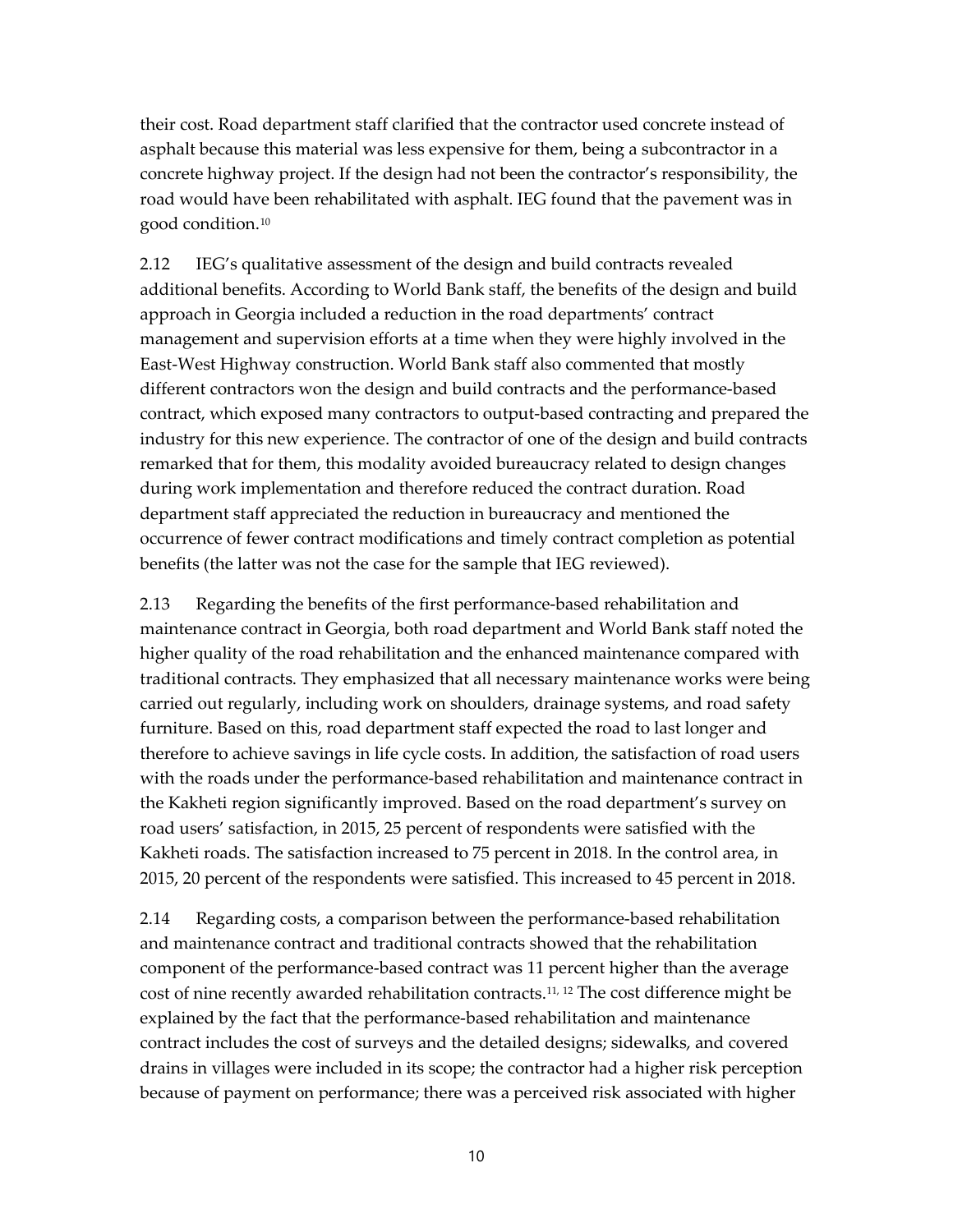their cost. Road department staff clarified that the contractor used concrete instead of asphalt because this material was less expensive for them, being a subcontractor in a concrete highway project. If the design had not been the contractor's responsibility, the road would have been rehabilitated with asphalt. IEG found that the pavement was in good condition.[10]

2.12 IEG's qualitative assessment of the design and build contracts revealed additional benefits. According to World Bank staff, the benefits of the design and build approach in Georgia included a reduction in the road departments' contract management and supervision efforts at a time when they were highly involved in the East-West Highway construction. World Bank staff also commented that mostly different contractors won the design and build contracts and the performance-based contract, which exposed many contractors to output-based contracting and prepared the industry for this new experience. The contractor of one of the design and build contracts remarked that for them, this modality avoided bureaucracy related to design changes during work implementation and therefore reduced the contract duration. Road department staff appreciated the reduction in bureaucracy and mentioned the occurrence of fewer contract modifications and timely contract completion as potential benefits (the latter was not the case for the sample that IEG reviewed).

2.13 Regarding the benefits of the first performance-based rehabilitation and maintenance contract in Georgia, both road department and World Bank staff noted the higher quality of the road rehabilitation and the enhanced maintenance compared with traditional contracts. They emphasized that all necessary maintenance works were being carried out regularly, including work on shoulders, drainage systems, and road safety furniture. Based on this, road department staff expected the road to last longer and therefore to achieve savings in life cycle costs. In addition, the satisfaction of road users with the roads under the performance-based rehabilitation and maintenance contract in the Kakheti region significantly improved. Based on the road department's survey on road users' satisfaction, in 2015, 25 percent of respondents were satisfied with the Kakheti roads. The satisfaction increased to 75 percent in 2018. In the control area, in 2015, 20 percent of the respondents were satisfied. This increased to 45 percent in 2018.

2.14 Regarding costs, a comparison between the performance-based rehabilitation and maintenance contract and traditional contracts showed that the rehabilitation component of the performance-based contract was 11 percent higher than the average cost of nine recently awarded rehabilitation contracts.[11, 12] The cost difference might be explained by the fact that the performance-based rehabilitation and maintenance contract includes the cost of surveys and the detailed designs; sidewalks, and covered drains in villages were included in its scope; the contractor had a higher risk perception because of payment on performance; there was a perceived risk associated with higher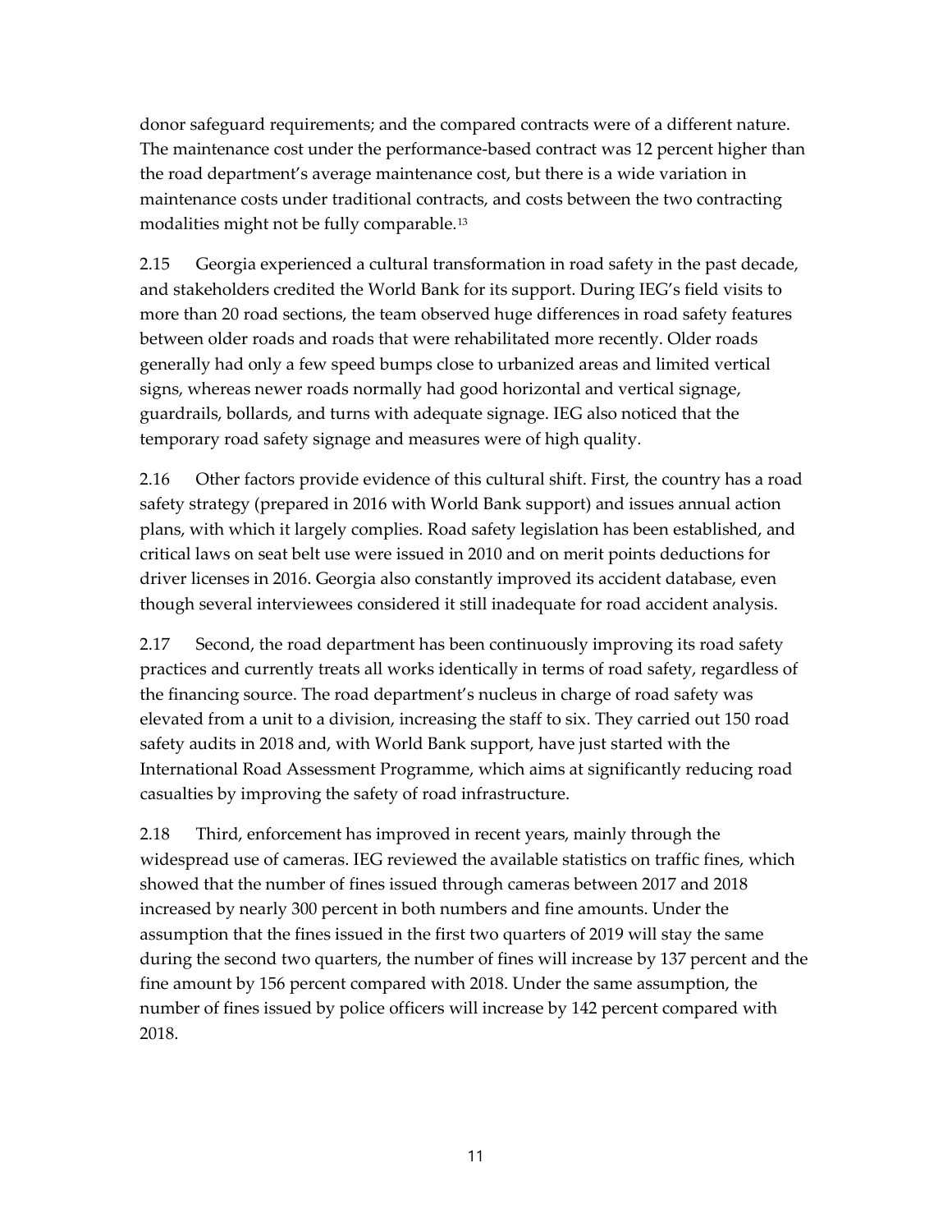donor safeguard requirements; and the compared contracts were of a different nature. The maintenance cost under the performance-based contract was 12 percent higher than the road department's average maintenance cost, but there is a wide variation in maintenance costs under traditional contracts, and costs between the two contracting modalities might not be fully comparable.[13]

2.15 Georgia experienced a cultural transformation in road safety in the past decade, and stakeholders credited the World Bank for its support. During IEG's field visits to more than 20 road sections, the team observed huge differences in road safety features between older roads and roads that were rehabilitated more recently. Older roads generally had only a few speed bumps close to urbanized areas and limited vertical signs, whereas newer roads normally had good horizontal and vertical signage, guardrails, bollards, and turns with adequate signage. IEG also noticed that the temporary road safety signage and measures were of high quality.

2.16 Other factors provide evidence of this cultural shift. First, the country has a road safety strategy (prepared in 2016 with World Bank support) and issues annual action plans, with which it largely complies. Road safety legislation has been established, and critical laws on seat belt use were issued in 2010 and on merit points deductions for driver licenses in 2016. Georgia also constantly improved its accident database, even though several interviewees considered it still inadequate for road accident analysis.

2.17 Second, the road department has been continuously improving its road safety practices and currently treats all works identically in terms of road safety, regardless of the financing source. The road department's nucleus in charge of road safety was elevated from a unit to a division, increasing the staff to six. They carried out 150 road safety audits in 2018 and, with World Bank support, have just started with the International Road Assessment Programme, which aims at significantly reducing road casualties by improving the safety of road infrastructure.

2.18 Third, enforcement has improved in recent years, mainly through the widespread use of cameras. IEG reviewed the available statistics on traffic fines, which showed that the number of fines issued through cameras between 2017 and 2018 increased by nearly 300 percent in both numbers and fine amounts. Under the assumption that the fines issued in the first two quarters of 2019 will stay the same during the second two quarters, the number of fines will increase by 137 percent and the fine amount by 156 percent compared with 2018. Under the same assumption, the number of fines issued by police officers will increase by 142 percent compared with 2018.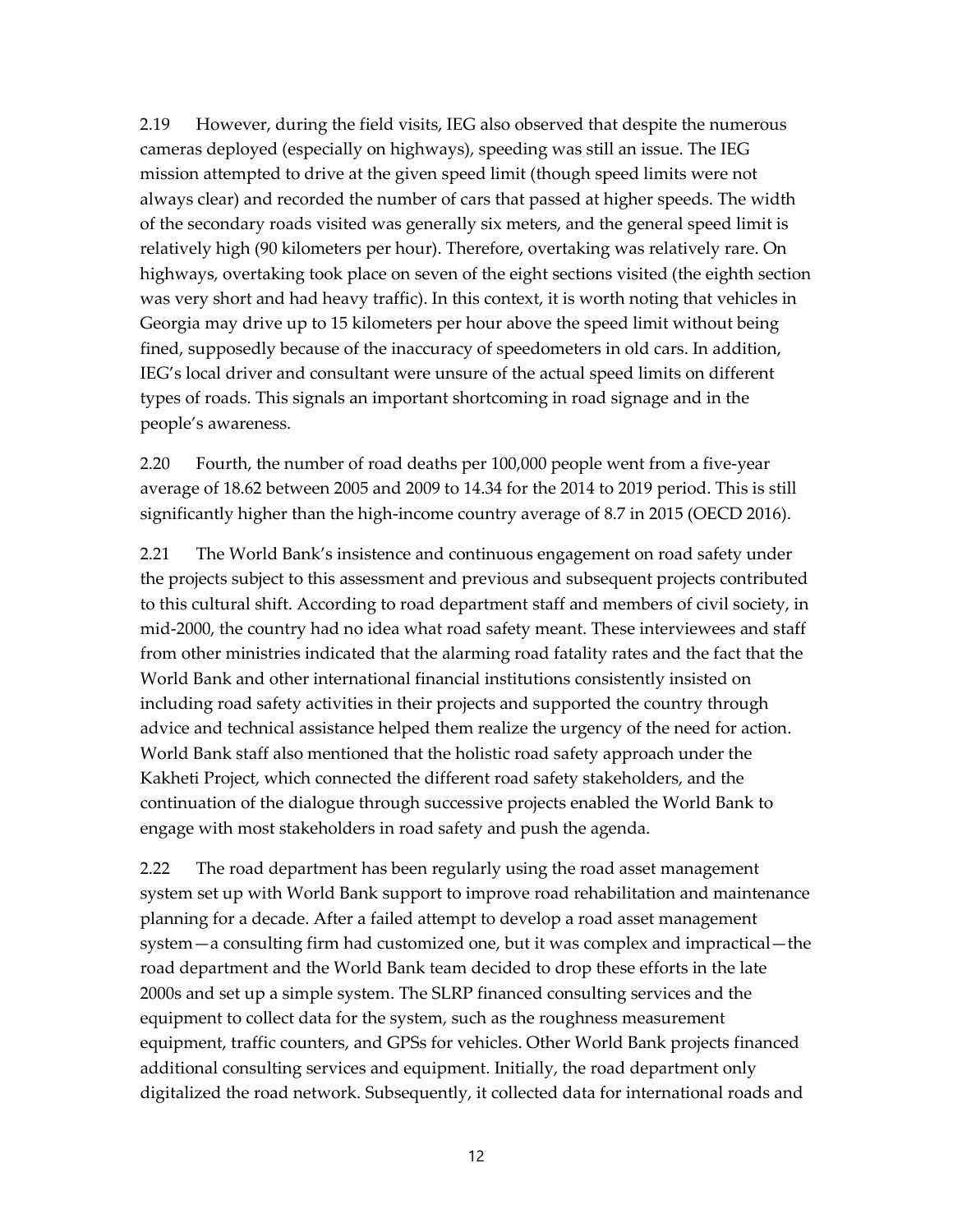2.19 However, during the field visits, IEG also observed that despite the numerous cameras deployed (especially on highways), speeding was still an issue. The IEG mission attempted to drive at the given speed limit (though speed limits were not always clear) and recorded the number of cars that passed at higher speeds. The width of the secondary roads visited was generally six meters, and the general speed limit is relatively high (90 kilometers per hour). Therefore, overtaking was relatively rare. On highways, overtaking took place on seven of the eight sections visited (the eighth section was very short and had heavy traffic). In this context, it is worth noting that vehicles in Georgia may drive up to 15 kilometers per hour above the speed limit without being fined, supposedly because of the inaccuracy of speedometers in old cars. In addition, IEG's local driver and consultant were unsure of the actual speed limits on different types of roads. This signals an important shortcoming in road signage and in the people's awareness.

2.20 Fourth, the number of road deaths per 100,000 people went from a five-year average of 18.62 between 2005 and 2009 to 14.34 for the 2014 to 2019 period. This is still significantly higher than the high-income country average of 8.7 in 2015 (OECD 2016).

2.21 The World Bank's insistence and continuous engagement on road safety under the projects subject to this assessment and previous and subsequent projects contributed to this cultural shift. According to road department staff and members of civil society, in mid-2000, the country had no idea what road safety meant. These interviewees and staff from other ministries indicated that the alarming road fatality rates and the fact that the World Bank and other international financial institutions consistently insisted on including road safety activities in their projects and supported the country through advice and technical assistance helped them realize the urgency of the need for action. World Bank staff also mentioned that the holistic road safety approach under the Kakheti Project, which connected the different road safety stakeholders, and the continuation of the dialogue through successive projects enabled the World Bank to engage with most stakeholders in road safety and push the agenda.

2.22 The road department has been regularly using the road asset management system set up with World Bank support to improve road rehabilitation and maintenance planning for a decade. After a failed attempt to develop a road asset management system—a consulting firm had customized one, but it was complex and impractical—the road department and the World Bank team decided to drop these efforts in the late 2000s and set up a simple system. The SLRP financed consulting services and the equipment to collect data for the system, such as the roughness measurement equipment, traffic counters, and GPSs for vehicles. Other World Bank projects financed additional consulting services and equipment. Initially, the road department only digitalized the road network. Subsequently, it collected data for international roads and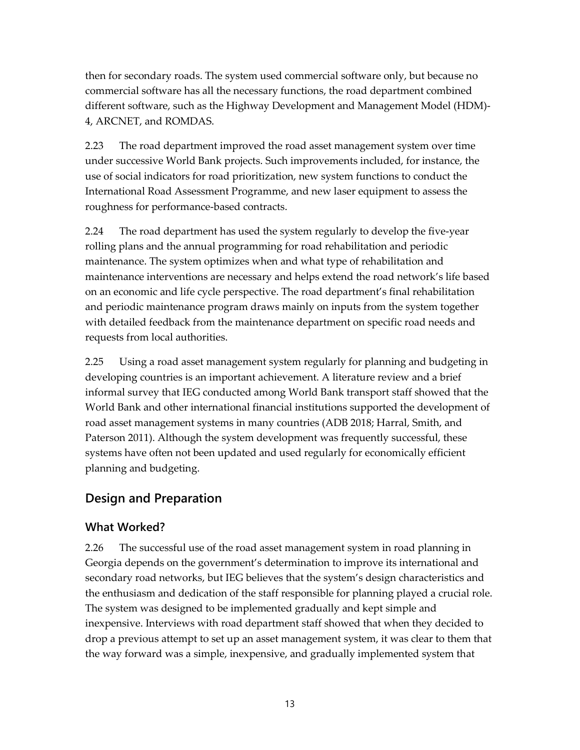then for secondary roads. The system used commercial software only, but because no commercial software has all the necessary functions, the road department combined different software, such as the Highway Development and Management Model (HDM)-4, ARCNET, and ROMDAS.

2.23 The road department improved the road asset management system over time under successive World Bank projects. Such improvements included, for instance, the use of social indicators for road prioritization, new system functions to conduct the International Road Assessment Programme, and new laser equipment to assess the roughness for performance-based contracts.

2.24 The road department has used the system regularly to develop the five-year rolling plans and the annual programming for road rehabilitation and periodic maintenance. The system optimizes when and what type of rehabilitation and maintenance interventions are necessary and helps extend the road network's life based on an economic and life cycle perspective. The road department's final rehabilitation and periodic maintenance program draws mainly on inputs from the system together with detailed feedback from the maintenance department on specific road needs and requests from local authorities.

2.25 Using a road asset management system regularly for planning and budgeting in developing countries is an important achievement. A literature review and a brief informal survey that IEG conducted among World Bank transport staff showed that the World Bank and other international financial institutions supported the development of road asset management systems in many countries (ADB 2018; Harral, Smith, and Paterson 2011). Although the system development was frequently successful, these systems have often not been updated and used regularly for economically efficient planning and budgeting.

## Design and Preparation

### What Worked?

2.26 The successful use of the road asset management system in road planning in Georgia depends on the government's determination to improve its international and secondary road networks, but IEG believes that the system's design characteristics and the enthusiasm and dedication of the staff responsible for planning played a crucial role. The system was designed to be implemented gradually and kept simple and inexpensive. Interviews with road department staff showed that when they decided to drop a previous attempt to set up an asset management system, it was clear to them that the way forward was a simple, inexpensive, and gradually implemented system that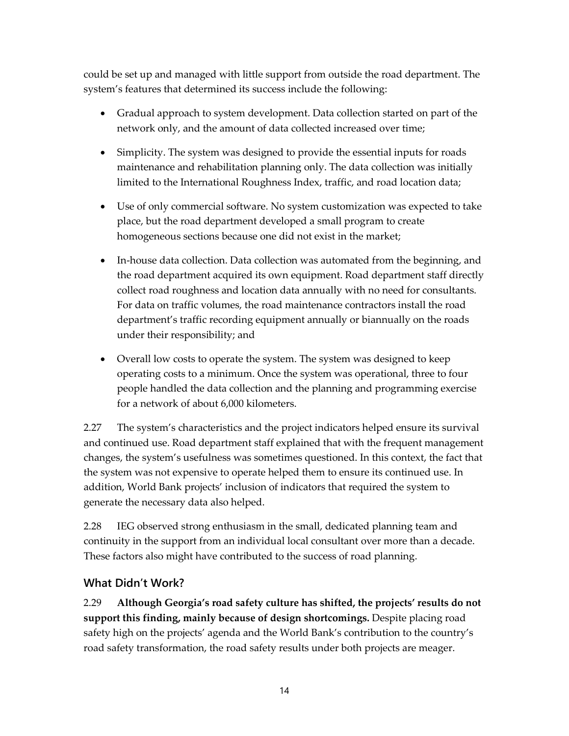could be set up and managed with little support from outside the road department. The system's features that determined its success include the following:

- Gradual approach to system development. Data collection started on part of the network only, and the amount of data collected increased over time;
- Simplicity. The system was designed to provide the essential inputs for roads maintenance and rehabilitation planning only. The data collection was initially limited to the International Roughness Index, traffic, and road location data;
- Use of only commercial software. No system customization was expected to take place, but the road department developed a small program to create homogeneous sections because one did not exist in the market;
- In-house data collection. Data collection was automated from the beginning, and the road department acquired its own equipment. Road department staff directly collect road roughness and location data annually with no need for consultants. For data on traffic volumes, the road maintenance contractors install the road department's traffic recording equipment annually or biannually on the roads under their responsibility; and
- Overall low costs to operate the system. The system was designed to keep operating costs to a minimum. Once the system was operational, three to four people handled the data collection and the planning and programming exercise for a network of about 6,000 kilometers.

2.27 The system's characteristics and the project indicators helped ensure its survival and continued use. Road department staff explained that with the frequent management changes, the system's usefulness was sometimes questioned. In this context, the fact that the system was not expensive to operate helped them to ensure its continued use. In addition, World Bank projects' inclusion of indicators that required the system to generate the necessary data also helped.

2.28 IEG observed strong enthusiasm in the small, dedicated planning team and continuity in the support from an individual local consultant over more than a decade. These factors also might have contributed to the success of road planning.

## What Didn't Work?

2.29 **Although Georgia's road safety culture has shifted, the projects' results do not support this finding, mainly because of design shortcomings.** Despite placing road safety high on the projects' agenda and the World Bank's contribution to the country's road safety transformation, the road safety results under both projects are meager.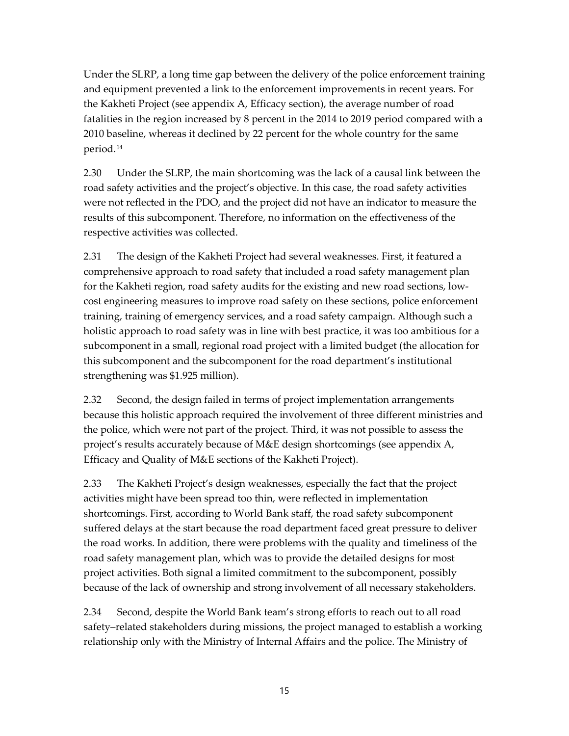Under the SLRP, a long time gap between the delivery of the police enforcement training and equipment prevented a link to the enforcement improvements in recent years. For the Kakheti Project (see appendix A, Efficacy section), the average number of road fatalities in the region increased by 8 percent in the 2014 to 2019 period compared with a 2010 baseline, whereas it declined by 22 percent for the whole country for the same period.[14]

2.30 Under the SLRP, the main shortcoming was the lack of a causal link between the road safety activities and the project's objective. In this case, the road safety activities were not reflected in the PDO, and the project did not have an indicator to measure the results of this subcomponent. Therefore, no information on the effectiveness of the respective activities was collected.

2.31 The design of the Kakheti Project had several weaknesses. First, it featured a comprehensive approach to road safety that included a road safety management plan for the Kakheti region, road safety audits for the existing and new road sections, low-cost engineering measures to improve road safety on these sections, police enforcement training, training of emergency services, and a road safety campaign. Although such a holistic approach to road safety was in line with best practice, it was too ambitious for a subcomponent in a small, regional road project with a limited budget (the allocation for this subcomponent and the subcomponent for the road department's institutional strengthening was $1.925 million).

2.32 Second, the design failed in terms of project implementation arrangements because this holistic approach required the involvement of three different ministries and the police, which were not part of the project. Third, it was not possible to assess the project's results accurately because of M&E design shortcomings (see appendix A, Efficacy and Quality of M&E sections of the Kakheti Project).

2.33 The Kakheti Project's design weaknesses, especially the fact that the project activities might have been spread too thin, were reflected in implementation shortcomings. First, according to World Bank staff, the road safety subcomponent suffered delays at the start because the road department faced great pressure to deliver the road works. In addition, there were problems with the quality and timeliness of the road safety management plan, which was to provide the detailed designs for most project activities. Both signal a limited commitment to the subcomponent, possibly because of the lack of ownership and strong involvement of all necessary stakeholders.

2.34 Second, despite the World Bank team's strong efforts to reach out to all road safety–related stakeholders during missions, the project managed to establish a working relationship only with the Ministry of Internal Affairs and the police. The Ministry of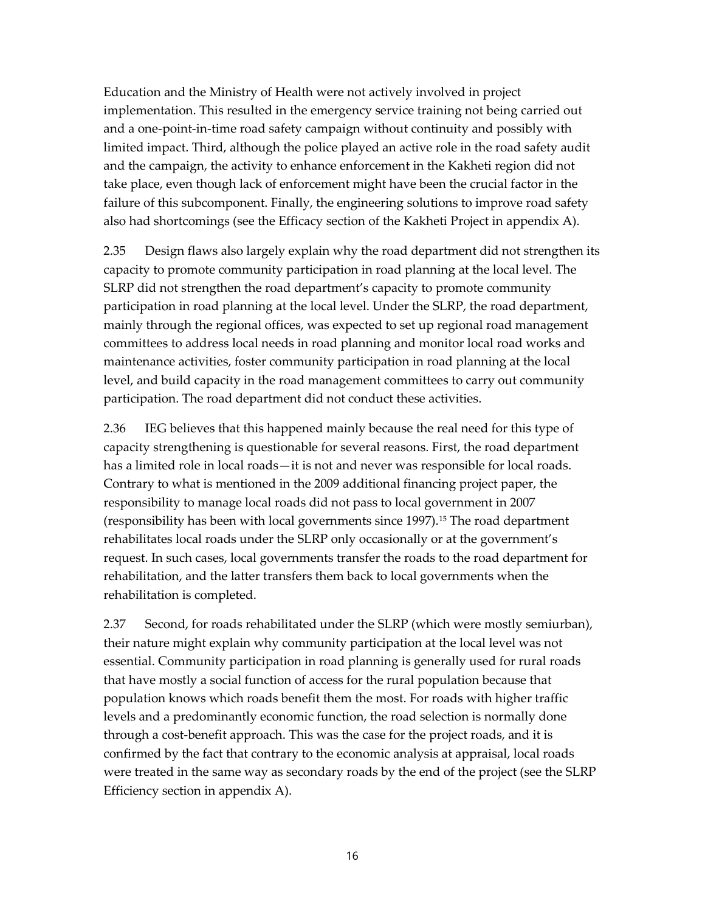Education and the Ministry of Health were not actively involved in project implementation. This resulted in the emergency service training not being carried out and a one-point-in-time road safety campaign without continuity and possibly with limited impact. Third, although the police played an active role in the road safety audit and the campaign, the activity to enhance enforcement in the Kakheti region did not take place, even though lack of enforcement might have been the crucial factor in the failure of this subcomponent. Finally, the engineering solutions to improve road safety also had shortcomings (see the Efficacy section of the Kakheti Project in appendix A).

2.35 Design flaws also largely explain why the road department did not strengthen its capacity to promote community participation in road planning at the local level. The SLRP did not strengthen the road department's capacity to promote community participation in road planning at the local level. Under the SLRP, the road department, mainly through the regional offices, was expected to set up regional road management committees to address local needs in road planning and monitor local road works and maintenance activities, foster community participation in road planning at the local level, and build capacity in the road management committees to carry out community participation. The road department did not conduct these activities.

2.36 IEG believes that this happened mainly because the real need for this type of capacity strengthening is questionable for several reasons. First, the road department has a limited role in local roads—it is not and never was responsible for local roads. Contrary to what is mentioned in the 2009 additional financing project paper, the responsibility to manage local roads did not pass to local government in 2007 (responsibility has been with local governments since 1997).[15] The road department rehabilitates local roads under the SLRP only occasionally or at the government's request. In such cases, local governments transfer the roads to the road department for rehabilitation, and the latter transfers them back to local governments when the rehabilitation is completed.

2.37 Second, for roads rehabilitated under the SLRP (which were mostly semiurban), their nature might explain why community participation at the local level was not essential. Community participation in road planning is generally used for rural roads that have mostly a social function of access for the rural population because that population knows which roads benefit them the most. For roads with higher traffic levels and a predominantly economic function, the road selection is normally done through a cost-benefit approach. This was the case for the project roads, and it is confirmed by the fact that contrary to the economic analysis at appraisal, local roads were treated in the same way as secondary roads by the end of the project (see the SLRP Efficiency section in appendix A).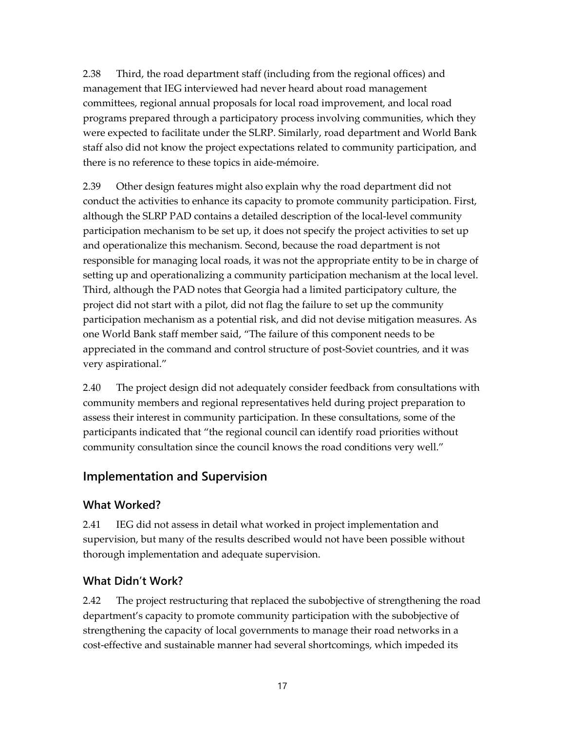2.38 Third, the road department staff (including from the regional offices) and management that IEG interviewed had never heard about road management committees, regional annual proposals for local road improvement, and local road programs prepared through a participatory process involving communities, which they were expected to facilitate under the SLRP. Similarly, road department and World Bank staff also did not know the project expectations related to community participation, and there is no reference to these topics in aide-mémoire.

2.39 Other design features might also explain why the road department did not conduct the activities to enhance its capacity to promote community participation. First, although the SLRP PAD contains a detailed description of the local-level community participation mechanism to be set up, it does not specify the project activities to set up and operationalize this mechanism. Second, because the road department is not responsible for managing local roads, it was not the appropriate entity to be in charge of setting up and operationalizing a community participation mechanism at the local level. Third, although the PAD notes that Georgia had a limited participatory culture, the project did not start with a pilot, did not flag the failure to set up the community participation mechanism as a potential risk, and did not devise mitigation measures. As one World Bank staff member said, "The failure of this component needs to be appreciated in the command and control structure of post-Soviet countries, and it was very aspirational."

2.40 The project design did not adequately consider feedback from consultations with community members and regional representatives held during project preparation to assess their interest in community participation. In these consultations, some of the participants indicated that "the regional council can identify road priorities without community consultation since the council knows the road conditions very well."

## Implementation and Supervision

### What Worked?

2.41 IEG did not assess in detail what worked in project implementation and supervision, but many of the results described would not have been possible without thorough implementation and adequate supervision.

### What Didn't Work?

2.42 The project restructuring that replaced the subobjective of strengthening the road department's capacity to promote community participation with the subobjective of strengthening the capacity of local governments to manage their road networks in a cost-effective and sustainable manner had several shortcomings, which impeded its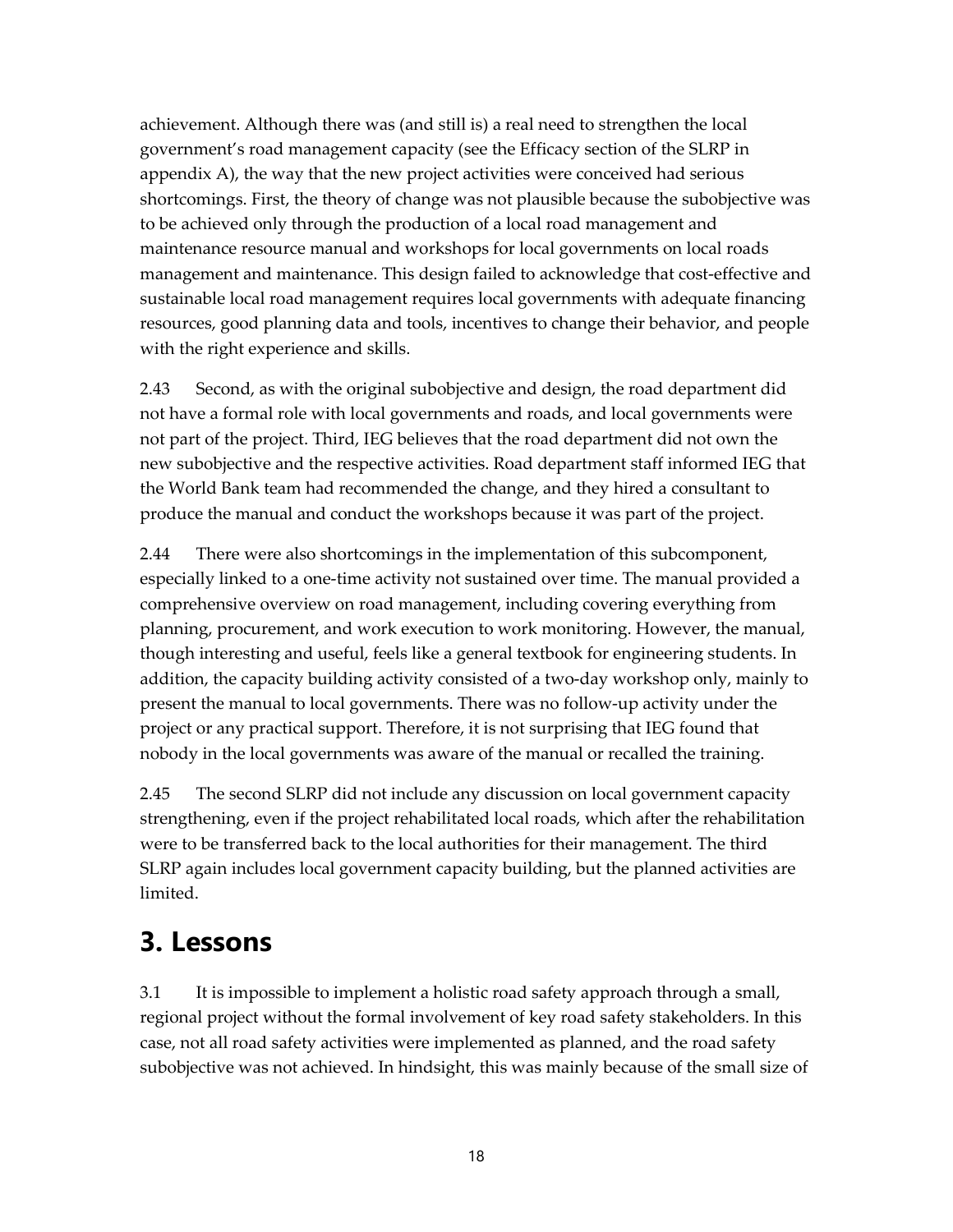achievement. Although there was (and still is) a real need to strengthen the local government's road management capacity (see the Efficacy section of the SLRP in appendix A), the way that the new project activities were conceived had serious shortcomings. First, the theory of change was not plausible because the subobjective was to be achieved only through the production of a local road management and maintenance resource manual and workshops for local governments on local roads management and maintenance. This design failed to acknowledge that cost-effective and sustainable local road management requires local governments with adequate financing resources, good planning data and tools, incentives to change their behavior, and people with the right experience and skills.

2.43 Second, as with the original subobjective and design, the road department did not have a formal role with local governments and roads, and local governments were not part of the project. Third, IEG believes that the road department did not own the new subobjective and the respective activities. Road department staff informed IEG that the World Bank team had recommended the change, and they hired a consultant to produce the manual and conduct the workshops because it was part of the project.

2.44 There were also shortcomings in the implementation of this subcomponent, especially linked to a one-time activity not sustained over time. The manual provided a comprehensive overview on road management, including covering everything from planning, procurement, and work execution to work monitoring. However, the manual, though interesting and useful, feels like a general textbook for engineering students. In addition, the capacity building activity consisted of a two-day workshop only, mainly to present the manual to local governments. There was no follow-up activity under the project or any practical support. Therefore, it is not surprising that IEG found that nobody in the local governments was aware of the manual or recalled the training.

2.45 The second SLRP did not include any discussion on local government capacity strengthening, even if the project rehabilitated local roads, which after the rehabilitation were to be transferred back to the local authorities for their management. The third SLRP again includes local government capacity building, but the planned activities are limited.

# 3. Lessons

3.1 It is impossible to implement a holistic road safety approach through a small, regional project without the formal involvement of key road safety stakeholders. In this case, not all road safety activities were implemented as planned, and the road safety subobjective was not achieved. In hindsight, this was mainly because of the small size of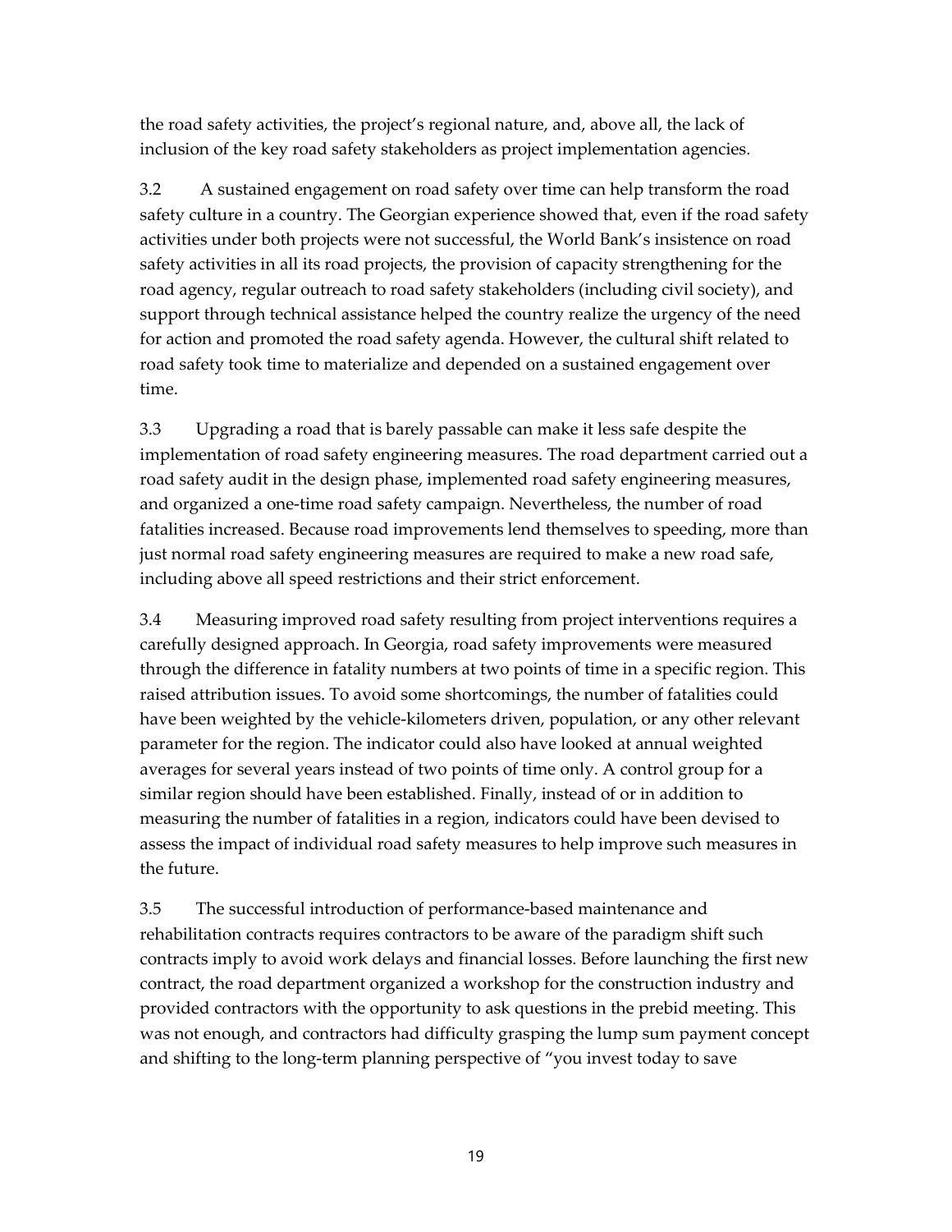the road safety activities, the project's regional nature, and, above all, the lack of inclusion of the key road safety stakeholders as project implementation agencies.

3.2 A sustained engagement on road safety over time can help transform the road safety culture in a country. The Georgian experience showed that, even if the road safety activities under both projects were not successful, the World Bank's insistence on road safety activities in all its road projects, the provision of capacity strengthening for the road agency, regular outreach to road safety stakeholders (including civil society), and support through technical assistance helped the country realize the urgency of the need for action and promoted the road safety agenda. However, the cultural shift related to road safety took time to materialize and depended on a sustained engagement over time.

3.3 Upgrading a road that is barely passable can make it less safe despite the implementation of road safety engineering measures. The road department carried out a road safety audit in the design phase, implemented road safety engineering measures, and organized a one-time road safety campaign. Nevertheless, the number of road fatalities increased. Because road improvements lend themselves to speeding, more than just normal road safety engineering measures are required to make a new road safe, including above all speed restrictions and their strict enforcement.

3.4 Measuring improved road safety resulting from project interventions requires a carefully designed approach. In Georgia, road safety improvements were measured through the difference in fatality numbers at two points of time in a specific region. This raised attribution issues. To avoid some shortcomings, the number of fatalities could have been weighted by the vehicle-kilometers driven, population, or any other relevant parameter for the region. The indicator could also have looked at annual weighted averages for several years instead of two points of time only. A control group for a similar region should have been established. Finally, instead of or in addition to measuring the number of fatalities in a region, indicators could have been devised to assess the impact of individual road safety measures to help improve such measures in the future.

3.5 The successful introduction of performance-based maintenance and rehabilitation contracts requires contractors to be aware of the paradigm shift such contracts imply to avoid work delays and financial losses. Before launching the first new contract, the road department organized a workshop for the construction industry and provided contractors with the opportunity to ask questions in the prebid meeting. This was not enough, and contractors had difficulty grasping the lump sum payment concept and shifting to the long-term planning perspective of "you invest today to save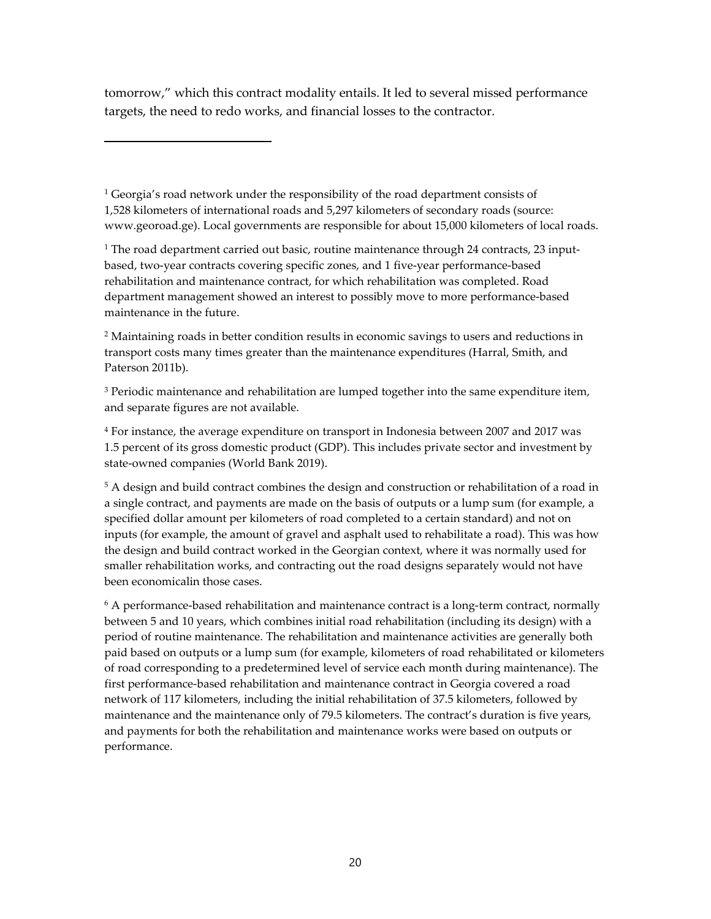tomorrow," which this contract modality entails. It led to several missed performance targets, the need to redo works, and financial losses to the contractor.

---

[1] Georgia's road network under the responsibility of the road department consists of 1,528 kilometers of international roads and 5,297 kilometers of secondary roads (source: www.georoad.ge). Local governments are responsible for about 15,000 kilometers of local roads.

[1] The road department carried out basic, routine maintenance through 24 contracts, 23 input-based, two-year contracts covering specific zones, and 1 five-year performance-based rehabilitation and maintenance contract, for which rehabilitation was completed. Road department management showed an interest to possibly move to more performance-based maintenance in the future.

[2] Maintaining roads in better condition results in economic savings to users and reductions in transport costs many times greater than the maintenance expenditures (Harral, Smith, and Paterson 2011b).

[3] Periodic maintenance and rehabilitation are lumped together into the same expenditure item, and separate figures are not available.

[4] For instance, the average expenditure on transport in Indonesia between 2007 and 2017 was 1.5 percent of its gross domestic product (GDP). This includes private sector and investment by state-owned companies (World Bank 2019).

[5] A design and build contract combines the design and construction or rehabilitation of a road in a single contract, and payments are made on the basis of outputs or a lump sum (for example, a specified dollar amount per kilometers of road completed to a certain standard) and not on inputs (for example, the amount of gravel and asphalt used to rehabilitate a road). This was how the design and build contract worked in the Georgian context, where it was normally used for smaller rehabilitation works, and contracting out the road designs separately would not have been economicalin those cases.

[6] A performance-based rehabilitation and maintenance contract is a long-term contract, normally between 5 and 10 years, which combines initial road rehabilitation (including its design) with a period of routine maintenance. The rehabilitation and maintenance activities are generally both paid based on outputs or a lump sum (for example, kilometers of road rehabilitated or kilometers of road corresponding to a predetermined level of service each month during maintenance). The first performance-based rehabilitation and maintenance contract in Georgia covered a road network of 117 kilometers, including the initial rehabilitation of 37.5 kilometers, followed by maintenance and the maintenance only of 79.5 kilometers. The contract's duration is five years, and payments for both the rehabilitation and maintenance works were based on outputs or performance.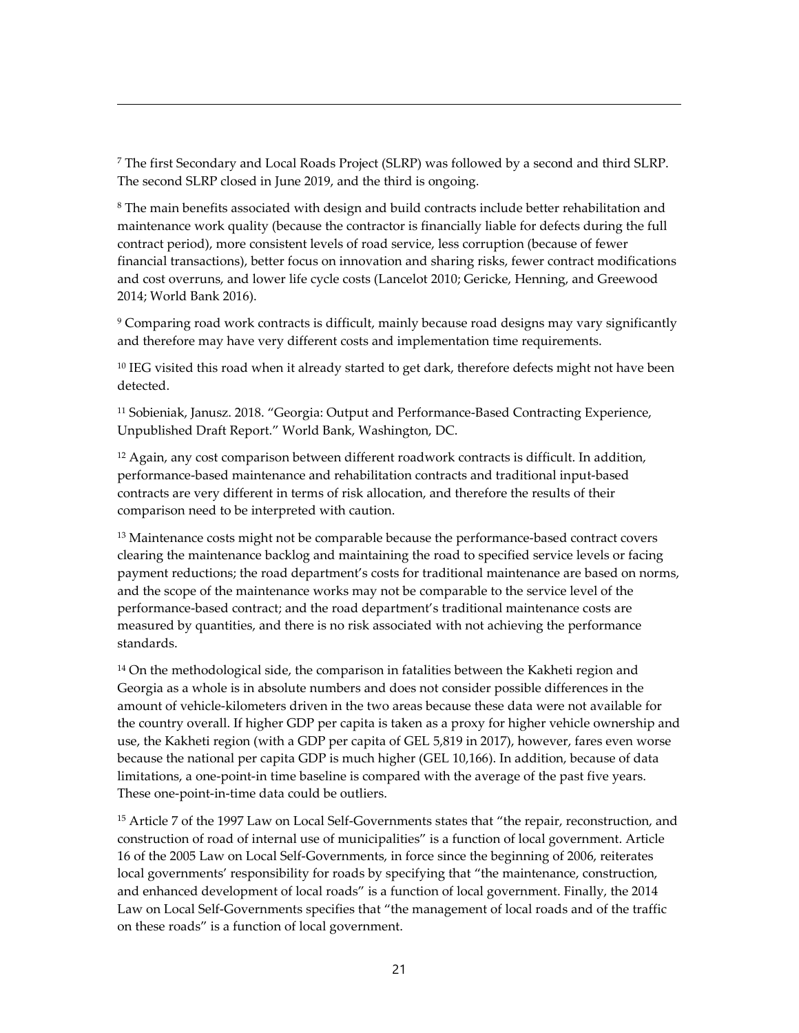[7] The first Secondary and Local Roads Project (SLRP) was followed by a second and third SLRP. The second SLRP closed in June 2019, and the third is ongoing.

[8] The main benefits associated with design and build contracts include better rehabilitation and maintenance work quality (because the contractor is financially liable for defects during the full contract period), more consistent levels of road service, less corruption (because of fewer financial transactions), better focus on innovation and sharing risks, fewer contract modifications and cost overruns, and lower life cycle costs (Lancelot 2010; Gericke, Henning, and Greewood 2014; World Bank 2016).

[9] Comparing road work contracts is difficult, mainly because road designs may vary significantly and therefore may have very different costs and implementation time requirements.

[10] IEG visited this road when it already started to get dark, therefore defects might not have been detected.

[11] Sobieniak, Janusz. 2018. "Georgia: Output and Performance-Based Contracting Experience, Unpublished Draft Report." World Bank, Washington, DC.

[12] Again, any cost comparison between different roadwork contracts is difficult. In addition, performance-based maintenance and rehabilitation contracts and traditional input-based contracts are very different in terms of risk allocation, and therefore the results of their comparison need to be interpreted with caution.

[13] Maintenance costs might not be comparable because the performance-based contract covers clearing the maintenance backlog and maintaining the road to specified service levels or facing payment reductions; the road department's costs for traditional maintenance are based on norms, and the scope of the maintenance works may not be comparable to the service level of the performance-based contract; and the road department's traditional maintenance costs are measured by quantities, and there is no risk associated with not achieving the performance standards.

[14] On the methodological side, the comparison in fatalities between the Kakheti region and Georgia as a whole is in absolute numbers and does not consider possible differences in the amount of vehicle-kilometers driven in the two areas because these data were not available for the country overall. If higher GDP per capita is taken as a proxy for higher vehicle ownership and use, the Kakheti region (with a GDP per capita of GEL 5,819 in 2017), however, fares even worse because the national per capita GDP is much higher (GEL 10,166). In addition, because of data limitations, a one-point-in time baseline is compared with the average of the past five years. These one-point-in-time data could be outliers.

[15] Article 7 of the 1997 Law on Local Self-Governments states that "the repair, reconstruction, and construction of road of internal use of municipalities" is a function of local government. Article 16 of the 2005 Law on Local Self-Governments, in force since the beginning of 2006, reiterates local governments' responsibility for roads by specifying that "the maintenance, construction, and enhanced development of local roads" is a function of local government. Finally, the 2014 Law on Local Self-Governments specifies that "the management of local roads and of the traffic on these roads" is a function of local government.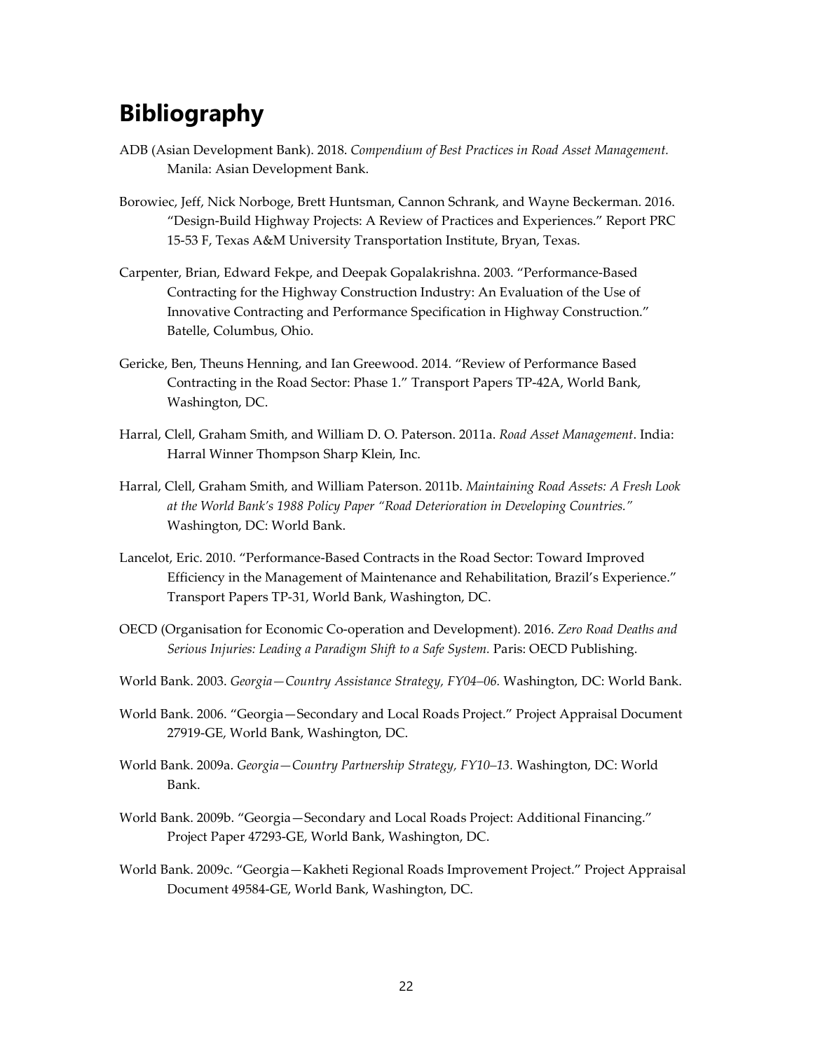# Bibliography

ADB (Asian Development Bank). 2018. *Compendium of Best Practices in Road Asset Management.* Manila: Asian Development Bank.

Borowiec, Jeff, Nick Norboge, Brett Huntsman, Cannon Schrank, and Wayne Beckerman. 2016. "Design-Build Highway Projects: A Review of Practices and Experiences." Report PRC 15-53 F, Texas A&M University Transportation Institute, Bryan, Texas.

Carpenter, Brian, Edward Fekpe, and Deepak Gopalakrishna. 2003. "Performance-Based Contracting for the Highway Construction Industry: An Evaluation of the Use of Innovative Contracting and Performance Specification in Highway Construction." Batelle, Columbus, Ohio.

Gericke, Ben, Theuns Henning, and Ian Greewood. 2014. "Review of Performance Based Contracting in the Road Sector: Phase 1." Transport Papers TP-42A, World Bank, Washington, DC.

Harral, Clell, Graham Smith, and William D. O. Paterson. 2011a. *Road Asset Management*. India: Harral Winner Thompson Sharp Klein, Inc.

Harral, Clell, Graham Smith, and William Paterson. 2011b. *Maintaining Road Assets: A Fresh Look at the World Bank's 1988 Policy Paper "Road Deterioration in Developing Countries."* Washington, DC: World Bank.

Lancelot, Eric. 2010. "Performance-Based Contracts in the Road Sector: Toward Improved Efficiency in the Management of Maintenance and Rehabilitation, Brazil's Experience." Transport Papers TP-31, World Bank, Washington, DC.

OECD (Organisation for Economic Co-operation and Development). 2016. *Zero Road Deaths and Serious Injuries: Leading a Paradigm Shift to a Safe System.* Paris: OECD Publishing.

World Bank. 2003. *Georgia—Country Assistance Strategy, FY04–06.* Washington, DC: World Bank.

World Bank. 2006. "Georgia—Secondary and Local Roads Project." Project Appraisal Document 27919-GE, World Bank, Washington, DC.

World Bank. 2009a. *Georgia—Country Partnership Strategy, FY10–13.* Washington, DC: World Bank.

World Bank. 2009b. "Georgia—Secondary and Local Roads Project: Additional Financing." Project Paper 47293-GE, World Bank, Washington, DC.

World Bank. 2009c. "Georgia—Kakheti Regional Roads Improvement Project." Project Appraisal Document 49584-GE, World Bank, Washington, DC.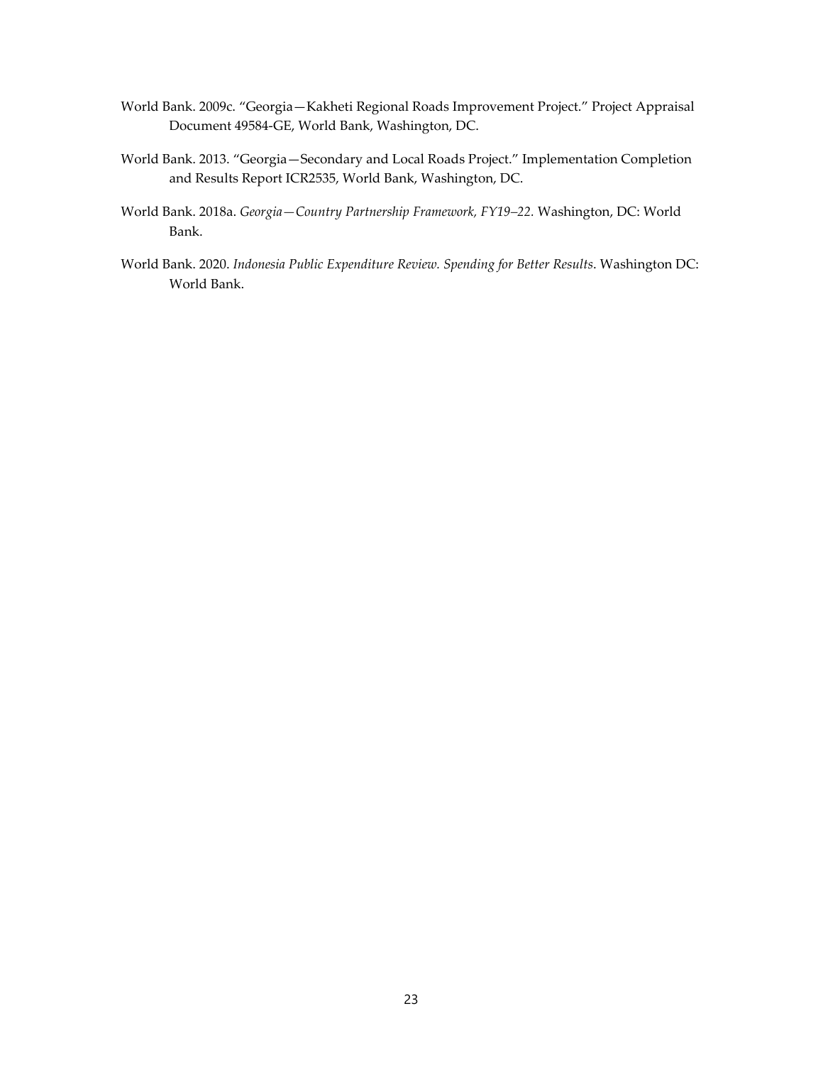World Bank. 2009c. "Georgia—Kakheti Regional Roads Improvement Project." Project Appraisal Document 49584-GE, World Bank, Washington, DC.

World Bank. 2013. "Georgia—Secondary and Local Roads Project." Implementation Completion and Results Report ICR2535, World Bank, Washington, DC.

World Bank. 2018a. *Georgia—Country Partnership Framework, FY19–22.* Washington, DC: World Bank.

World Bank. 2020. *Indonesia Public Expenditure Review. Spending for Better Results*. Washington DC: World Bank.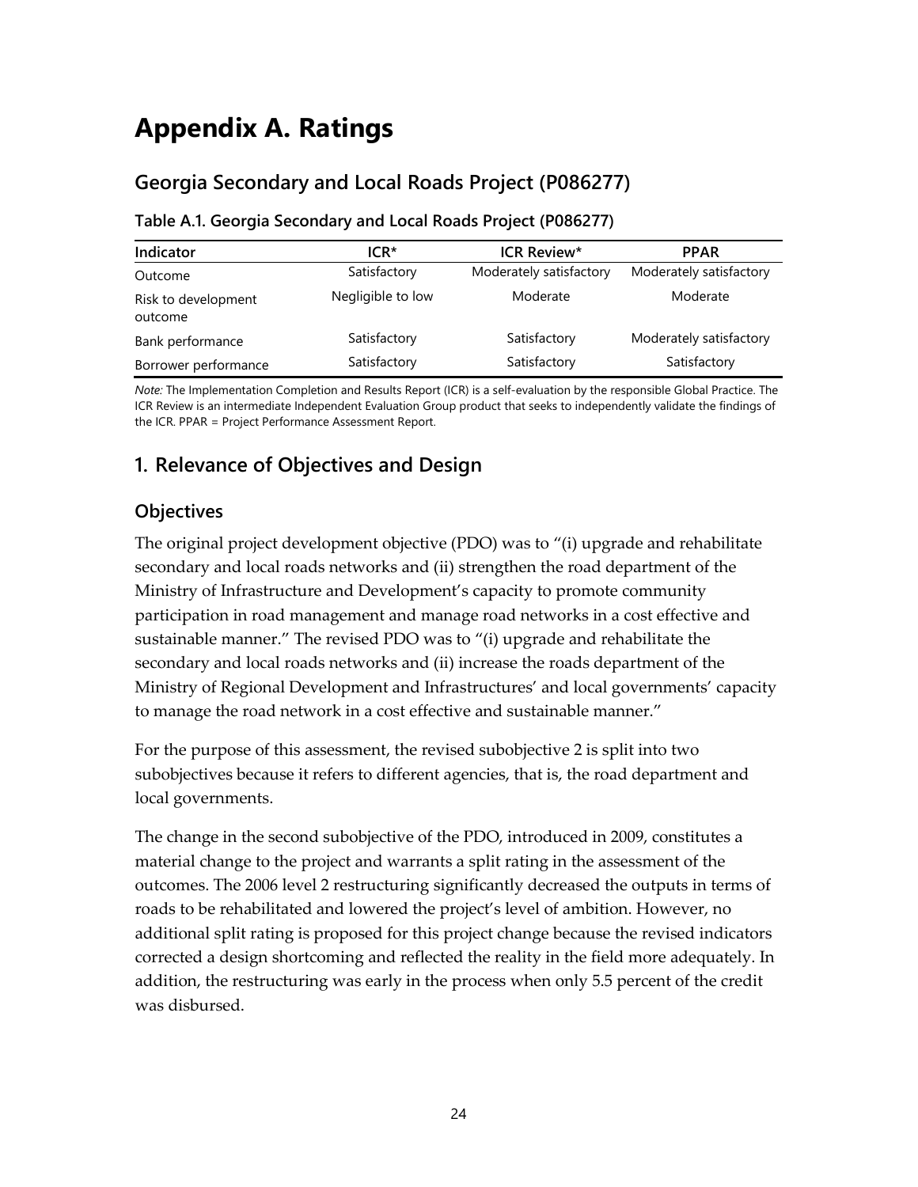# Appendix A. Ratings

## Georgia Secondary and Local Roads Project (P086277)

**Table A.1. Georgia Secondary and Local Roads Project (P086277)**

| Indicator | ICR* | ICR Review* | PPAR |
| --- | --- | --- | --- |
| Outcome | Satisfactory | Moderately satisfactory | Moderately satisfactory |
| Risk to development outcome | Negligible to low | Moderate | Moderate |
| Bank performance | Satisfactory | Satisfactory | Moderately satisfactory |
| Borrower performance | Satisfactory | Satisfactory | Satisfactory |

*Note:* The Implementation Completion and Results Report (ICR) is a self-evaluation by the responsible Global Practice. The ICR Review is an intermediate Independent Evaluation Group product that seeks to independently validate the findings of the ICR. PPAR = Project Performance Assessment Report.

## 1. Relevance of Objectives and Design

### Objectives

The original project development objective (PDO) was to "(i) upgrade and rehabilitate secondary and local roads networks and (ii) strengthen the road department of the Ministry of Infrastructure and Development's capacity to promote community participation in road management and manage road networks in a cost effective and sustainable manner." The revised PDO was to "(i) upgrade and rehabilitate the secondary and local roads networks and (ii) increase the roads department of the Ministry of Regional Development and Infrastructures' and local governments' capacity to manage the road network in a cost effective and sustainable manner."

For the purpose of this assessment, the revised subobjective 2 is split into two subobjectives because it refers to different agencies, that is, the road department and local governments.

The change in the second subobjective of the PDO, introduced in 2009, constitutes a material change to the project and warrants a split rating in the assessment of the outcomes. The 2006 level 2 restructuring significantly decreased the outputs in terms of roads to be rehabilitated and lowered the project's level of ambition. However, no additional split rating is proposed for this project change because the revised indicators corrected a design shortcoming and reflected the reality in the field more adequately. In addition, the restructuring was early in the process when only 5.5 percent of the credit was disbursed.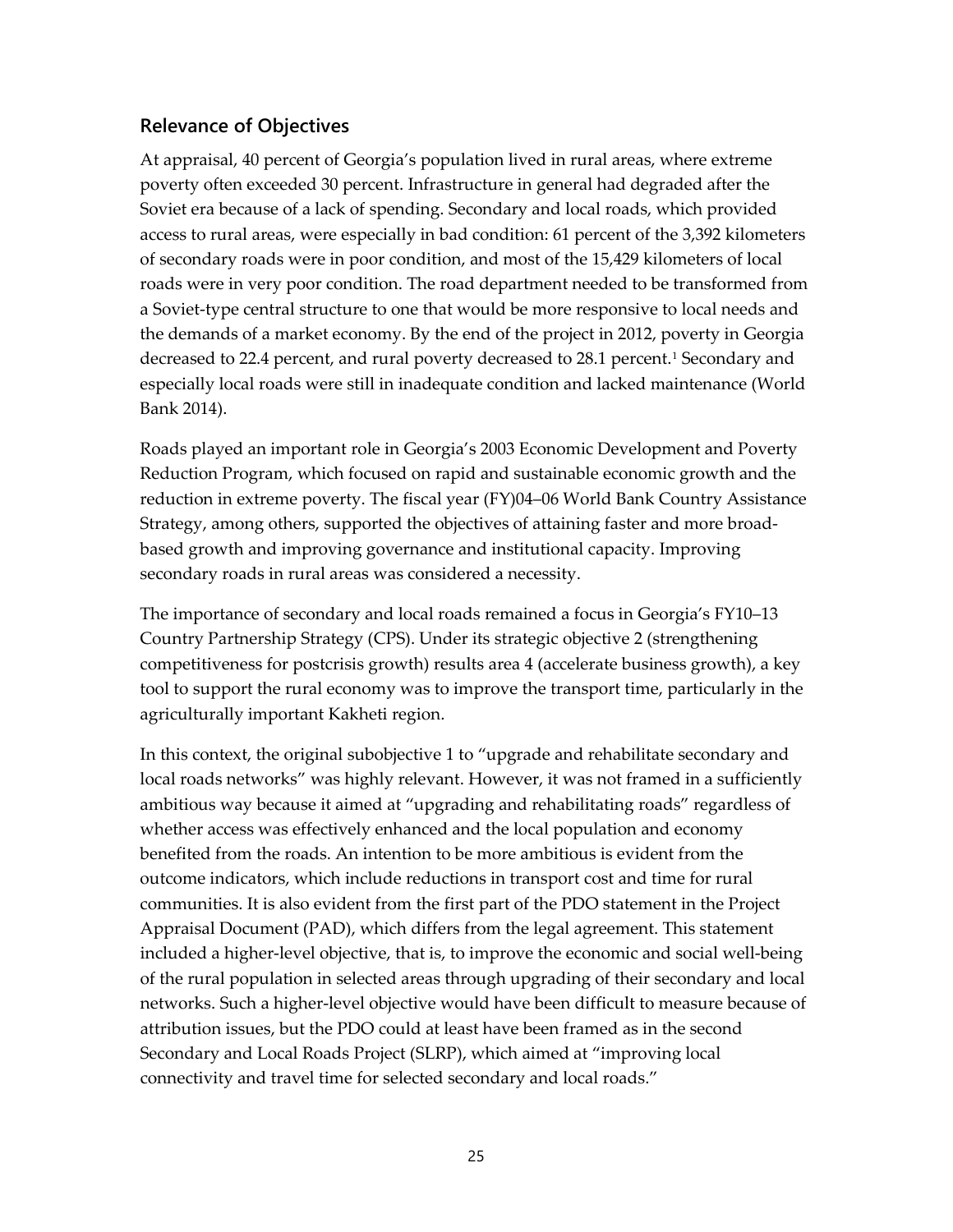## Relevance of Objectives

At appraisal, 40 percent of Georgia's population lived in rural areas, where extreme poverty often exceeded 30 percent. Infrastructure in general had degraded after the Soviet era because of a lack of spending. Secondary and local roads, which provided access to rural areas, were especially in bad condition: 61 percent of the 3,392 kilometers of secondary roads were in poor condition, and most of the 15,429 kilometers of local roads were in very poor condition. The road department needed to be transformed from a Soviet-type central structure to one that would be more responsive to local needs and the demands of a market economy. By the end of the project in 2012, poverty in Georgia decreased to 22.4 percent, and rural poverty decreased to 28.1 percent.[1] Secondary and especially local roads were still in inadequate condition and lacked maintenance (World Bank 2014).

Roads played an important role in Georgia's 2003 Economic Development and Poverty Reduction Program, which focused on rapid and sustainable economic growth and the reduction in extreme poverty. The fiscal year (FY)04–06 World Bank Country Assistance Strategy, among others, supported the objectives of attaining faster and more broad-based growth and improving governance and institutional capacity. Improving secondary roads in rural areas was considered a necessity.

The importance of secondary and local roads remained a focus in Georgia's FY10–13 Country Partnership Strategy (CPS). Under its strategic objective 2 (strengthening competitiveness for postcrisis growth) results area 4 (accelerate business growth), a key tool to support the rural economy was to improve the transport time, particularly in the agriculturally important Kakheti region.

In this context, the original subobjective 1 to "upgrade and rehabilitate secondary and local roads networks" was highly relevant. However, it was not framed in a sufficiently ambitious way because it aimed at "upgrading and rehabilitating roads" regardless of whether access was effectively enhanced and the local population and economy benefited from the roads. An intention to be more ambitious is evident from the outcome indicators, which include reductions in transport cost and time for rural communities. It is also evident from the first part of the PDO statement in the Project Appraisal Document (PAD), which differs from the legal agreement. This statement included a higher-level objective, that is, to improve the economic and social well-being of the rural population in selected areas through upgrading of their secondary and local networks. Such a higher-level objective would have been difficult to measure because of attribution issues, but the PDO could at least have been framed as in the second Secondary and Local Roads Project (SLRP), which aimed at "improving local connectivity and travel time for selected secondary and local roads."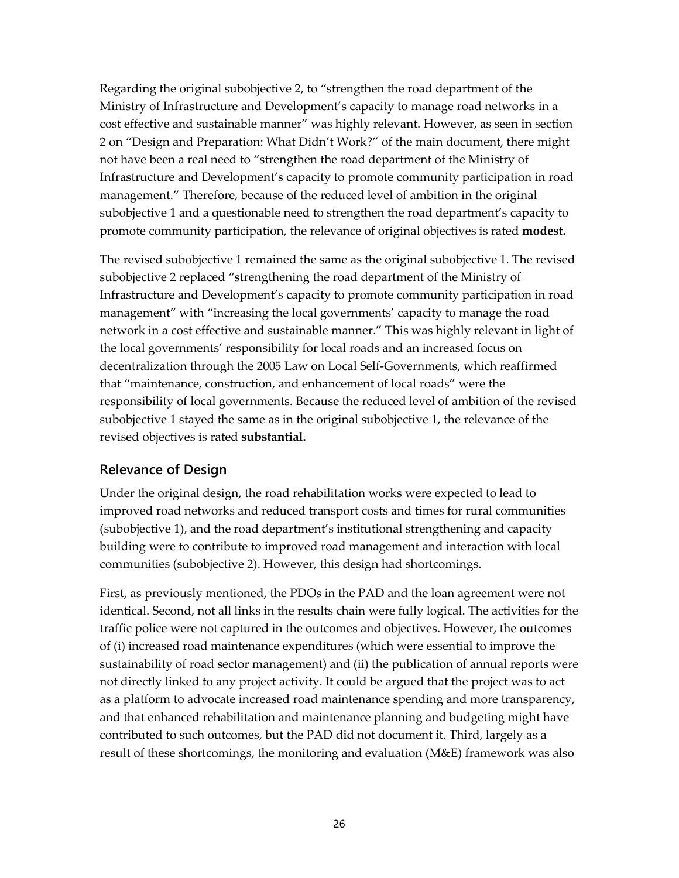Regarding the original subobjective 2, to "strengthen the road department of the Ministry of Infrastructure and Development's capacity to manage road networks in a cost effective and sustainable manner" was highly relevant. However, as seen in section 2 on "Design and Preparation: What Didn't Work?" of the main document, there might not have been a real need to "strengthen the road department of the Ministry of Infrastructure and Development's capacity to promote community participation in road management." Therefore, because of the reduced level of ambition in the original subobjective 1 and a questionable need to strengthen the road department's capacity to promote community participation, the relevance of original objectives is rated **modest.**

The revised subobjective 1 remained the same as the original subobjective 1. The revised subobjective 2 replaced "strengthening the road department of the Ministry of Infrastructure and Development's capacity to promote community participation in road management" with "increasing the local governments' capacity to manage the road network in a cost effective and sustainable manner." This was highly relevant in light of the local governments' responsibility for local roads and an increased focus on decentralization through the 2005 Law on Local Self-Governments, which reaffirmed that "maintenance, construction, and enhancement of local roads" were the responsibility of local governments. Because the reduced level of ambition of the revised subobjective 1 stayed the same as in the original subobjective 1, the relevance of the revised objectives is rated **substantial.**

## Relevance of Design

Under the original design, the road rehabilitation works were expected to lead to improved road networks and reduced transport costs and times for rural communities (subobjective 1), and the road department's institutional strengthening and capacity building were to contribute to improved road management and interaction with local communities (subobjective 2). However, this design had shortcomings.

First, as previously mentioned, the PDOs in the PAD and the loan agreement were not identical. Second, not all links in the results chain were fully logical. The activities for the traffic police were not captured in the outcomes and objectives. However, the outcomes of (i) increased road maintenance expenditures (which were essential to improve the sustainability of road sector management) and (ii) the publication of annual reports were not directly linked to any project activity. It could be argued that the project was to act as a platform to advocate increased road maintenance spending and more transparency, and that enhanced rehabilitation and maintenance planning and budgeting might have contributed to such outcomes, but the PAD did not document it. Third, largely as a result of these shortcomings, the monitoring and evaluation (M&E) framework was also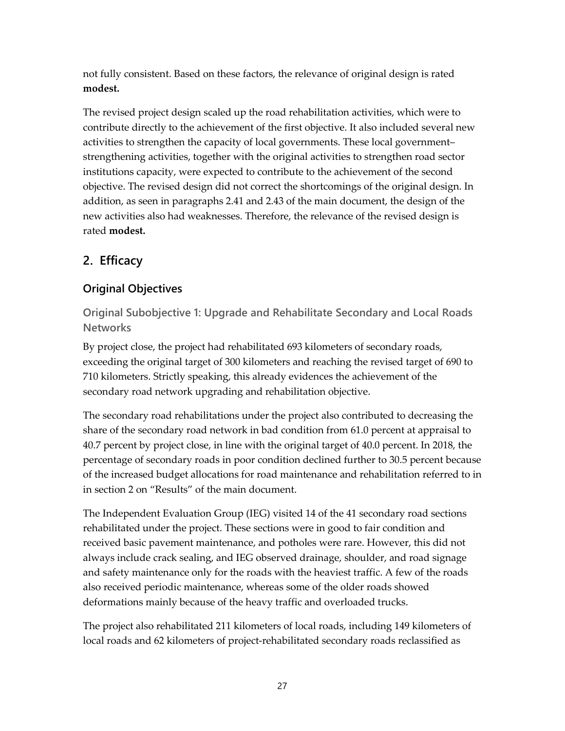not fully consistent. Based on these factors, the relevance of original design is rated **modest.**

The revised project design scaled up the road rehabilitation activities, which were to contribute directly to the achievement of the first objective. It also included several new activities to strengthen the capacity of local governments. These local government–strengthening activities, together with the original activities to strengthen road sector institutions capacity, were expected to contribute to the achievement of the second objective. The revised design did not correct the shortcomings of the original design. In addition, as seen in paragraphs 2.41 and 2.43 of the main document, the design of the new activities also had weaknesses. Therefore, the relevance of the revised design is rated **modest.**

## 2. Efficacy

### Original Objectives

#### Original Subobjective 1: Upgrade and Rehabilitate Secondary and Local Roads Networks

By project close, the project had rehabilitated 693 kilometers of secondary roads, exceeding the original target of 300 kilometers and reaching the revised target of 690 to 710 kilometers. Strictly speaking, this already evidences the achievement of the secondary road network upgrading and rehabilitation objective.

The secondary road rehabilitations under the project also contributed to decreasing the share of the secondary road network in bad condition from 61.0 percent at appraisal to 40.7 percent by project close, in line with the original target of 40.0 percent. In 2018, the percentage of secondary roads in poor condition declined further to 30.5 percent because of the increased budget allocations for road maintenance and rehabilitation referred to in in section 2 on "Results" of the main document.

The Independent Evaluation Group (IEG) visited 14 of the 41 secondary road sections rehabilitated under the project. These sections were in good to fair condition and received basic pavement maintenance, and potholes were rare. However, this did not always include crack sealing, and IEG observed drainage, shoulder, and road signage and safety maintenance only for the roads with the heaviest traffic. A few of the roads also received periodic maintenance, whereas some of the older roads showed deformations mainly because of the heavy traffic and overloaded trucks.

The project also rehabilitated 211 kilometers of local roads, including 149 kilometers of local roads and 62 kilometers of project-rehabilitated secondary roads reclassified as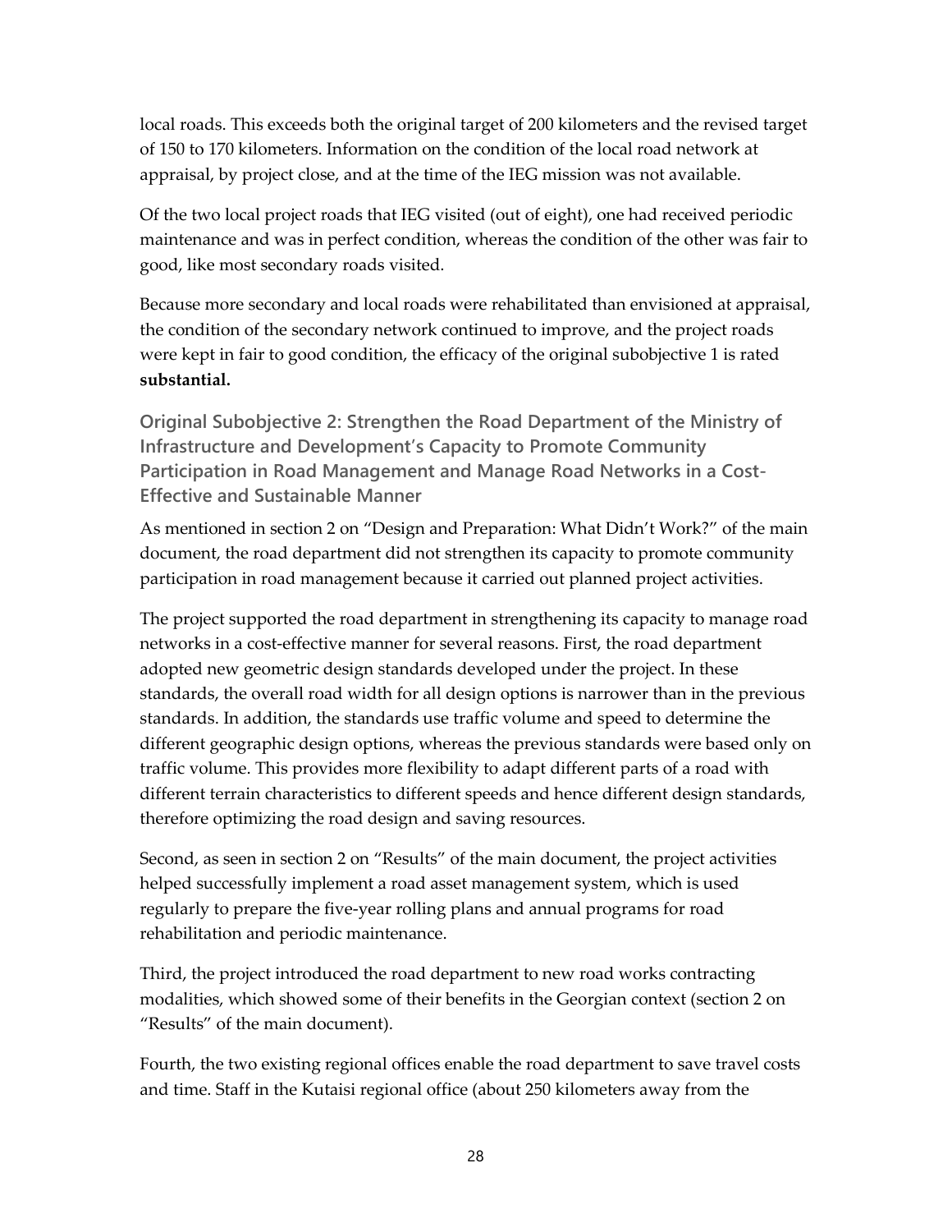local roads. This exceeds both the original target of 200 kilometers and the revised target of 150 to 170 kilometers. Information on the condition of the local road network at appraisal, by project close, and at the time of the IEG mission was not available.

Of the two local project roads that IEG visited (out of eight), one had received periodic maintenance and was in perfect condition, whereas the condition of the other was fair to good, like most secondary roads visited.

Because more secondary and local roads were rehabilitated than envisioned at appraisal, the condition of the secondary network continued to improve, and the project roads were kept in fair to good condition, the efficacy of the original subobjective 1 is rated **substantial.**

### Original Subobjective 2: Strengthen the Road Department of the Ministry of Infrastructure and Development's Capacity to Promote Community Participation in Road Management and Manage Road Networks in a Cost-Effective and Sustainable Manner

As mentioned in section 2 on "Design and Preparation: What Didn't Work?" of the main document, the road department did not strengthen its capacity to promote community participation in road management because it carried out planned project activities.

The project supported the road department in strengthening its capacity to manage road networks in a cost-effective manner for several reasons. First, the road department adopted new geometric design standards developed under the project. In these standards, the overall road width for all design options is narrower than in the previous standards. In addition, the standards use traffic volume and speed to determine the different geographic design options, whereas the previous standards were based only on traffic volume. This provides more flexibility to adapt different parts of a road with different terrain characteristics to different speeds and hence different design standards, therefore optimizing the road design and saving resources.

Second, as seen in section 2 on "Results" of the main document, the project activities helped successfully implement a road asset management system, which is used regularly to prepare the five-year rolling plans and annual programs for road rehabilitation and periodic maintenance.

Third, the project introduced the road department to new road works contracting modalities, which showed some of their benefits in the Georgian context (section 2 on "Results" of the main document).

Fourth, the two existing regional offices enable the road department to save travel costs and time. Staff in the Kutaisi regional office (about 250 kilometers away from the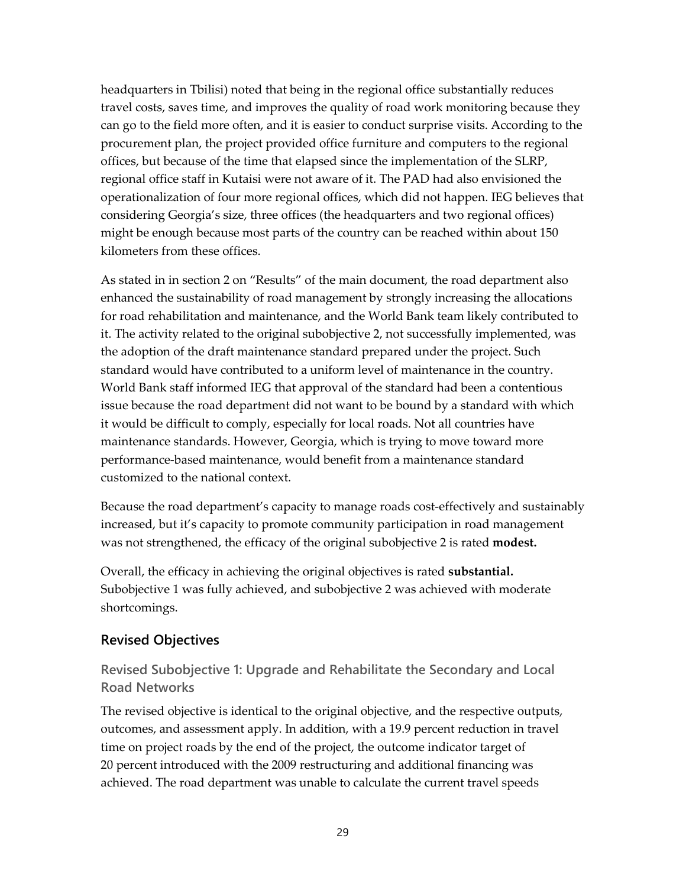headquarters in Tbilisi) noted that being in the regional office substantially reduces travel costs, saves time, and improves the quality of road work monitoring because they can go to the field more often, and it is easier to conduct surprise visits. According to the procurement plan, the project provided office furniture and computers to the regional offices, but because of the time that elapsed since the implementation of the SLRP, regional office staff in Kutaisi were not aware of it. The PAD had also envisioned the operationalization of four more regional offices, which did not happen. IEG believes that considering Georgia's size, three offices (the headquarters and two regional offices) might be enough because most parts of the country can be reached within about 150 kilometers from these offices.

As stated in in section 2 on "Results" of the main document, the road department also enhanced the sustainability of road management by strongly increasing the allocations for road rehabilitation and maintenance, and the World Bank team likely contributed to it. The activity related to the original subobjective 2, not successfully implemented, was the adoption of the draft maintenance standard prepared under the project. Such standard would have contributed to a uniform level of maintenance in the country. World Bank staff informed IEG that approval of the standard had been a contentious issue because the road department did not want to be bound by a standard with which it would be difficult to comply, especially for local roads. Not all countries have maintenance standards. However, Georgia, which is trying to move toward more performance-based maintenance, would benefit from a maintenance standard customized to the national context.

Because the road department's capacity to manage roads cost-effectively and sustainably increased, but it's capacity to promote community participation in road management was not strengthened, the efficacy of the original subobjective 2 is rated **modest.**

Overall, the efficacy in achieving the original objectives is rated **substantial.** Subobjective 1 was fully achieved, and subobjective 2 was achieved with moderate shortcomings.

## Revised Objectives

### Revised Subobjective 1: Upgrade and Rehabilitate the Secondary and Local Road Networks

The revised objective is identical to the original objective, and the respective outputs, outcomes, and assessment apply. In addition, with a 19.9 percent reduction in travel time on project roads by the end of the project, the outcome indicator target of 20 percent introduced with the 2009 restructuring and additional financing was achieved. The road department was unable to calculate the current travel speeds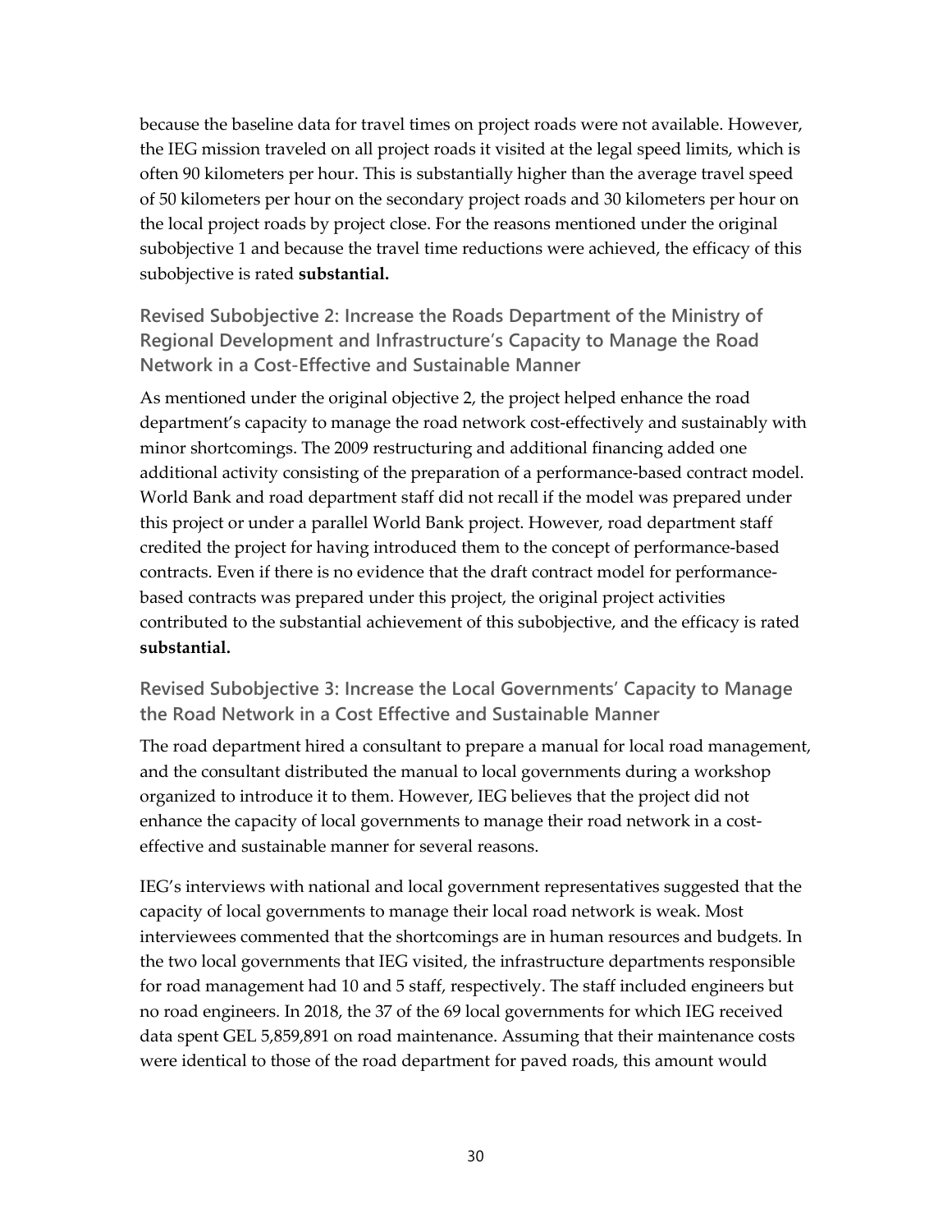because the baseline data for travel times on project roads were not available. However, the IEG mission traveled on all project roads it visited at the legal speed limits, which is often 90 kilometers per hour. This is substantially higher than the average travel speed of 50 kilometers per hour on the secondary project roads and 30 kilometers per hour on the local project roads by project close. For the reasons mentioned under the original subobjective 1 and because the travel time reductions were achieved, the efficacy of this subobjective is rated **substantial.**

### Revised Subobjective 2: Increase the Roads Department of the Ministry of Regional Development and Infrastructure's Capacity to Manage the Road Network in a Cost-Effective and Sustainable Manner

As mentioned under the original objective 2, the project helped enhance the road department's capacity to manage the road network cost-effectively and sustainably with minor shortcomings. The 2009 restructuring and additional financing added one additional activity consisting of the preparation of a performance-based contract model. World Bank and road department staff did not recall if the model was prepared under this project or under a parallel World Bank project. However, road department staff credited the project for having introduced them to the concept of performance-based contracts. Even if there is no evidence that the draft contract model for performance-based contracts was prepared under this project, the original project activities contributed to the substantial achievement of this subobjective, and the efficacy is rated **substantial.**

### Revised Subobjective 3: Increase the Local Governments' Capacity to Manage the Road Network in a Cost Effective and Sustainable Manner

The road department hired a consultant to prepare a manual for local road management, and the consultant distributed the manual to local governments during a workshop organized to introduce it to them. However, IEG believes that the project did not enhance the capacity of local governments to manage their road network in a cost-effective and sustainable manner for several reasons.

IEG's interviews with national and local government representatives suggested that the capacity of local governments to manage their local road network is weak. Most interviewees commented that the shortcomings are in human resources and budgets. In the two local governments that IEG visited, the infrastructure departments responsible for road management had 10 and 5 staff, respectively. The staff included engineers but no road engineers. In 2018, the 37 of the 69 local governments for which IEG received data spent GEL 5,859,891 on road maintenance. Assuming that their maintenance costs were identical to those of the road department for paved roads, this amount would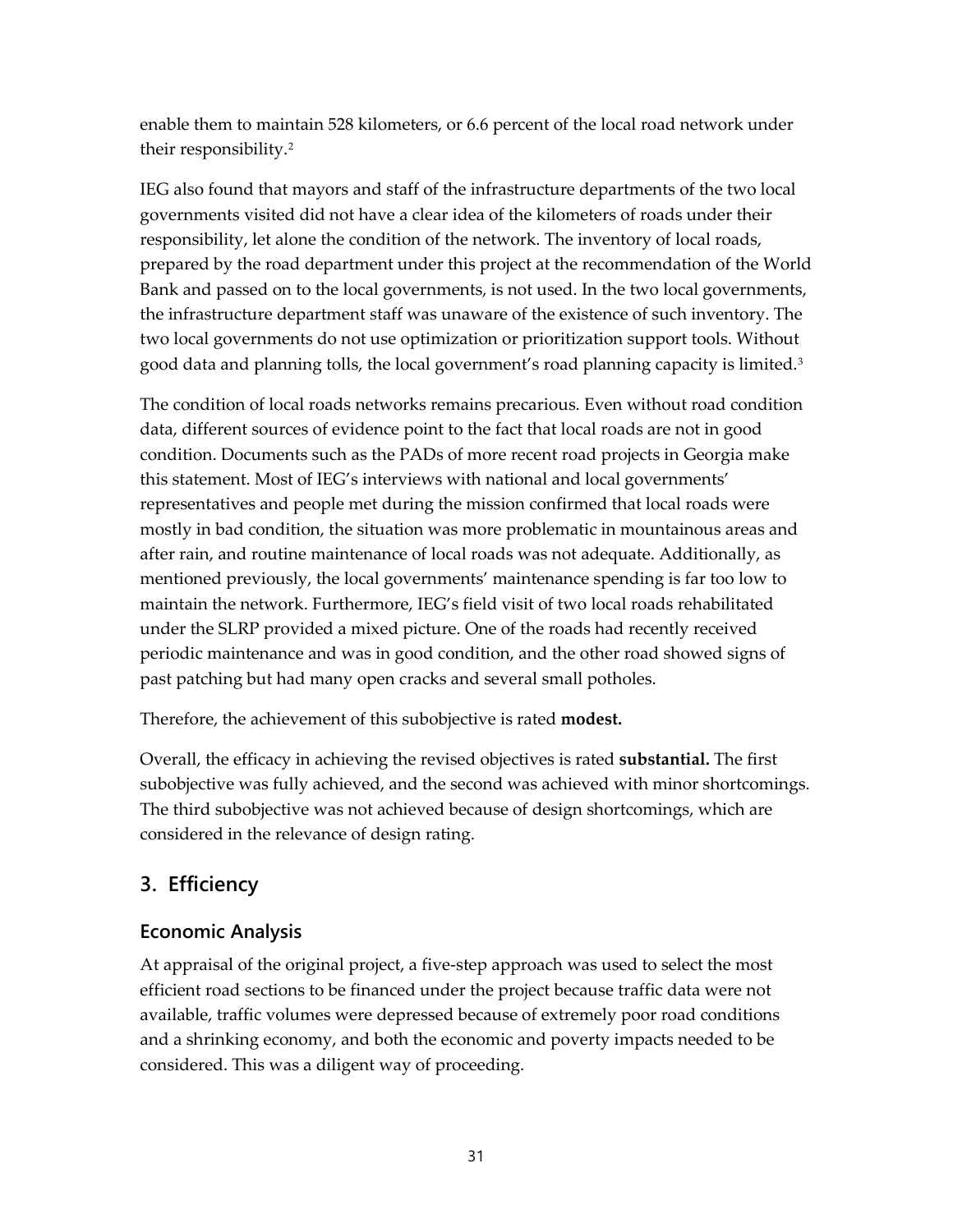enable them to maintain 528 kilometers, or 6.6 percent of the local road network under their responsibility.[2]

IEG also found that mayors and staff of the infrastructure departments of the two local governments visited did not have a clear idea of the kilometers of roads under their responsibility, let alone the condition of the network. The inventory of local roads, prepared by the road department under this project at the recommendation of the World Bank and passed on to the local governments, is not used. In the two local governments, the infrastructure department staff was unaware of the existence of such inventory. The two local governments do not use optimization or prioritization support tools. Without good data and planning tolls, the local government's road planning capacity is limited.[3]

The condition of local roads networks remains precarious. Even without road condition data, different sources of evidence point to the fact that local roads are not in good condition. Documents such as the PADs of more recent road projects in Georgia make this statement. Most of IEG's interviews with national and local governments' representatives and people met during the mission confirmed that local roads were mostly in bad condition, the situation was more problematic in mountainous areas and after rain, and routine maintenance of local roads was not adequate. Additionally, as mentioned previously, the local governments' maintenance spending is far too low to maintain the network. Furthermore, IEG's field visit of two local roads rehabilitated under the SLRP provided a mixed picture. One of the roads had recently received periodic maintenance and was in good condition, and the other road showed signs of past patching but had many open cracks and several small potholes.

Therefore, the achievement of this subobjective is rated **modest.**

Overall, the efficacy in achieving the revised objectives is rated **substantial.** The first subobjective was fully achieved, and the second was achieved with minor shortcomings. The third subobjective was not achieved because of design shortcomings, which are considered in the relevance of design rating.

## 3. Efficiency

### Economic Analysis

At appraisal of the original project, a five-step approach was used to select the most efficient road sections to be financed under the project because traffic data were not available, traffic volumes were depressed because of extremely poor road conditions and a shrinking economy, and both the economic and poverty impacts needed to be considered. This was a diligent way of proceeding.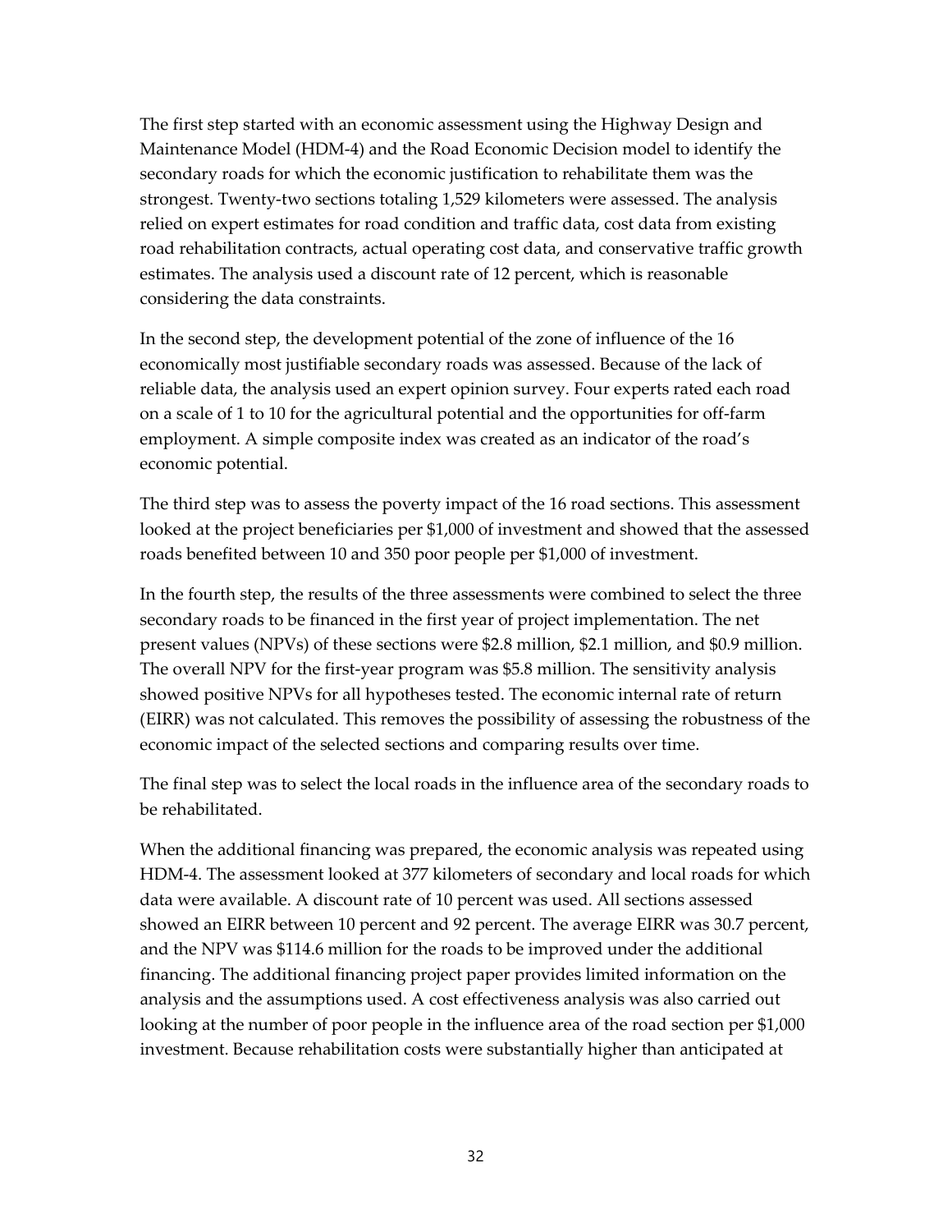The first step started with an economic assessment using the Highway Design and Maintenance Model (HDM-4) and the Road Economic Decision model to identify the secondary roads for which the economic justification to rehabilitate them was the strongest. Twenty-two sections totaling 1,529 kilometers were assessed. The analysis relied on expert estimates for road condition and traffic data, cost data from existing road rehabilitation contracts, actual operating cost data, and conservative traffic growth estimates. The analysis used a discount rate of 12 percent, which is reasonable considering the data constraints.

In the second step, the development potential of the zone of influence of the 16 economically most justifiable secondary roads was assessed. Because of the lack of reliable data, the analysis used an expert opinion survey. Four experts rated each road on a scale of 1 to 10 for the agricultural potential and the opportunities for off-farm employment. A simple composite index was created as an indicator of the road's economic potential.

The third step was to assess the poverty impact of the 16 road sections. This assessment looked at the project beneficiaries per $1,000 of investment and showed that the assessed roads benefited between 10 and 350 poor people per $1,000 of investment.

In the fourth step, the results of the three assessments were combined to select the three secondary roads to be financed in the first year of project implementation. The net present values (NPVs) of these sections were $2.8 million, $2.1 million, and $0.9 million. The overall NPV for the first-year program was $5.8 million. The sensitivity analysis showed positive NPVs for all hypotheses tested. The economic internal rate of return (EIRR) was not calculated. This removes the possibility of assessing the robustness of the economic impact of the selected sections and comparing results over time.

The final step was to select the local roads in the influence area of the secondary roads to be rehabilitated.

When the additional financing was prepared, the economic analysis was repeated using HDM-4. The assessment looked at 377 kilometers of secondary and local roads for which data were available. A discount rate of 10 percent was used. All sections assessed showed an EIRR between 10 percent and 92 percent. The average EIRR was 30.7 percent, and the NPV was $114.6 million for the roads to be improved under the additional financing. The additional financing project paper provides limited information on the analysis and the assumptions used. A cost effectiveness analysis was also carried out looking at the number of poor people in the influence area of the road section per $1,000 investment. Because rehabilitation costs were substantially higher than anticipated at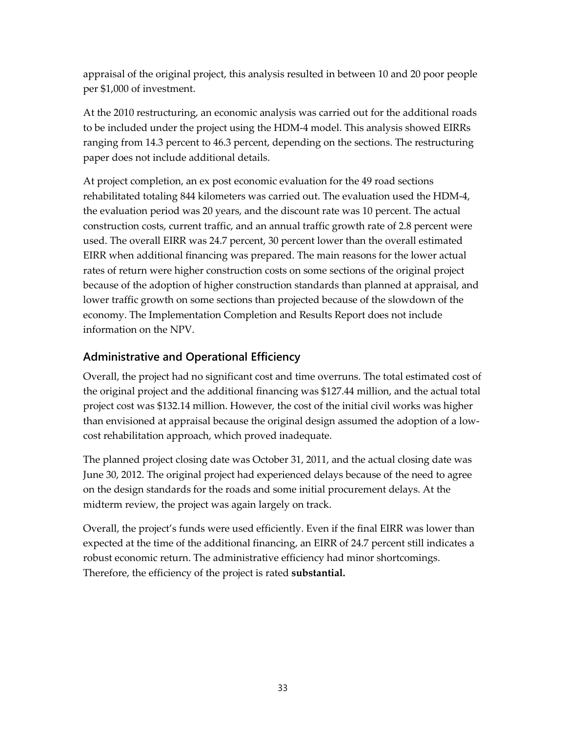appraisal of the original project, this analysis resulted in between 10 and 20 poor people per $1,000 of investment.

At the 2010 restructuring, an economic analysis was carried out for the additional roads to be included under the project using the HDM-4 model. This analysis showed EIRRs ranging from 14.3 percent to 46.3 percent, depending on the sections. The restructuring paper does not include additional details.

At project completion, an ex post economic evaluation for the 49 road sections rehabilitated totaling 844 kilometers was carried out. The evaluation used the HDM-4, the evaluation period was 20 years, and the discount rate was 10 percent. The actual construction costs, current traffic, and an annual traffic growth rate of 2.8 percent were used. The overall EIRR was 24.7 percent, 30 percent lower than the overall estimated EIRR when additional financing was prepared. The main reasons for the lower actual rates of return were higher construction costs on some sections of the original project because of the adoption of higher construction standards than planned at appraisal, and lower traffic growth on some sections than projected because of the slowdown of the economy. The Implementation Completion and Results Report does not include information on the NPV.

### Administrative and Operational Efficiency

Overall, the project had no significant cost and time overruns. The total estimated cost of the original project and the additional financing was $127.44 million, and the actual total project cost was $132.14 million. However, the cost of the initial civil works was higher than envisioned at appraisal because the original design assumed the adoption of a low-cost rehabilitation approach, which proved inadequate.

The planned project closing date was October 31, 2011, and the actual closing date was June 30, 2012. The original project had experienced delays because of the need to agree on the design standards for the roads and some initial procurement delays. At the midterm review, the project was again largely on track.

Overall, the project's funds were used efficiently. Even if the final EIRR was lower than expected at the time of the additional financing, an EIRR of 24.7 percent still indicates a robust economic return. The administrative efficiency had minor shortcomings. Therefore, the efficiency of the project is rated **substantial.**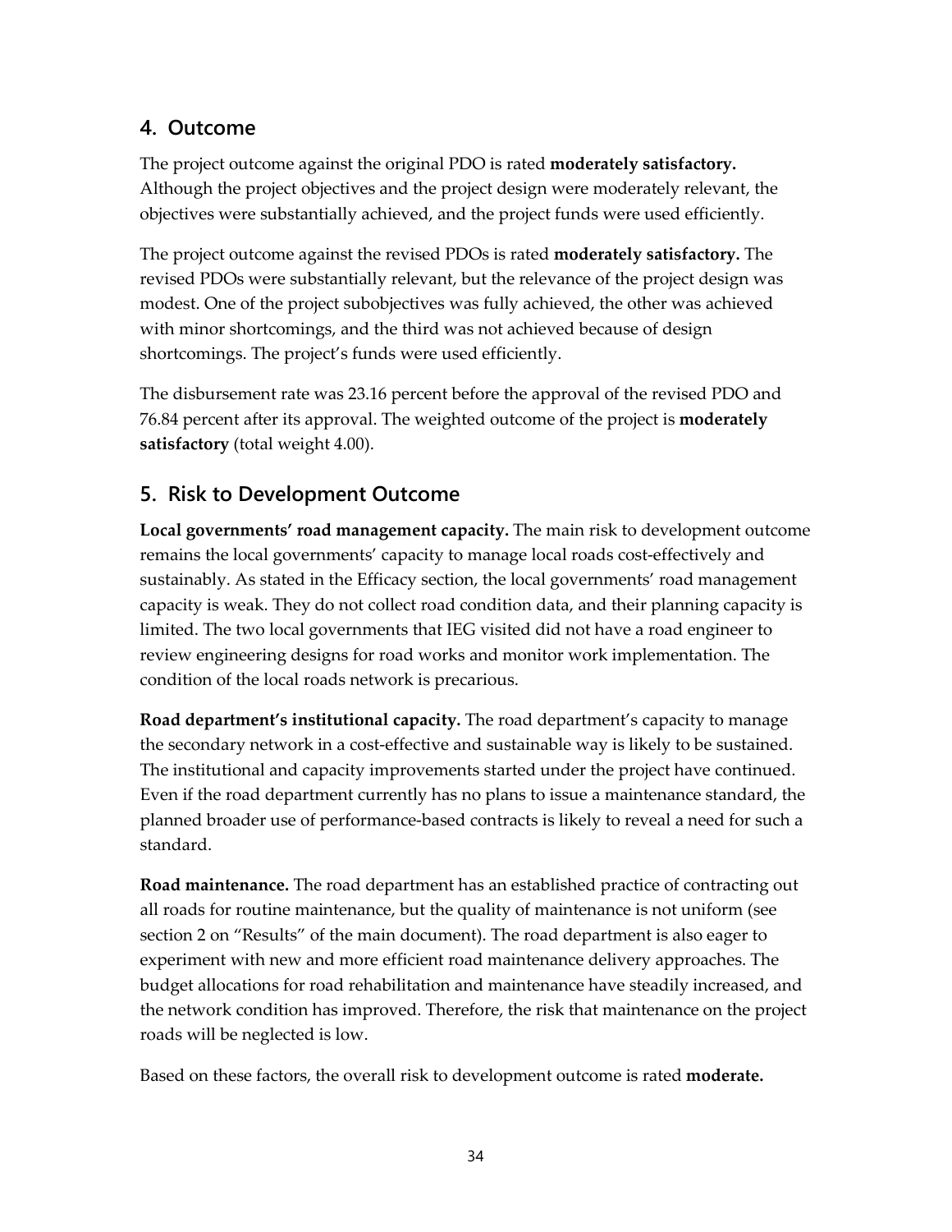## 4. Outcome

The project outcome against the original PDO is rated **moderately satisfactory.** Although the project objectives and the project design were moderately relevant, the objectives were substantially achieved, and the project funds were used efficiently.

The project outcome against the revised PDOs is rated **moderately satisfactory.** The revised PDOs were substantially relevant, but the relevance of the project design was modest. One of the project subobjectives was fully achieved, the other was achieved with minor shortcomings, and the third was not achieved because of design shortcomings. The project's funds were used efficiently.

The disbursement rate was 23.16 percent before the approval of the revised PDO and 76.84 percent after its approval. The weighted outcome of the project is **moderately satisfactory** (total weight 4.00).

## 5. Risk to Development Outcome

**Local governments' road management capacity.** The main risk to development outcome remains the local governments' capacity to manage local roads cost-effectively and sustainably. As stated in the Efficacy section, the local governments' road management capacity is weak. They do not collect road condition data, and their planning capacity is limited. The two local governments that IEG visited did not have a road engineer to review engineering designs for road works and monitor work implementation. The condition of the local roads network is precarious.

**Road department's institutional capacity.** The road department's capacity to manage the secondary network in a cost-effective and sustainable way is likely to be sustained. The institutional and capacity improvements started under the project have continued. Even if the road department currently has no plans to issue a maintenance standard, the planned broader use of performance-based contracts is likely to reveal a need for such a standard.

**Road maintenance.** The road department has an established practice of contracting out all roads for routine maintenance, but the quality of maintenance is not uniform (see section 2 on "Results" of the main document). The road department is also eager to experiment with new and more efficient road maintenance delivery approaches. The budget allocations for road rehabilitation and maintenance have steadily increased, and the network condition has improved. Therefore, the risk that maintenance on the project roads will be neglected is low.

Based on these factors, the overall risk to development outcome is rated **moderate.**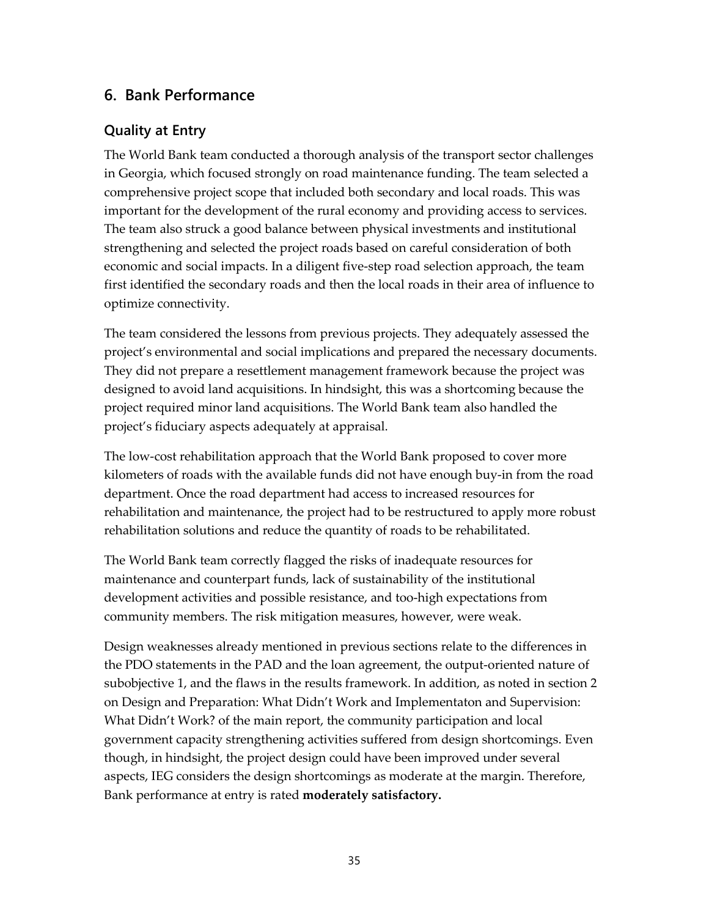## 6. Bank Performance

### Quality at Entry

The World Bank team conducted a thorough analysis of the transport sector challenges in Georgia, which focused strongly on road maintenance funding. The team selected a comprehensive project scope that included both secondary and local roads. This was important for the development of the rural economy and providing access to services. The team also struck a good balance between physical investments and institutional strengthening and selected the project roads based on careful consideration of both economic and social impacts. In a diligent five-step road selection approach, the team first identified the secondary roads and then the local roads in their area of influence to optimize connectivity.

The team considered the lessons from previous projects. They adequately assessed the project's environmental and social implications and prepared the necessary documents. They did not prepare a resettlement management framework because the project was designed to avoid land acquisitions. In hindsight, this was a shortcoming because the project required minor land acquisitions. The World Bank team also handled the project's fiduciary aspects adequately at appraisal.

The low-cost rehabilitation approach that the World Bank proposed to cover more kilometers of roads with the available funds did not have enough buy-in from the road department. Once the road department had access to increased resources for rehabilitation and maintenance, the project had to be restructured to apply more robust rehabilitation solutions and reduce the quantity of roads to be rehabilitated.

The World Bank team correctly flagged the risks of inadequate resources for maintenance and counterpart funds, lack of sustainability of the institutional development activities and possible resistance, and too-high expectations from community members. The risk mitigation measures, however, were weak.

Design weaknesses already mentioned in previous sections relate to the differences in the PDO statements in the PAD and the loan agreement, the output-oriented nature of subobjective 1, and the flaws in the results framework. In addition, as noted in section 2 on Design and Preparation: What Didn't Work and Implementaton and Supervision: What Didn't Work? of the main report, the community participation and local government capacity strengthening activities suffered from design shortcomings. Even though, in hindsight, the project design could have been improved under several aspects, IEG considers the design shortcomings as moderate at the margin. Therefore, Bank performance at entry is rated **moderately satisfactory.**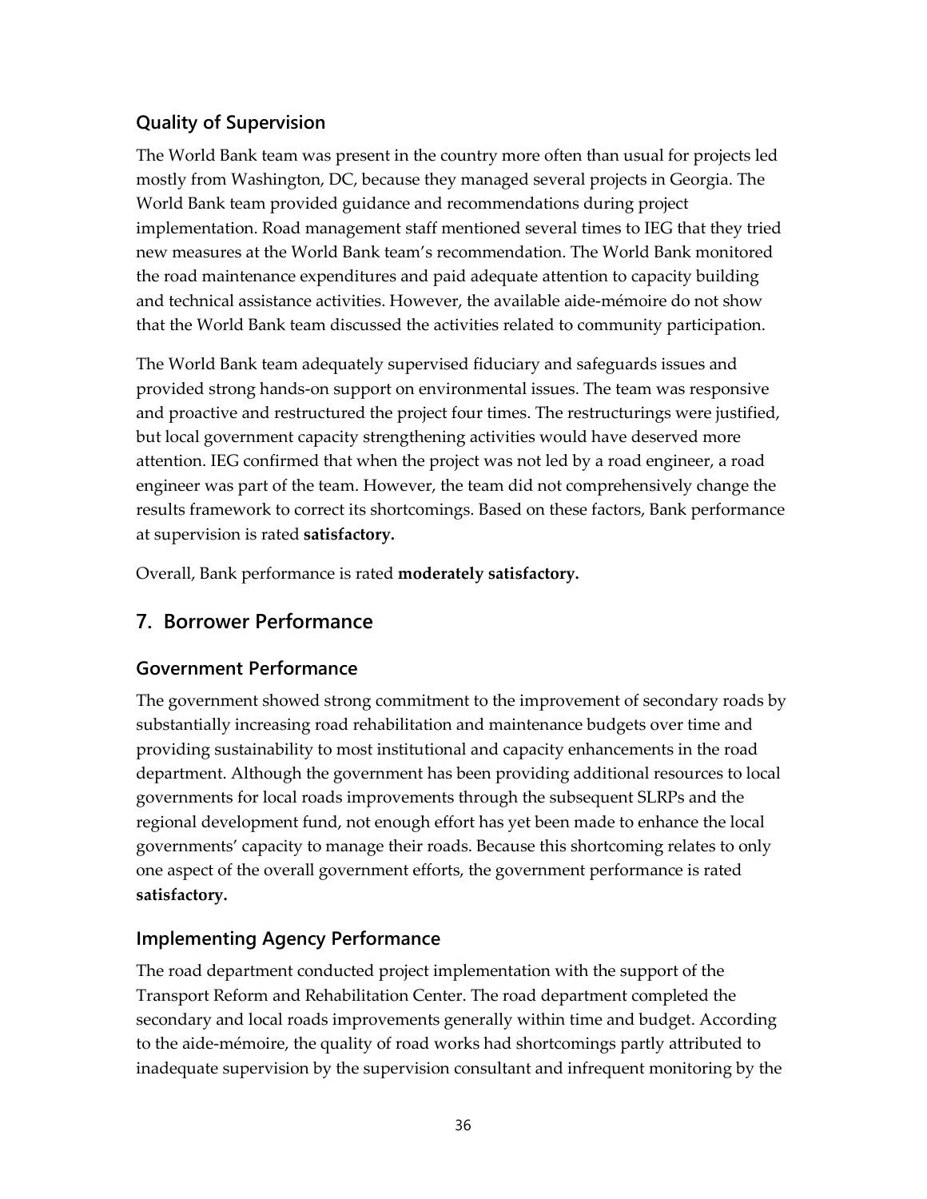### Quality of Supervision

The World Bank team was present in the country more often than usual for projects led mostly from Washington, DC, because they managed several projects in Georgia. The World Bank team provided guidance and recommendations during project implementation. Road management staff mentioned several times to IEG that they tried new measures at the World Bank team's recommendation. The World Bank monitored the road maintenance expenditures and paid adequate attention to capacity building and technical assistance activities. However, the available aide-mémoire do not show that the World Bank team discussed the activities related to community participation.

The World Bank team adequately supervised fiduciary and safeguards issues and provided strong hands-on support on environmental issues. The team was responsive and proactive and restructured the project four times. The restructurings were justified, but local government capacity strengthening activities would have deserved more attention. IEG confirmed that when the project was not led by a road engineer, a road engineer was part of the team. However, the team did not comprehensively change the results framework to correct its shortcomings. Based on these factors, Bank performance at supervision is rated **satisfactory.**

Overall, Bank performance is rated **moderately satisfactory.**

## 7. Borrower Performance

### Government Performance

The government showed strong commitment to the improvement of secondary roads by substantially increasing road rehabilitation and maintenance budgets over time and providing sustainability to most institutional and capacity enhancements in the road department. Although the government has been providing additional resources to local governments for local roads improvements through the subsequent SLRPs and the regional development fund, not enough effort has yet been made to enhance the local governments' capacity to manage their roads. Because this shortcoming relates to only one aspect of the overall government efforts, the government performance is rated **satisfactory.**

### Implementing Agency Performance

The road department conducted project implementation with the support of the Transport Reform and Rehabilitation Center. The road department completed the secondary and local roads improvements generally within time and budget. According to the aide-mémoire, the quality of road works had shortcomings partly attributed to inadequate supervision by the supervision consultant and infrequent monitoring by the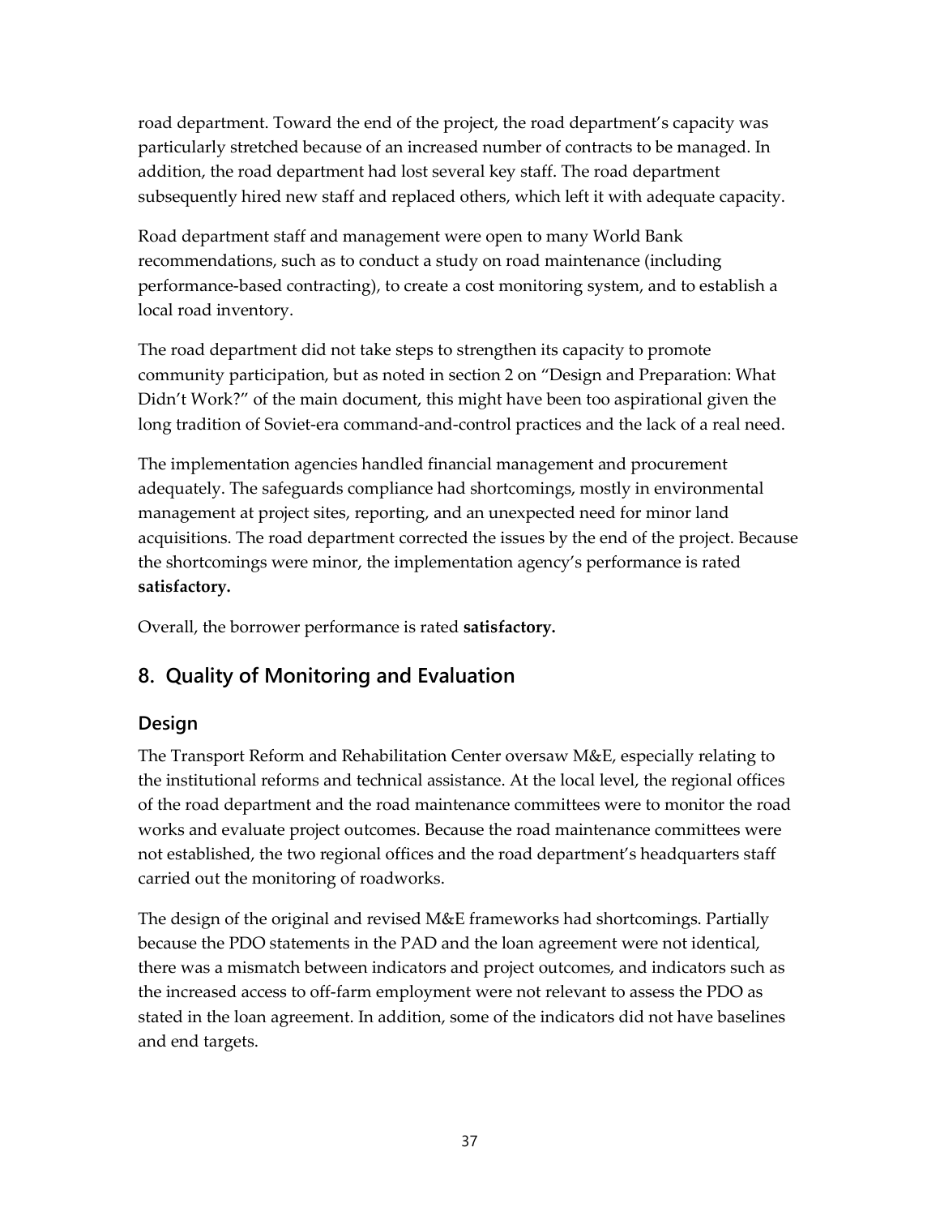road department. Toward the end of the project, the road department's capacity was particularly stretched because of an increased number of contracts to be managed. In addition, the road department had lost several key staff. The road department subsequently hired new staff and replaced others, which left it with adequate capacity.

Road department staff and management were open to many World Bank recommendations, such as to conduct a study on road maintenance (including performance-based contracting), to create a cost monitoring system, and to establish a local road inventory.

The road department did not take steps to strengthen its capacity to promote community participation, but as noted in section 2 on "Design and Preparation: What Didn't Work?" of the main document, this might have been too aspirational given the long tradition of Soviet-era command-and-control practices and the lack of a real need.

The implementation agencies handled financial management and procurement adequately. The safeguards compliance had shortcomings, mostly in environmental management at project sites, reporting, and an unexpected need for minor land acquisitions. The road department corrected the issues by the end of the project. Because the shortcomings were minor, the implementation agency's performance is rated **satisfactory.**

Overall, the borrower performance is rated **satisfactory.**

## 8. Quality of Monitoring and Evaluation

### Design

The Transport Reform and Rehabilitation Center oversaw M&E, especially relating to the institutional reforms and technical assistance. At the local level, the regional offices of the road department and the road maintenance committees were to monitor the road works and evaluate project outcomes. Because the road maintenance committees were not established, the two regional offices and the road department's headquarters staff carried out the monitoring of roadworks.

The design of the original and revised M&E frameworks had shortcomings. Partially because the PDO statements in the PAD and the loan agreement were not identical, there was a mismatch between indicators and project outcomes, and indicators such as the increased access to off-farm employment were not relevant to assess the PDO as stated in the loan agreement. In addition, some of the indicators did not have baselines and end targets.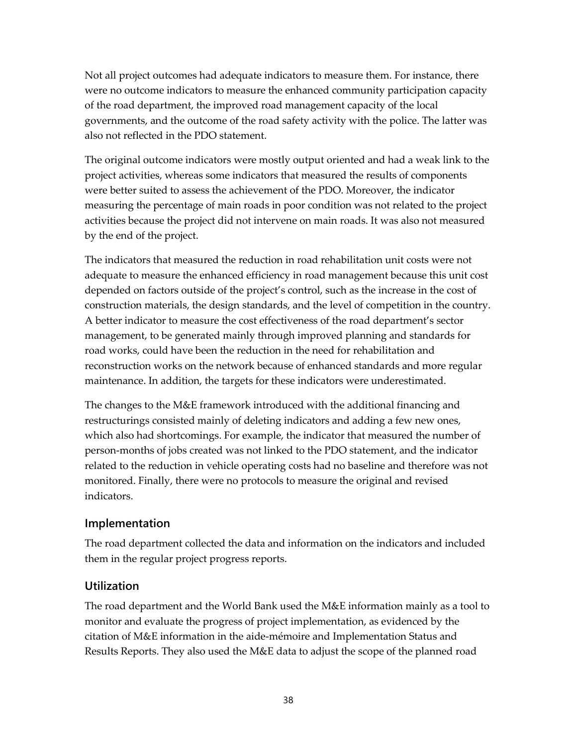Not all project outcomes had adequate indicators to measure them. For instance, there were no outcome indicators to measure the enhanced community participation capacity of the road department, the improved road management capacity of the local governments, and the outcome of the road safety activity with the police. The latter was also not reflected in the PDO statement.

The original outcome indicators were mostly output oriented and had a weak link to the project activities, whereas some indicators that measured the results of components were better suited to assess the achievement of the PDO. Moreover, the indicator measuring the percentage of main roads in poor condition was not related to the project activities because the project did not intervene on main roads. It was also not measured by the end of the project.

The indicators that measured the reduction in road rehabilitation unit costs were not adequate to measure the enhanced efficiency in road management because this unit cost depended on factors outside of the project's control, such as the increase in the cost of construction materials, the design standards, and the level of competition in the country. A better indicator to measure the cost effectiveness of the road department's sector management, to be generated mainly through improved planning and standards for road works, could have been the reduction in the need for rehabilitation and reconstruction works on the network because of enhanced standards and more regular maintenance. In addition, the targets for these indicators were underestimated.

The changes to the M&E framework introduced with the additional financing and restructurings consisted mainly of deleting indicators and adding a few new ones, which also had shortcomings. For example, the indicator that measured the number of person-months of jobs created was not linked to the PDO statement, and the indicator related to the reduction in vehicle operating costs had no baseline and therefore was not monitored. Finally, there were no protocols to measure the original and revised indicators.

### Implementation

The road department collected the data and information on the indicators and included them in the regular project progress reports.

### Utilization

The road department and the World Bank used the M&E information mainly as a tool to monitor and evaluate the progress of project implementation, as evidenced by the citation of M&E information in the aide-mémoire and Implementation Status and Results Reports. They also used the M&E data to adjust the scope of the planned road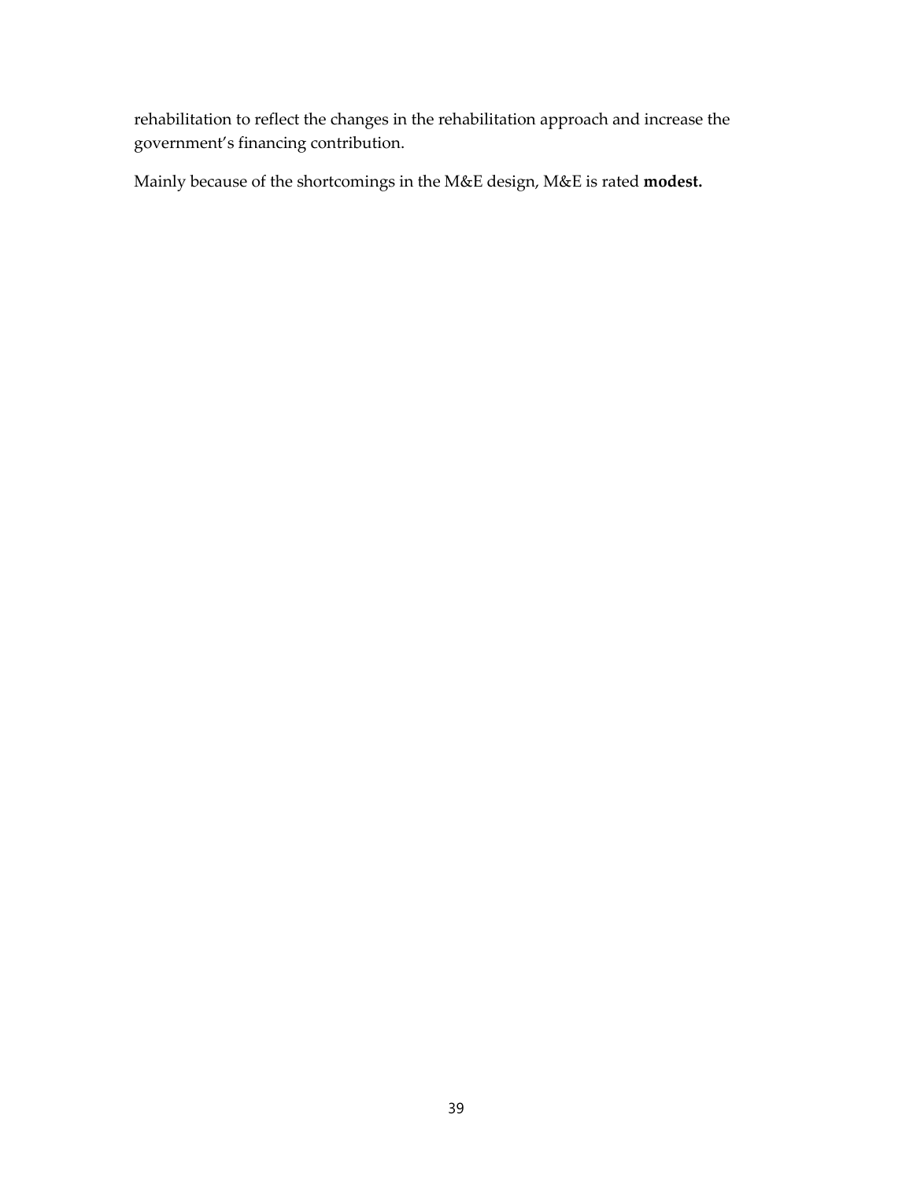rehabilitation to reflect the changes in the rehabilitation approach and increase the government's financing contribution.

Mainly because of the shortcomings in the M&E design, M&E is rated **modest.**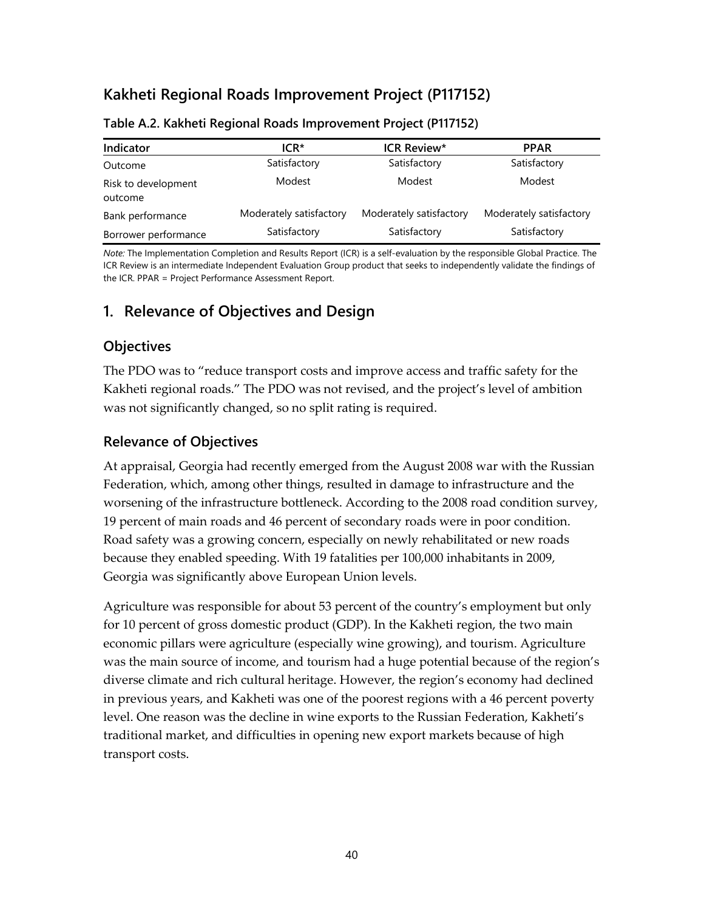## Kakheti Regional Roads Improvement Project (P117152)

**Table A.2. Kakheti Regional Roads Improvement Project (P117152)**

| Indicator | ICR* | ICR Review* | PPAR |
|---|---|---|---|
| Outcome | Satisfactory | Satisfactory | Satisfactory |
| Risk to development outcome | Modest | Modest | Modest |
| Bank performance | Moderately satisfactory | Moderately satisfactory | Moderately satisfactory |
| Borrower performance | Satisfactory | Satisfactory | Satisfactory |

*Note:* The Implementation Completion and Results Report (ICR) is a self-evaluation by the responsible Global Practice. The ICR Review is an intermediate Independent Evaluation Group product that seeks to independently validate the findings of the ICR. PPAR = Project Performance Assessment Report.

## 1. Relevance of Objectives and Design

### Objectives

The PDO was to "reduce transport costs and improve access and traffic safety for the Kakheti regional roads." The PDO was not revised, and the project's level of ambition was not significantly changed, so no split rating is required.

### Relevance of Objectives

At appraisal, Georgia had recently emerged from the August 2008 war with the Russian Federation, which, among other things, resulted in damage to infrastructure and the worsening of the infrastructure bottleneck. According to the 2008 road condition survey, 19 percent of main roads and 46 percent of secondary roads were in poor condition. Road safety was a growing concern, especially on newly rehabilitated or new roads because they enabled speeding. With 19 fatalities per 100,000 inhabitants in 2009, Georgia was significantly above European Union levels.

Agriculture was responsible for about 53 percent of the country's employment but only for 10 percent of gross domestic product (GDP). In the Kakheti region, the two main economic pillars were agriculture (especially wine growing), and tourism. Agriculture was the main source of income, and tourism had a huge potential because of the region's diverse climate and rich cultural heritage. However, the region's economy had declined in previous years, and Kakheti was one of the poorest regions with a 46 percent poverty level. One reason was the decline in wine exports to the Russian Federation, Kakheti's traditional market, and difficulties in opening new export markets because of high transport costs.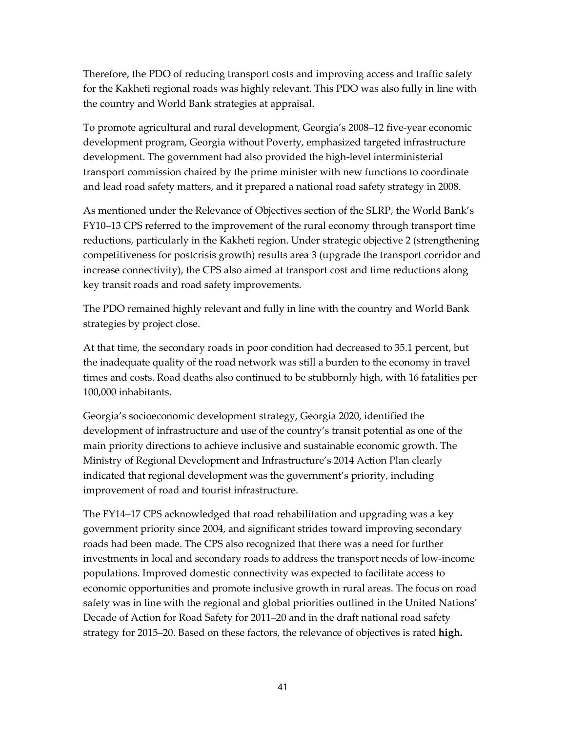Therefore, the PDO of reducing transport costs and improving access and traffic safety for the Kakheti regional roads was highly relevant. This PDO was also fully in line with the country and World Bank strategies at appraisal.

To promote agricultural and rural development, Georgia's 2008–12 five-year economic development program, Georgia without Poverty, emphasized targeted infrastructure development. The government had also provided the high-level interministerial transport commission chaired by the prime minister with new functions to coordinate and lead road safety matters, and it prepared a national road safety strategy in 2008.

As mentioned under the Relevance of Objectives section of the SLRP, the World Bank's FY10–13 CPS referred to the improvement of the rural economy through transport time reductions, particularly in the Kakheti region. Under strategic objective 2 (strengthening competitiveness for postcrisis growth) results area 3 (upgrade the transport corridor and increase connectivity), the CPS also aimed at transport cost and time reductions along key transit roads and road safety improvements.

The PDO remained highly relevant and fully in line with the country and World Bank strategies by project close.

At that time, the secondary roads in poor condition had decreased to 35.1 percent, but the inadequate quality of the road network was still a burden to the economy in travel times and costs. Road deaths also continued to be stubbornly high, with 16 fatalities per 100,000 inhabitants.

Georgia's socioeconomic development strategy, Georgia 2020, identified the development of infrastructure and use of the country's transit potential as one of the main priority directions to achieve inclusive and sustainable economic growth. The Ministry of Regional Development and Infrastructure's 2014 Action Plan clearly indicated that regional development was the government's priority, including improvement of road and tourist infrastructure.

The FY14–17 CPS acknowledged that road rehabilitation and upgrading was a key government priority since 2004, and significant strides toward improving secondary roads had been made. The CPS also recognized that there was a need for further investments in local and secondary roads to address the transport needs of low-income populations. Improved domestic connectivity was expected to facilitate access to economic opportunities and promote inclusive growth in rural areas. The focus on road safety was in line with the regional and global priorities outlined in the United Nations' Decade of Action for Road Safety for 2011–20 and in the draft national road safety strategy for 2015–20. Based on these factors, the relevance of objectives is rated **high.**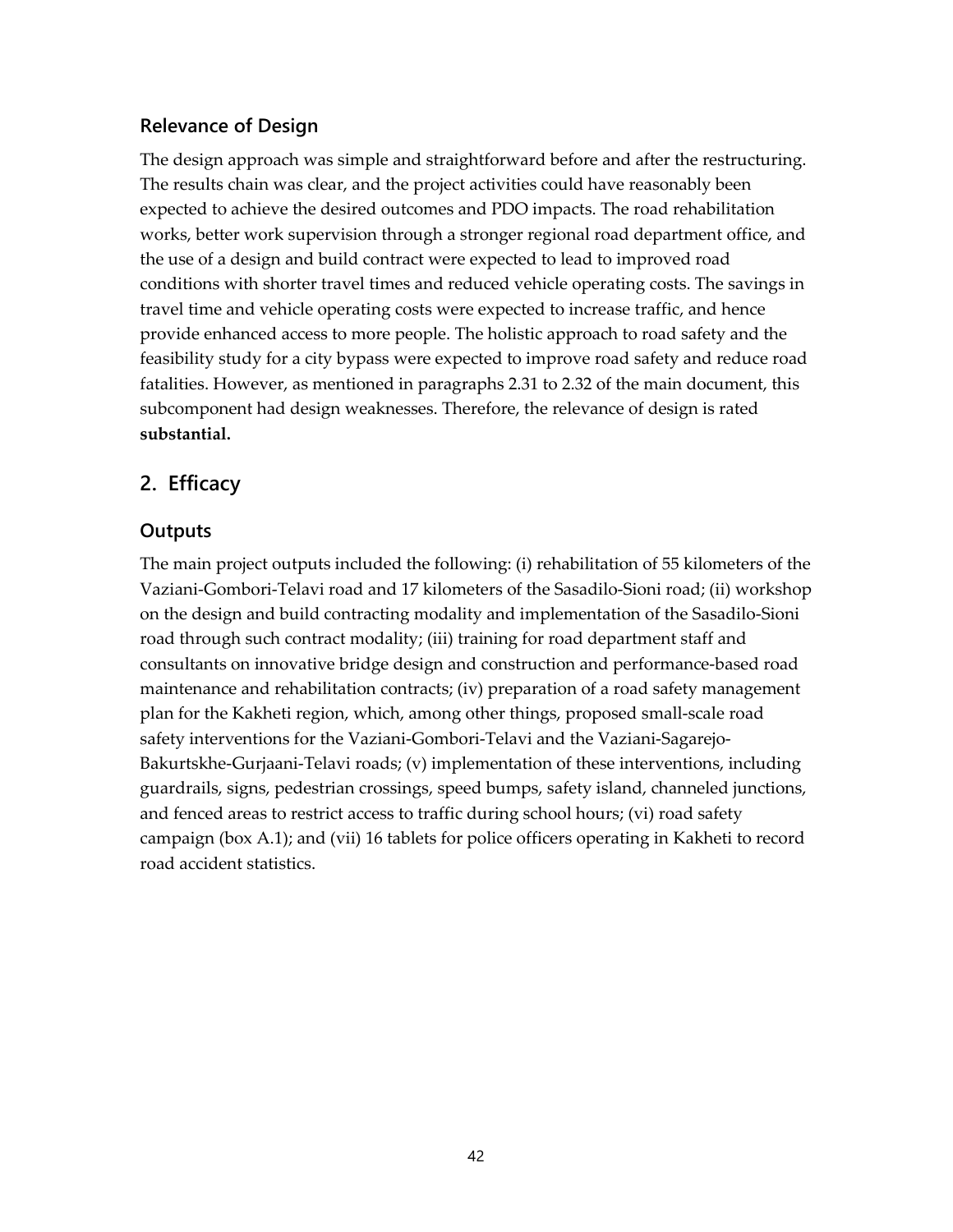### Relevance of Design

The design approach was simple and straightforward before and after the restructuring. The results chain was clear, and the project activities could have reasonably been expected to achieve the desired outcomes and PDO impacts. The road rehabilitation works, better work supervision through a stronger regional road department office, and the use of a design and build contract were expected to lead to improved road conditions with shorter travel times and reduced vehicle operating costs. The savings in travel time and vehicle operating costs were expected to increase traffic, and hence provide enhanced access to more people. The holistic approach to road safety and the feasibility study for a city bypass were expected to improve road safety and reduce road fatalities. However, as mentioned in paragraphs 2.31 to 2.32 of the main document, this subcomponent had design weaknesses. Therefore, the relevance of design is rated **substantial.**

## 2. Efficacy

### Outputs

The main project outputs included the following: (i) rehabilitation of 55 kilometers of the Vaziani-Gombori-Telavi road and 17 kilometers of the Sasadilo-Sioni road; (ii) workshop on the design and build contracting modality and implementation of the Sasadilo-Sioni road through such contract modality; (iii) training for road department staff and consultants on innovative bridge design and construction and performance-based road maintenance and rehabilitation contracts; (iv) preparation of a road safety management plan for the Kakheti region, which, among other things, proposed small-scale road safety interventions for the Vaziani-Gombori-Telavi and the Vaziani-Sagarejo-Bakurtskhe-Gurjaani-Telavi roads; (v) implementation of these interventions, including guardrails, signs, pedestrian crossings, speed bumps, safety island, channeled junctions, and fenced areas to restrict access to traffic during school hours; (vi) road safety campaign (box A.1); and (vii) 16 tablets for police officers operating in Kakheti to record road accident statistics.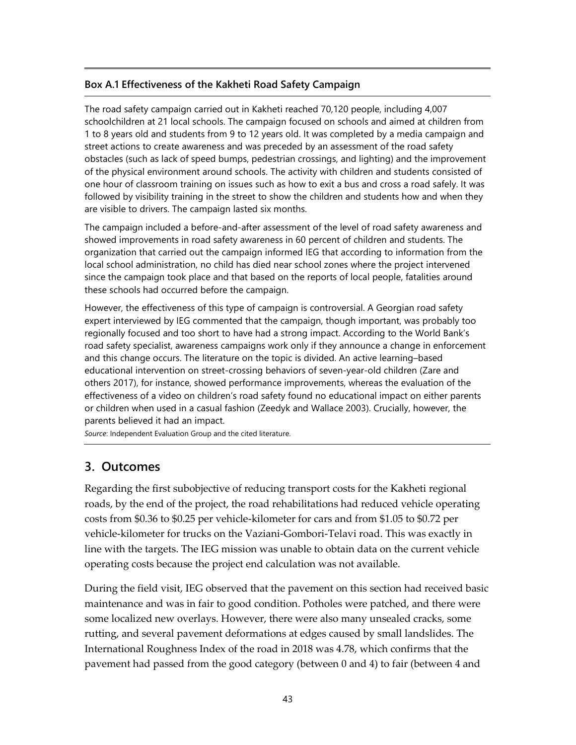**Box A.1 Effectiveness of the Kakheti Road Safety Campaign**

The road safety campaign carried out in Kakheti reached 70,120 people, including 4,007 schoolchildren at 21 local schools. The campaign focused on schools and aimed at children from 1 to 8 years old and students from 9 to 12 years old. It was completed by a media campaign and street actions to create awareness and was preceded by an assessment of the road safety obstacles (such as lack of speed bumps, pedestrian crossings, and lighting) and the improvement of the physical environment around schools. The activity with children and students consisted of one hour of classroom training on issues such as how to exit a bus and cross a road safely. It was followed by visibility training in the street to show the children and students how and when they are visible to drivers. The campaign lasted six months.

The campaign included a before-and-after assessment of the level of road safety awareness and showed improvements in road safety awareness in 60 percent of children and students. The organization that carried out the campaign informed IEG that according to information from the local school administration, no child has died near school zones where the project intervened since the campaign took place and that based on the reports of local people, fatalities around these schools had occurred before the campaign.

However, the effectiveness of this type of campaign is controversial. A Georgian road safety expert interviewed by IEG commented that the campaign, though important, was probably too regionally focused and too short to have had a strong impact. According to the World Bank's road safety specialist, awareness campaigns work only if they announce a change in enforcement and this change occurs. The literature on the topic is divided. An active learning–based educational intervention on street-crossing behaviors of seven-year-old children (Zare and others 2017), for instance, showed performance improvements, whereas the evaluation of the effectiveness of a video on children's road safety found no educational impact on either parents or children when used in a casual fashion (Zeedyk and Wallace 2003). Crucially, however, the parents believed it had an impact.

*Source*: Independent Evaluation Group and the cited literature.

## 3. Outcomes

Regarding the first subobjective of reducing transport costs for the Kakheti regional roads, by the end of the project, the road rehabilitations had reduced vehicle operating costs from $0.36 to $0.25 per vehicle-kilometer for cars and from $1.05 to $0.72 per vehicle-kilometer for trucks on the Vaziani-Gombori-Telavi road. This was exactly in line with the targets. The IEG mission was unable to obtain data on the current vehicle operating costs because the project end calculation was not available.

During the field visit, IEG observed that the pavement on this section had received basic maintenance and was in fair to good condition. Potholes were patched, and there were some localized new overlays. However, there were also many unsealed cracks, some rutting, and several pavement deformations at edges caused by small landslides. The International Roughness Index of the road in 2018 was 4.78, which confirms that the pavement had passed from the good category (between 0 and 4) to fair (between 4 and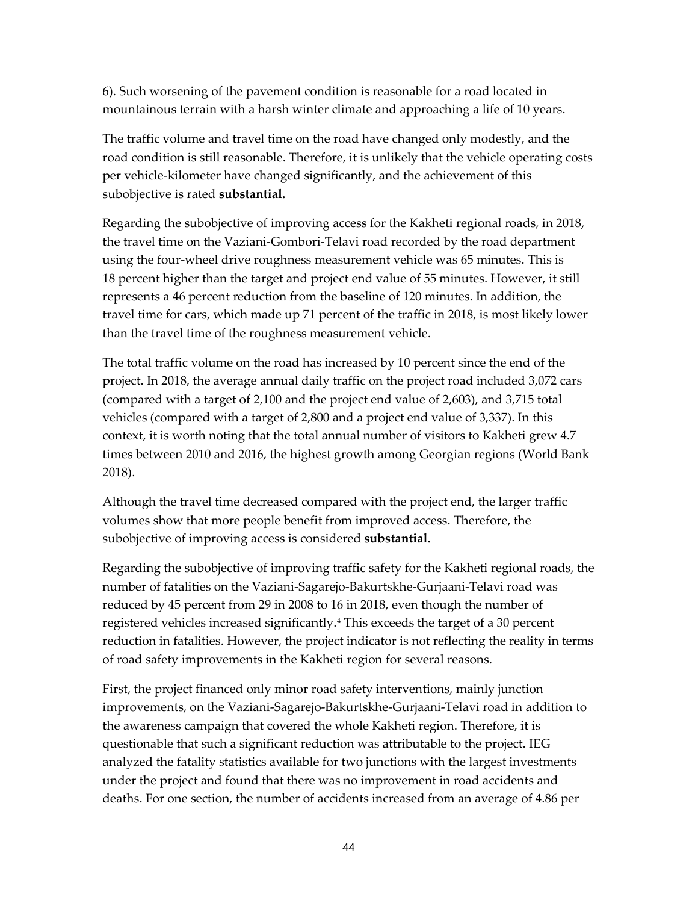6). Such worsening of the pavement condition is reasonable for a road located in mountainous terrain with a harsh winter climate and approaching a life of 10 years.

The traffic volume and travel time on the road have changed only modestly, and the road condition is still reasonable. Therefore, it is unlikely that the vehicle operating costs per vehicle-kilometer have changed significantly, and the achievement of this subobjective is rated **substantial.**

Regarding the subobjective of improving access for the Kakheti regional roads, in 2018, the travel time on the Vaziani-Gombori-Telavi road recorded by the road department using the four-wheel drive roughness measurement vehicle was 65 minutes. This is 18 percent higher than the target and project end value of 55 minutes. However, it still represents a 46 percent reduction from the baseline of 120 minutes. In addition, the travel time for cars, which made up 71 percent of the traffic in 2018, is most likely lower than the travel time of the roughness measurement vehicle.

The total traffic volume on the road has increased by 10 percent since the end of the project. In 2018, the average annual daily traffic on the project road included 3,072 cars (compared with a target of 2,100 and the project end value of 2,603), and 3,715 total vehicles (compared with a target of 2,800 and a project end value of 3,337). In this context, it is worth noting that the total annual number of visitors to Kakheti grew 4.7 times between 2010 and 2016, the highest growth among Georgian regions (World Bank 2018).

Although the travel time decreased compared with the project end, the larger traffic volumes show that more people benefit from improved access. Therefore, the subobjective of improving access is considered **substantial.**

Regarding the subobjective of improving traffic safety for the Kakheti regional roads, the number of fatalities on the Vaziani-Sagarejo-Bakurtskhe-Gurjaani-Telavi road was reduced by 45 percent from 29 in 2008 to 16 in 2018, even though the number of registered vehicles increased significantly.[4] This exceeds the target of a 30 percent reduction in fatalities. However, the project indicator is not reflecting the reality in terms of road safety improvements in the Kakheti region for several reasons.

First, the project financed only minor road safety interventions, mainly junction improvements, on the Vaziani-Sagarejo-Bakurtskhe-Gurjaani-Telavi road in addition to the awareness campaign that covered the whole Kakheti region. Therefore, it is questionable that such a significant reduction was attributable to the project. IEG analyzed the fatality statistics available for two junctions with the largest investments under the project and found that there was no improvement in road accidents and deaths. For one section, the number of accidents increased from an average of 4.86 per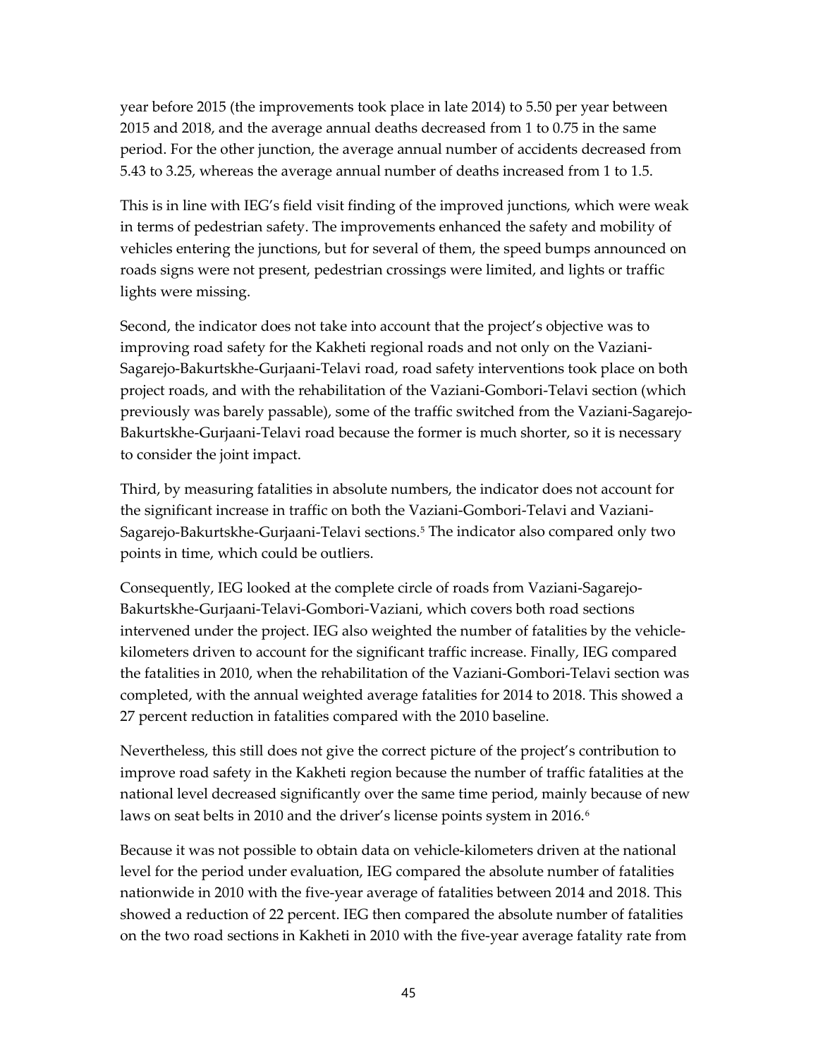year before 2015 (the improvements took place in late 2014) to 5.50 per year between 2015 and 2018, and the average annual deaths decreased from 1 to 0.75 in the same period. For the other junction, the average annual number of accidents decreased from 5.43 to 3.25, whereas the average annual number of deaths increased from 1 to 1.5.

This is in line with IEG's field visit finding of the improved junctions, which were weak in terms of pedestrian safety. The improvements enhanced the safety and mobility of vehicles entering the junctions, but for several of them, the speed bumps announced on roads signs were not present, pedestrian crossings were limited, and lights or traffic lights were missing.

Second, the indicator does not take into account that the project's objective was to improving road safety for the Kakheti regional roads and not only on the Vaziani-Sagarejo-Bakurtskhe-Gurjaani-Telavi road, road safety interventions took place on both project roads, and with the rehabilitation of the Vaziani-Gombori-Telavi section (which previously was barely passable), some of the traffic switched from the Vaziani-Sagarejo-Bakurtskhe-Gurjaani-Telavi road because the former is much shorter, so it is necessary to consider the joint impact.

Third, by measuring fatalities in absolute numbers, the indicator does not account for the significant increase in traffic on both the Vaziani-Gombori-Telavi and Vaziani-Sagarejo-Bakurtskhe-Gurjaani-Telavi sections.[5] The indicator also compared only two points in time, which could be outliers.

Consequently, IEG looked at the complete circle of roads from Vaziani-Sagarejo-Bakurtskhe-Gurjaani-Telavi-Gombori-Vaziani, which covers both road sections intervened under the project. IEG also weighted the number of fatalities by the vehicle-kilometers driven to account for the significant traffic increase. Finally, IEG compared the fatalities in 2010, when the rehabilitation of the Vaziani-Gombori-Telavi section was completed, with the annual weighted average fatalities for 2014 to 2018. This showed a 27 percent reduction in fatalities compared with the 2010 baseline.

Nevertheless, this still does not give the correct picture of the project's contribution to improve road safety in the Kakheti region because the number of traffic fatalities at the national level decreased significantly over the same time period, mainly because of new laws on seat belts in 2010 and the driver's license points system in 2016.[6]

Because it was not possible to obtain data on vehicle-kilometers driven at the national level for the period under evaluation, IEG compared the absolute number of fatalities nationwide in 2010 with the five-year average of fatalities between 2014 and 2018. This showed a reduction of 22 percent. IEG then compared the absolute number of fatalities on the two road sections in Kakheti in 2010 with the five-year average fatality rate from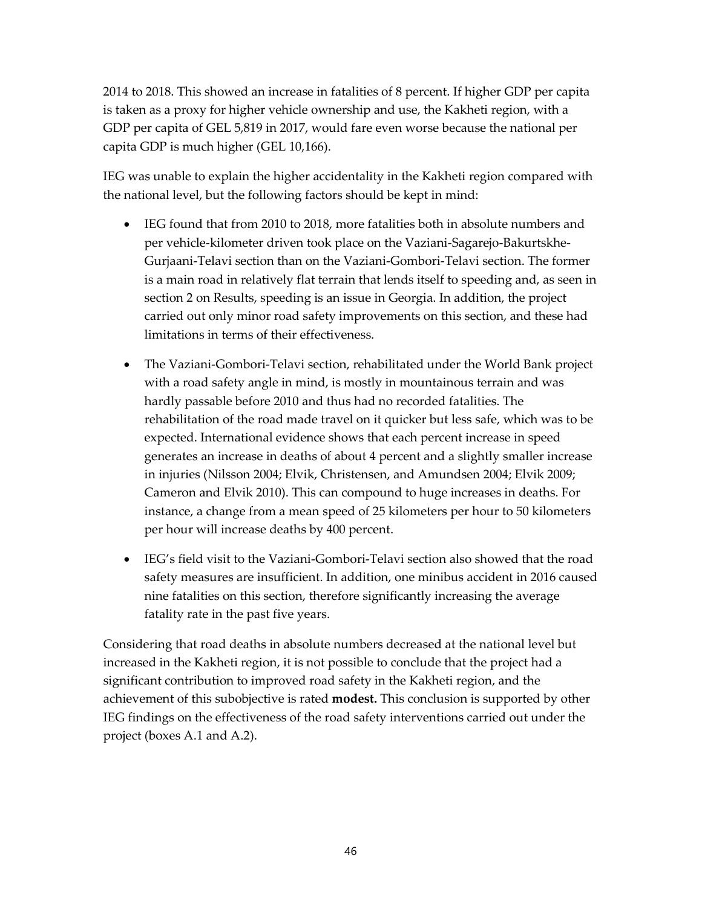2014 to 2018. This showed an increase in fatalities of 8 percent. If higher GDP per capita is taken as a proxy for higher vehicle ownership and use, the Kakheti region, with a GDP per capita of GEL 5,819 in 2017, would fare even worse because the national per capita GDP is much higher (GEL 10,166).

IEG was unable to explain the higher accidentality in the Kakheti region compared with the national level, but the following factors should be kept in mind:

- IEG found that from 2010 to 2018, more fatalities both in absolute numbers and per vehicle-kilometer driven took place on the Vaziani-Sagarejo-Bakurtskhe-Gurjaani-Telavi section than on the Vaziani-Gombori-Telavi section. The former is a main road in relatively flat terrain that lends itself to speeding and, as seen in section 2 on Results, speeding is an issue in Georgia. In addition, the project carried out only minor road safety improvements on this section, and these had limitations in terms of their effectiveness.
- The Vaziani-Gombori-Telavi section, rehabilitated under the World Bank project with a road safety angle in mind, is mostly in mountainous terrain and was hardly passable before 2010 and thus had no recorded fatalities. The rehabilitation of the road made travel on it quicker but less safe, which was to be expected. International evidence shows that each percent increase in speed generates an increase in deaths of about 4 percent and a slightly smaller increase in injuries (Nilsson 2004; Elvik, Christensen, and Amundsen 2004; Elvik 2009; Cameron and Elvik 2010). This can compound to huge increases in deaths. For instance, a change from a mean speed of 25 kilometers per hour to 50 kilometers per hour will increase deaths by 400 percent.
- IEG's field visit to the Vaziani-Gombori-Telavi section also showed that the road safety measures are insufficient. In addition, one minibus accident in 2016 caused nine fatalities on this section, therefore significantly increasing the average fatality rate in the past five years.

Considering that road deaths in absolute numbers decreased at the national level but increased in the Kakheti region, it is not possible to conclude that the project had a significant contribution to improved road safety in the Kakheti region, and the achievement of this subobjective is rated **modest.** This conclusion is supported by other IEG findings on the effectiveness of the road safety interventions carried out under the project (boxes A.1 and A.2).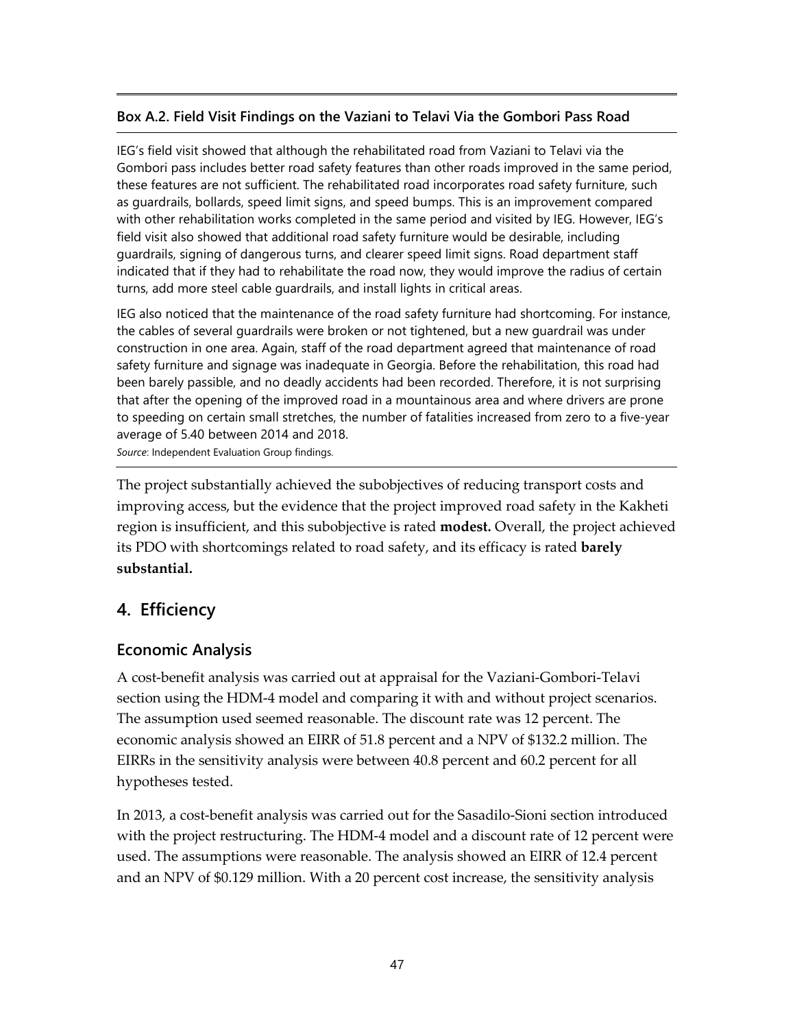**Box A.2. Field Visit Findings on the Vaziani to Telavi Via the Gombori Pass Road**

IEG's field visit showed that although the rehabilitated road from Vaziani to Telavi via the Gombori pass includes better road safety features than other roads improved in the same period, these features are not sufficient. The rehabilitated road incorporates road safety furniture, such as guardrails, bollards, speed limit signs, and speed bumps. This is an improvement compared with other rehabilitation works completed in the same period and visited by IEG. However, IEG's field visit also showed that additional road safety furniture would be desirable, including guardrails, signing of dangerous turns, and clearer speed limit signs. Road department staff indicated that if they had to rehabilitate the road now, they would improve the radius of certain turns, add more steel cable guardrails, and install lights in critical areas.

IEG also noticed that the maintenance of the road safety furniture had shortcoming. For instance, the cables of several guardrails were broken or not tightened, but a new guardrail was under construction in one area. Again, staff of the road department agreed that maintenance of road safety furniture and signage was inadequate in Georgia. Before the rehabilitation, this road had been barely passible, and no deadly accidents had been recorded. Therefore, it is not surprising that after the opening of the improved road in a mountainous area and where drivers are prone to speeding on certain small stretches, the number of fatalities increased from zero to a five-year average of 5.40 between 2014 and 2018.

*Source*: Independent Evaluation Group findings.

The project substantially achieved the subobjectives of reducing transport costs and improving access, but the evidence that the project improved road safety in the Kakheti region is insufficient, and this subobjective is rated **modest.** Overall, the project achieved its PDO with shortcomings related to road safety, and its efficacy is rated **barely substantial.**

## 4. Efficiency

### Economic Analysis

A cost-benefit analysis was carried out at appraisal for the Vaziani-Gombori-Telavi section using the HDM-4 model and comparing it with and without project scenarios. The assumption used seemed reasonable. The discount rate was 12 percent. The economic analysis showed an EIRR of 51.8 percent and a NPV of $132.2 million. The EIRRs in the sensitivity analysis were between 40.8 percent and 60.2 percent for all hypotheses tested.

In 2013, a cost-benefit analysis was carried out for the Sasadilo-Sioni section introduced with the project restructuring. The HDM-4 model and a discount rate of 12 percent were used. The assumptions were reasonable. The analysis showed an EIRR of 12.4 percent and an NPV of $0.129 million. With a 20 percent cost increase, the sensitivity analysis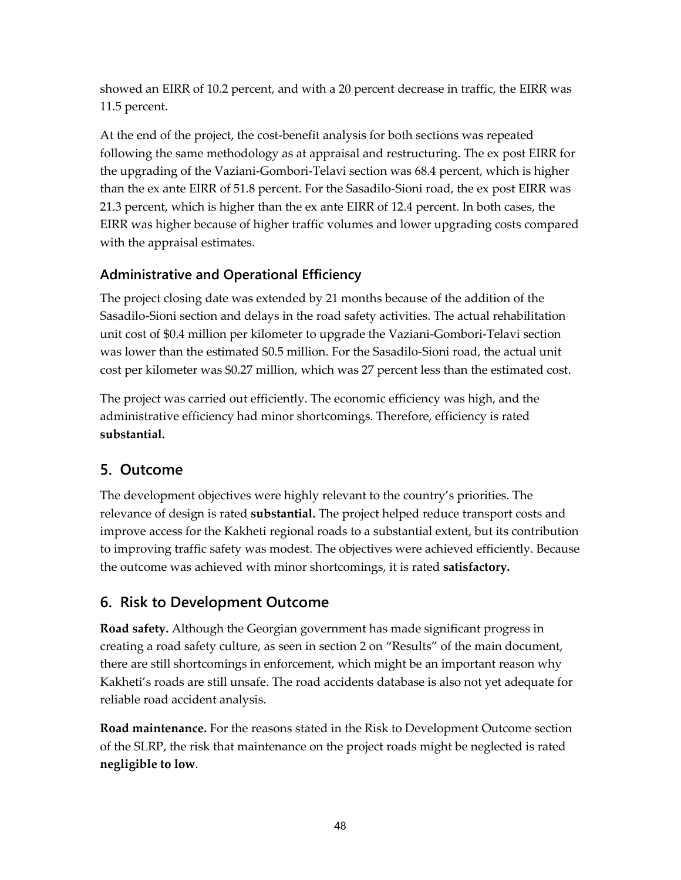showed an EIRR of 10.2 percent, and with a 20 percent decrease in traffic, the EIRR was 11.5 percent.

At the end of the project, the cost-benefit analysis for both sections was repeated following the same methodology as at appraisal and restructuring. The ex post EIRR for the upgrading of the Vaziani-Gombori-Telavi section was 68.4 percent, which is higher than the ex ante EIRR of 51.8 percent. For the Sasadilo-Sioni road, the ex post EIRR was 21.3 percent, which is higher than the ex ante EIRR of 12.4 percent. In both cases, the EIRR was higher because of higher traffic volumes and lower upgrading costs compared with the appraisal estimates.

### Administrative and Operational Efficiency

The project closing date was extended by 21 months because of the addition of the Sasadilo-Sioni section and delays in the road safety activities. The actual rehabilitation unit cost of $0.4 million per kilometer to upgrade the Vaziani-Gombori-Telavi section was lower than the estimated $0.5 million. For the Sasadilo-Sioni road, the actual unit cost per kilometer was $0.27 million, which was 27 percent less than the estimated cost.

The project was carried out efficiently. The economic efficiency was high, and the administrative efficiency had minor shortcomings. Therefore, efficiency is rated **substantial.**

## 5. Outcome

The development objectives were highly relevant to the country's priorities. The relevance of design is rated **substantial.** The project helped reduce transport costs and improve access for the Kakheti regional roads to a substantial extent, but its contribution to improving traffic safety was modest. The objectives were achieved efficiently. Because the outcome was achieved with minor shortcomings, it is rated **satisfactory.**

## 6. Risk to Development Outcome

**Road safety.** Although the Georgian government has made significant progress in creating a road safety culture, as seen in section 2 on "Results" of the main document, there are still shortcomings in enforcement, which might be an important reason why Kakheti's roads are still unsafe. The road accidents database is also not yet adequate for reliable road accident analysis.

**Road maintenance.** For the reasons stated in the Risk to Development Outcome section of the SLRP, the risk that maintenance on the project roads might be neglected is rated **negligible to low**.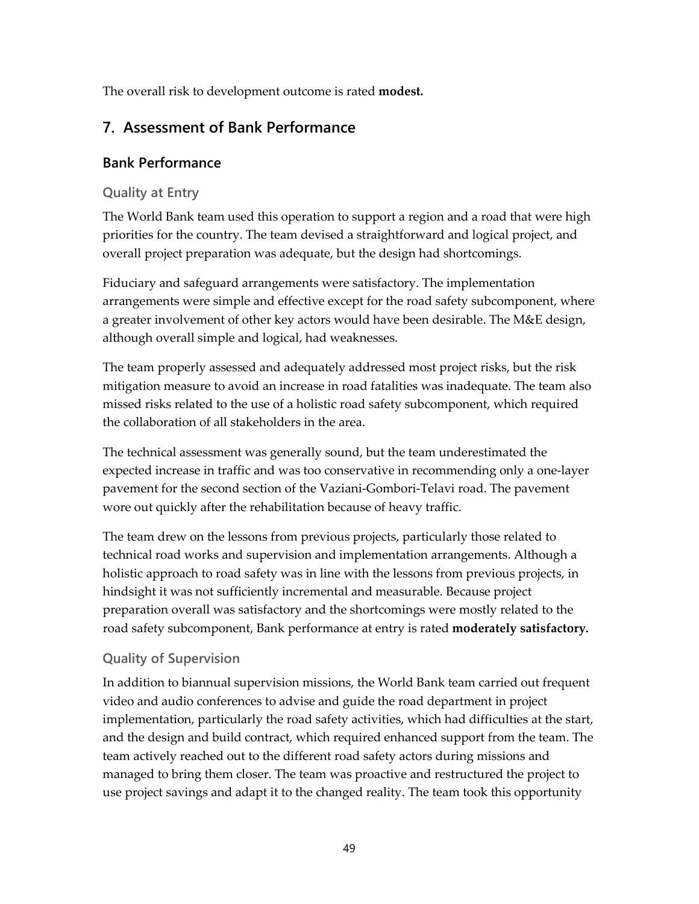The overall risk to development outcome is rated **modest.**

## 7. Assessment of Bank Performance

### Bank Performance

#### Quality at Entry

The World Bank team used this operation to support a region and a road that were high priorities for the country. The team devised a straightforward and logical project, and overall project preparation was adequate, but the design had shortcomings.

Fiduciary and safeguard arrangements were satisfactory. The implementation arrangements were simple and effective except for the road safety subcomponent, where a greater involvement of other key actors would have been desirable. The M&E design, although overall simple and logical, had weaknesses.

The team properly assessed and adequately addressed most project risks, but the risk mitigation measure to avoid an increase in road fatalities was inadequate. The team also missed risks related to the use of a holistic road safety subcomponent, which required the collaboration of all stakeholders in the area.

The technical assessment was generally sound, but the team underestimated the expected increase in traffic and was too conservative in recommending only a one-layer pavement for the second section of the Vaziani-Gombori-Telavi road. The pavement wore out quickly after the rehabilitation because of heavy traffic.

The team drew on the lessons from previous projects, particularly those related to technical road works and supervision and implementation arrangements. Although a holistic approach to road safety was in line with the lessons from previous projects, in hindsight it was not sufficiently incremental and measurable. Because project preparation overall was satisfactory and the shortcomings were mostly related to the road safety subcomponent, Bank performance at entry is rated **moderately satisfactory.**

#### Quality of Supervision

In addition to biannual supervision missions, the World Bank team carried out frequent video and audio conferences to advise and guide the road department in project implementation, particularly the road safety activities, which had difficulties at the start, and the design and build contract, which required enhanced support from the team. The team actively reached out to the different road safety actors during missions and managed to bring them closer. The team was proactive and restructured the project to use project savings and adapt it to the changed reality. The team took this opportunity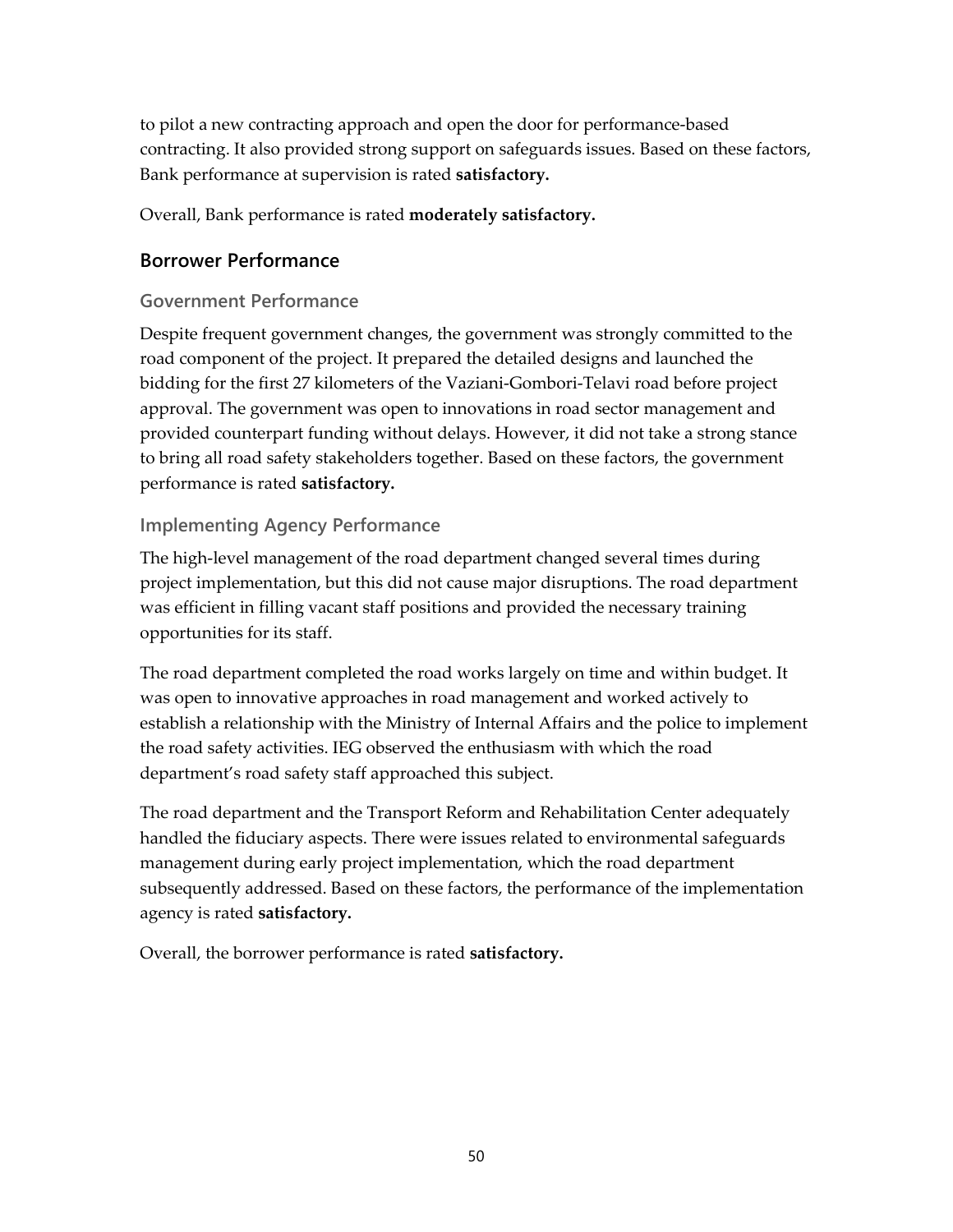to pilot a new contracting approach and open the door for performance-based contracting. It also provided strong support on safeguards issues. Based on these factors, Bank performance at supervision is rated **satisfactory.**

Overall, Bank performance is rated **moderately satisfactory.**

## Borrower Performance

### Government Performance

Despite frequent government changes, the government was strongly committed to the road component of the project. It prepared the detailed designs and launched the bidding for the first 27 kilometers of the Vaziani-Gombori-Telavi road before project approval. The government was open to innovations in road sector management and provided counterpart funding without delays. However, it did not take a strong stance to bring all road safety stakeholders together. Based on these factors, the government performance is rated **satisfactory.**

### Implementing Agency Performance

The high-level management of the road department changed several times during project implementation, but this did not cause major disruptions. The road department was efficient in filling vacant staff positions and provided the necessary training opportunities for its staff.

The road department completed the road works largely on time and within budget. It was open to innovative approaches in road management and worked actively to establish a relationship with the Ministry of Internal Affairs and the police to implement the road safety activities. IEG observed the enthusiasm with which the road department's road safety staff approached this subject.

The road department and the Transport Reform and Rehabilitation Center adequately handled the fiduciary aspects. There were issues related to environmental safeguards management during early project implementation, which the road department subsequently addressed. Based on these factors, the performance of the implementation agency is rated **satisfactory.**

Overall, the borrower performance is rated **satisfactory.**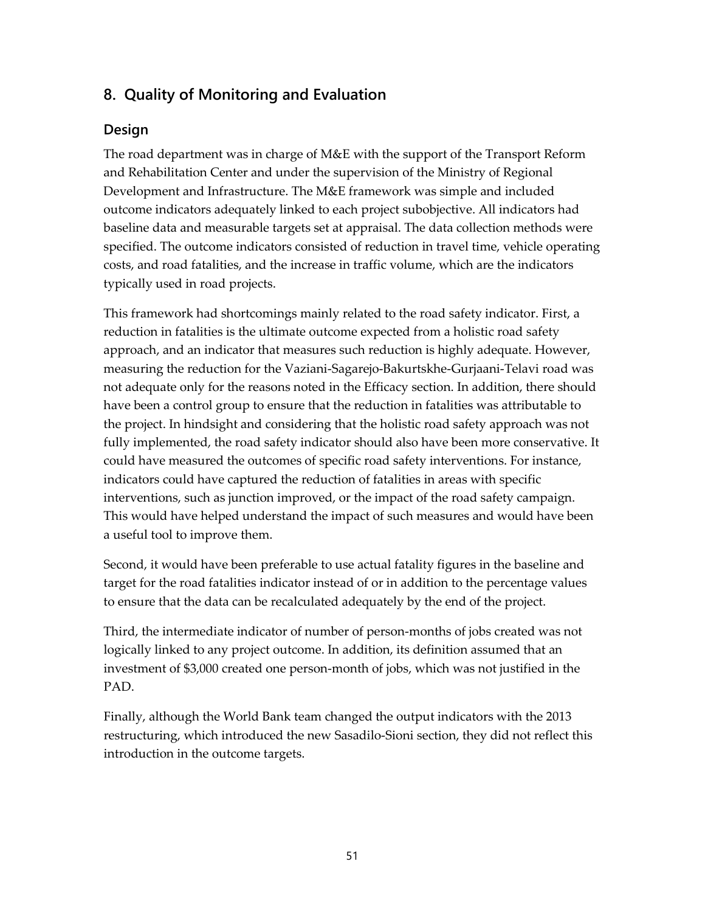## 8. Quality of Monitoring and Evaluation

### Design

The road department was in charge of M&E with the support of the Transport Reform and Rehabilitation Center and under the supervision of the Ministry of Regional Development and Infrastructure. The M&E framework was simple and included outcome indicators adequately linked to each project subobjective. All indicators had baseline data and measurable targets set at appraisal. The data collection methods were specified. The outcome indicators consisted of reduction in travel time, vehicle operating costs, and road fatalities, and the increase in traffic volume, which are the indicators typically used in road projects.

This framework had shortcomings mainly related to the road safety indicator. First, a reduction in fatalities is the ultimate outcome expected from a holistic road safety approach, and an indicator that measures such reduction is highly adequate. However, measuring the reduction for the Vaziani-Sagarejo-Bakurtskhe-Gurjaani-Telavi road was not adequate only for the reasons noted in the Efficacy section. In addition, there should have been a control group to ensure that the reduction in fatalities was attributable to the project. In hindsight and considering that the holistic road safety approach was not fully implemented, the road safety indicator should also have been more conservative. It could have measured the outcomes of specific road safety interventions. For instance, indicators could have captured the reduction of fatalities in areas with specific interventions, such as junction improved, or the impact of the road safety campaign. This would have helped understand the impact of such measures and would have been a useful tool to improve them.

Second, it would have been preferable to use actual fatality figures in the baseline and target for the road fatalities indicator instead of or in addition to the percentage values to ensure that the data can be recalculated adequately by the end of the project.

Third, the intermediate indicator of number of person-months of jobs created was not logically linked to any project outcome. In addition, its definition assumed that an investment of $3,000 created one person-month of jobs, which was not justified in the PAD.

Finally, although the World Bank team changed the output indicators with the 2013 restructuring, which introduced the new Sasadilo-Sioni section, they did not reflect this introduction in the outcome targets.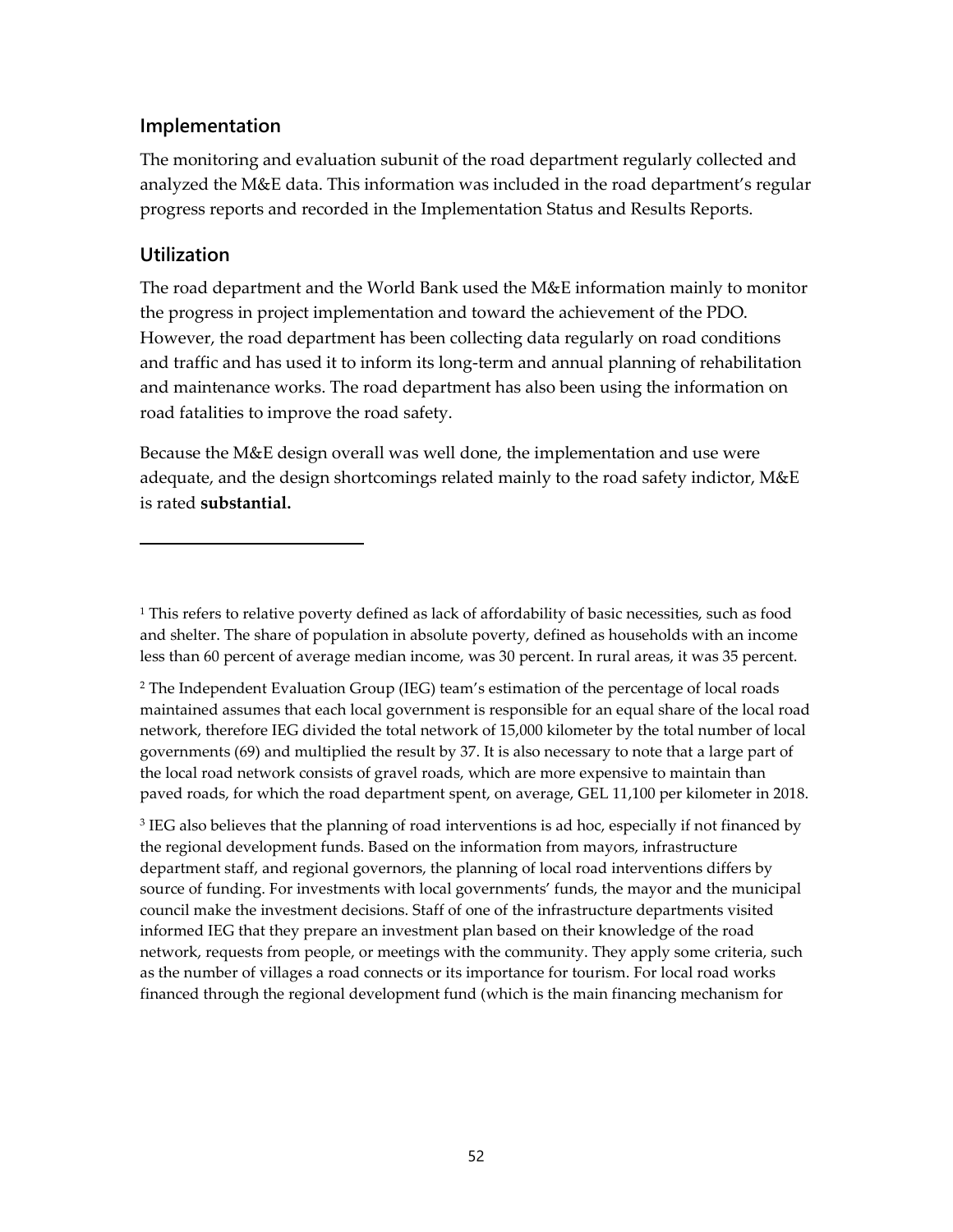### Implementation

The monitoring and evaluation subunit of the road department regularly collected and analyzed the M&E data. This information was included in the road department's regular progress reports and recorded in the Implementation Status and Results Reports.

### Utilization

The road department and the World Bank used the M&E information mainly to monitor the progress in project implementation and toward the achievement of the PDO. However, the road department has been collecting data regularly on road conditions and traffic and has used it to inform its long-term and annual planning of rehabilitation and maintenance works. The road department has also been using the information on road fatalities to improve the road safety.

Because the M&E design overall was well done, the implementation and use were adequate, and the design shortcomings related mainly to the road safety indictor, M&E is rated **substantial.**

---

[1] This refers to relative poverty defined as lack of affordability of basic necessities, such as food and shelter. The share of population in absolute poverty, defined as households with an income less than 60 percent of average median income, was 30 percent. In rural areas, it was 35 percent.

[2] The Independent Evaluation Group (IEG) team's estimation of the percentage of local roads maintained assumes that each local government is responsible for an equal share of the local road network, therefore IEG divided the total network of 15,000 kilometer by the total number of local governments (69) and multiplied the result by 37. It is also necessary to note that a large part of the local road network consists of gravel roads, which are more expensive to maintain than paved roads, for which the road department spent, on average, GEL 11,100 per kilometer in 2018.

[3] IEG also believes that the planning of road interventions is ad hoc, especially if not financed by the regional development funds. Based on the information from mayors, infrastructure department staff, and regional governors, the planning of local road interventions differs by source of funding. For investments with local governments' funds, the mayor and the municipal council make the investment decisions. Staff of one of the infrastructure departments visited informed IEG that they prepare an investment plan based on their knowledge of the road network, requests from people, or meetings with the community. They apply some criteria, such as the number of villages a road connects or its importance for tourism. For local road works financed through the regional development fund (which is the main financing mechanism for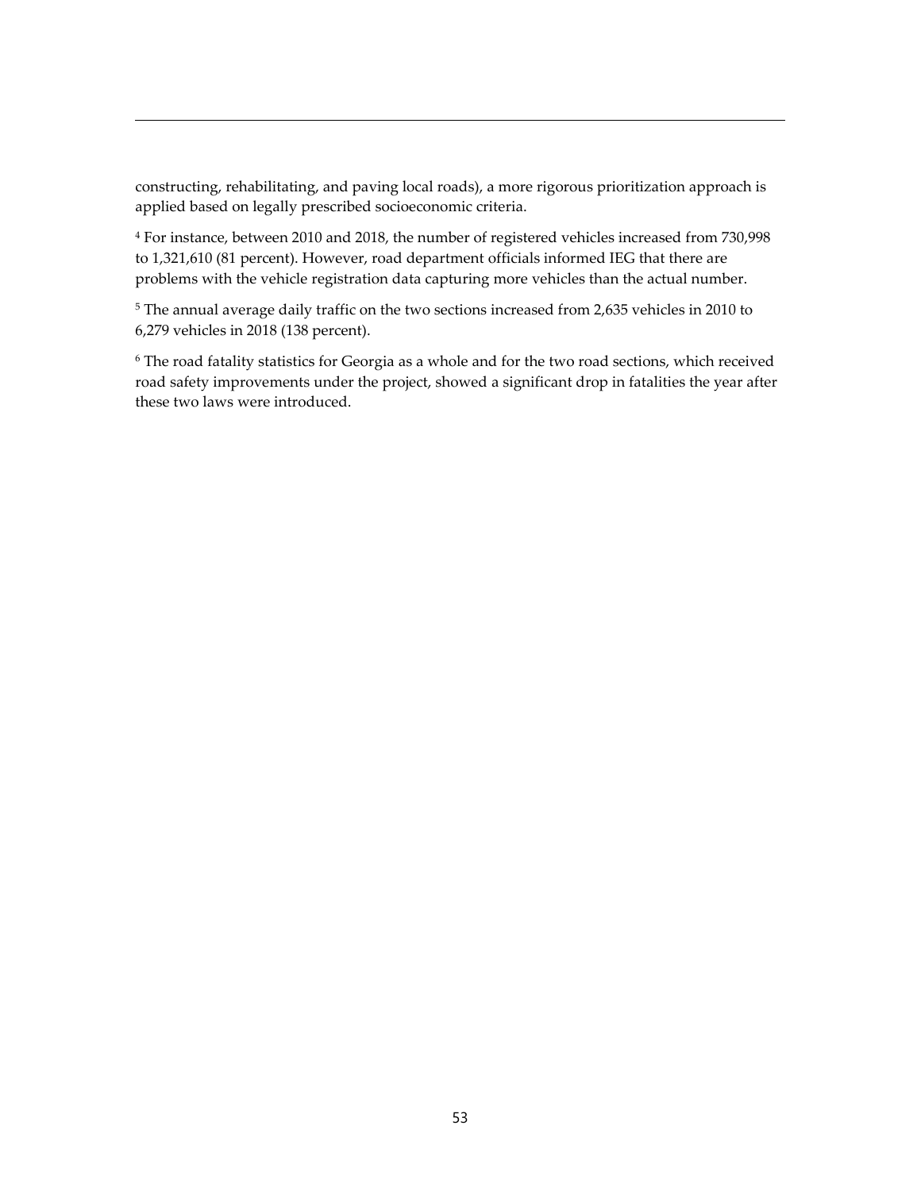constructing, rehabilitating, and paving local roads), a more rigorous prioritization approach is applied based on legally prescribed socioeconomic criteria.

[4] For instance, between 2010 and 2018, the number of registered vehicles increased from 730,998 to 1,321,610 (81 percent). However, road department officials informed IEG that there are problems with the vehicle registration data capturing more vehicles than the actual number.

[5] The annual average daily traffic on the two sections increased from 2,635 vehicles in 2010 to 6,279 vehicles in 2018 (138 percent).

[6] The road fatality statistics for Georgia as a whole and for the two road sections, which received road safety improvements under the project, showed a significant drop in fatalities the year after these two laws were introduced.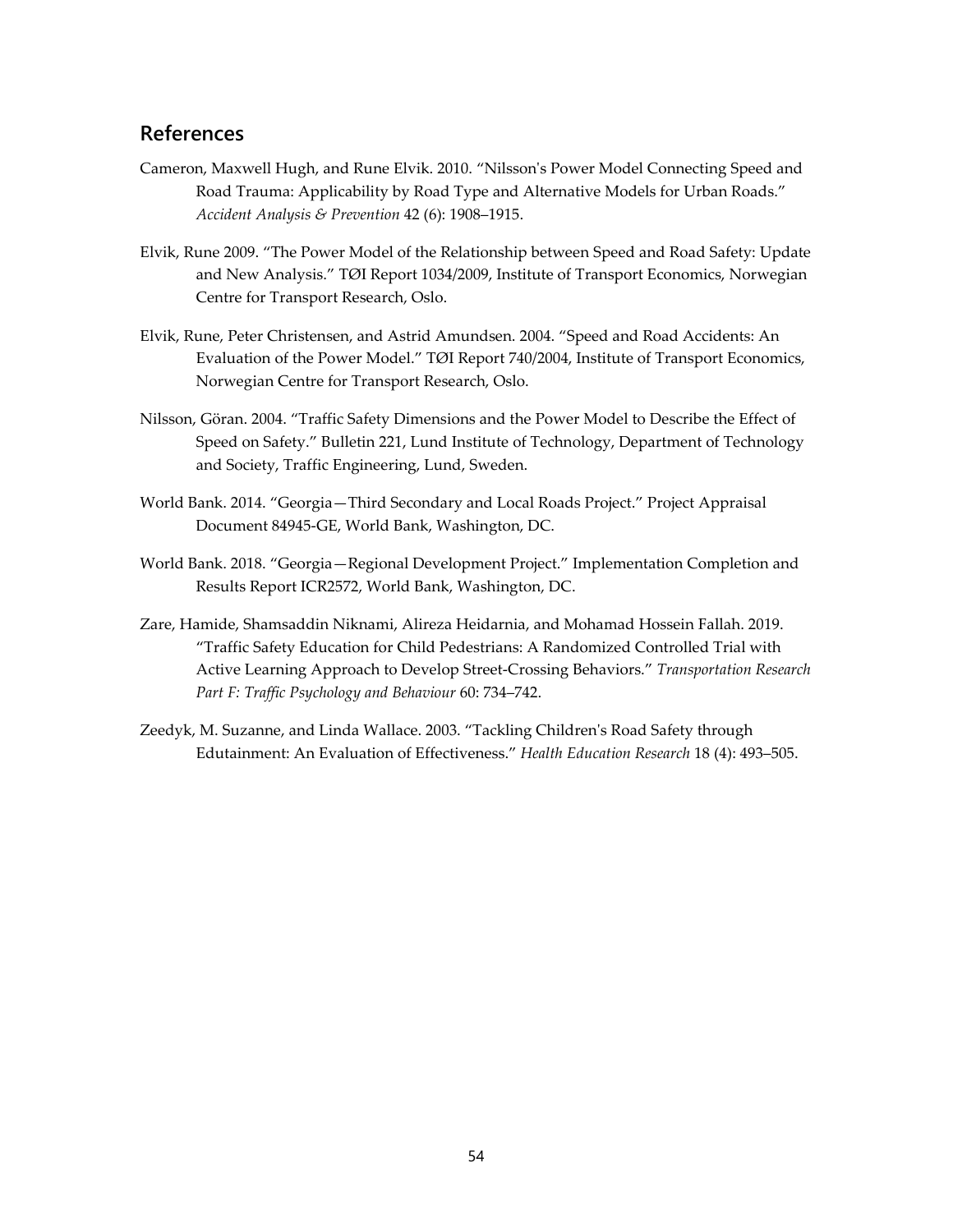## References

Cameron, Maxwell Hugh, and Rune Elvik. 2010. "Nilsson's Power Model Connecting Speed and Road Trauma: Applicability by Road Type and Alternative Models for Urban Roads." *Accident Analysis & Prevention* 42 (6): 1908–1915.

Elvik, Rune 2009. "The Power Model of the Relationship between Speed and Road Safety: Update and New Analysis." TØI Report 1034/2009, Institute of Transport Economics, Norwegian Centre for Transport Research, Oslo.

Elvik, Rune, Peter Christensen, and Astrid Amundsen. 2004. "Speed and Road Accidents: An Evaluation of the Power Model." TØI Report 740/2004, Institute of Transport Economics, Norwegian Centre for Transport Research, Oslo.

Nilsson, Göran. 2004. "Traffic Safety Dimensions and the Power Model to Describe the Effect of Speed on Safety." Bulletin 221, Lund Institute of Technology, Department of Technology and Society, Traffic Engineering, Lund, Sweden.

World Bank. 2014. "Georgia—Third Secondary and Local Roads Project." Project Appraisal Document 84945-GE, World Bank, Washington, DC.

World Bank. 2018. "Georgia—Regional Development Project." Implementation Completion and Results Report ICR2572, World Bank, Washington, DC.

Zare, Hamide, Shamsaddin Niknami, Alireza Heidarnia, and Mohamad Hossein Fallah. 2019. "Traffic Safety Education for Child Pedestrians: A Randomized Controlled Trial with Active Learning Approach to Develop Street-Crossing Behaviors." *Transportation Research Part F: Traffic Psychology and Behaviour* 60: 734–742.

Zeedyk, M. Suzanne, and Linda Wallace. 2003. "Tackling Children's Road Safety through Edutainment: An Evaluation of Effectiveness." *Health Education Research* 18 (4): 493–505.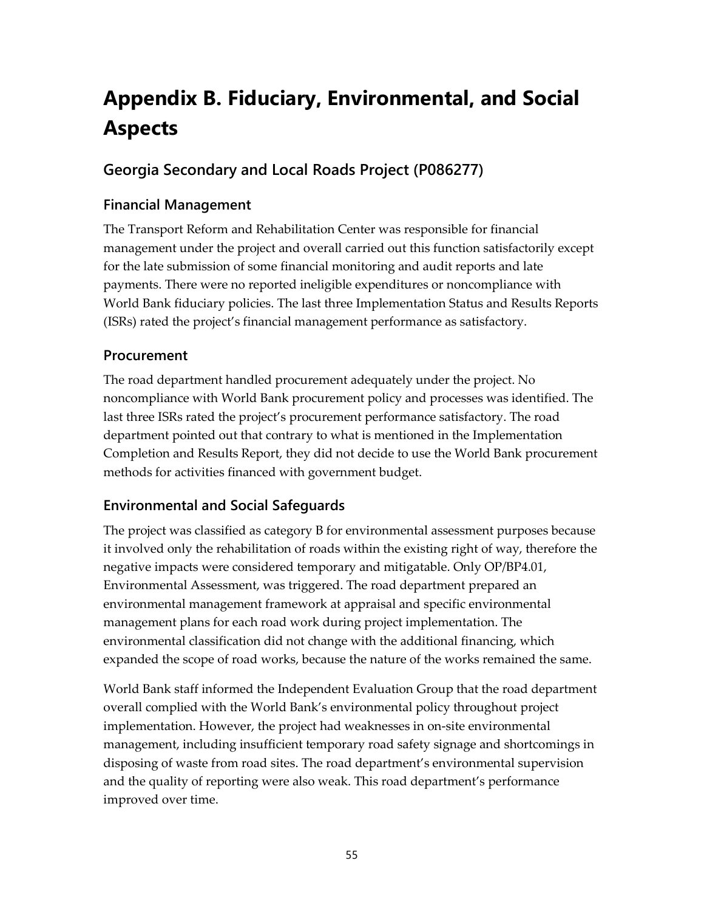# Appendix B. Fiduciary, Environmental, and Social Aspects

## Georgia Secondary and Local Roads Project (P086277)

### Financial Management

The Transport Reform and Rehabilitation Center was responsible for financial management under the project and overall carried out this function satisfactorily except for the late submission of some financial monitoring and audit reports and late payments. There were no reported ineligible expenditures or noncompliance with World Bank fiduciary policies. The last three Implementation Status and Results Reports (ISRs) rated the project's financial management performance as satisfactory.

### Procurement

The road department handled procurement adequately under the project. No noncompliance with World Bank procurement policy and processes was identified. The last three ISRs rated the project's procurement performance satisfactory. The road department pointed out that contrary to what is mentioned in the Implementation Completion and Results Report, they did not decide to use the World Bank procurement methods for activities financed with government budget.

### Environmental and Social Safeguards

The project was classified as category B for environmental assessment purposes because it involved only the rehabilitation of roads within the existing right of way, therefore the negative impacts were considered temporary and mitigatable. Only OP/BP4.01, Environmental Assessment, was triggered. The road department prepared an environmental management framework at appraisal and specific environmental management plans for each road work during project implementation. The environmental classification did not change with the additional financing, which expanded the scope of road works, because the nature of the works remained the same.

World Bank staff informed the Independent Evaluation Group that the road department overall complied with the World Bank's environmental policy throughout project implementation. However, the project had weaknesses in on-site environmental management, including insufficient temporary road safety signage and shortcomings in disposing of waste from road sites. The road department's environmental supervision and the quality of reporting were also weak. This road department's performance improved over time.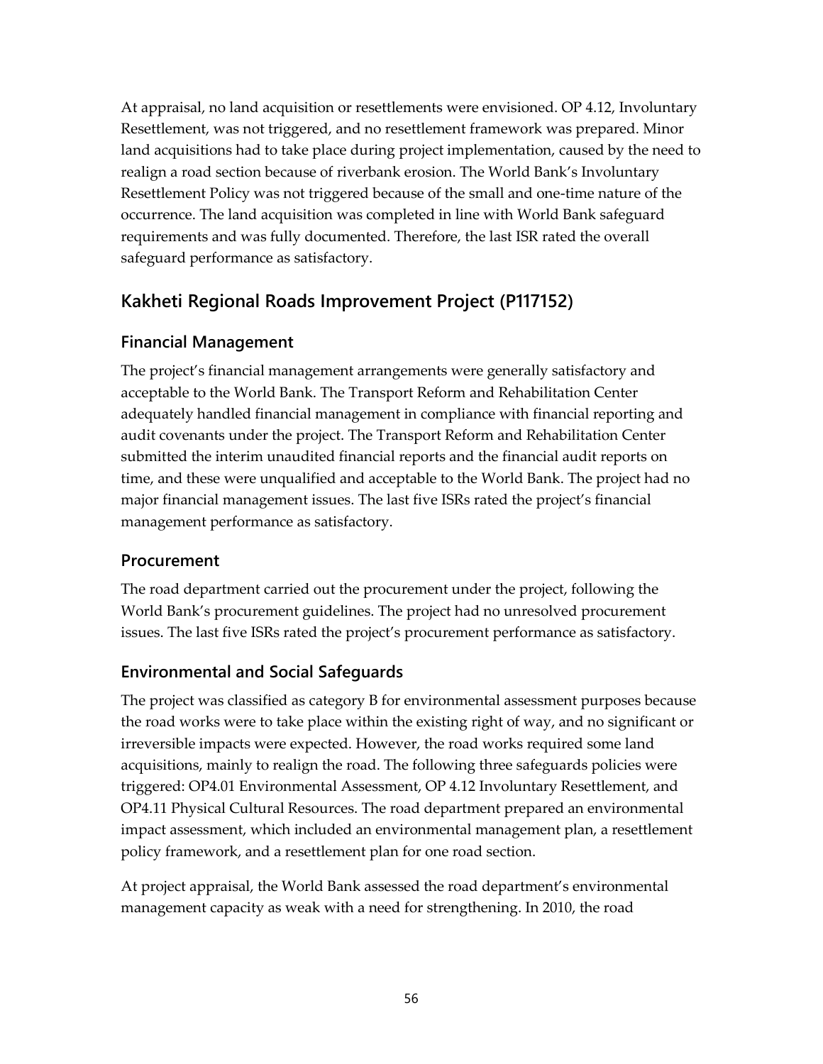At appraisal, no land acquisition or resettlements were envisioned. OP 4.12, Involuntary Resettlement, was not triggered, and no resettlement framework was prepared. Minor land acquisitions had to take place during project implementation, caused by the need to realign a road section because of riverbank erosion. The World Bank's Involuntary Resettlement Policy was not triggered because of the small and one-time nature of the occurrence. The land acquisition was completed in line with World Bank safeguard requirements and was fully documented. Therefore, the last ISR rated the overall safeguard performance as satisfactory.

## Kakheti Regional Roads Improvement Project (P117152)

### Financial Management

The project's financial management arrangements were generally satisfactory and acceptable to the World Bank. The Transport Reform and Rehabilitation Center adequately handled financial management in compliance with financial reporting and audit covenants under the project. The Transport Reform and Rehabilitation Center submitted the interim unaudited financial reports and the financial audit reports on time, and these were unqualified and acceptable to the World Bank. The project had no major financial management issues. The last five ISRs rated the project's financial management performance as satisfactory.

### Procurement

The road department carried out the procurement under the project, following the World Bank's procurement guidelines. The project had no unresolved procurement issues. The last five ISRs rated the project's procurement performance as satisfactory.

### Environmental and Social Safeguards

The project was classified as category B for environmental assessment purposes because the road works were to take place within the existing right of way, and no significant or irreversible impacts were expected. However, the road works required some land acquisitions, mainly to realign the road. The following three safeguards policies were triggered: OP4.01 Environmental Assessment, OP 4.12 Involuntary Resettlement, and OP4.11 Physical Cultural Resources. The road department prepared an environmental impact assessment, which included an environmental management plan, a resettlement policy framework, and a resettlement plan for one road section.

At project appraisal, the World Bank assessed the road department's environmental management capacity as weak with a need for strengthening. In 2010, the road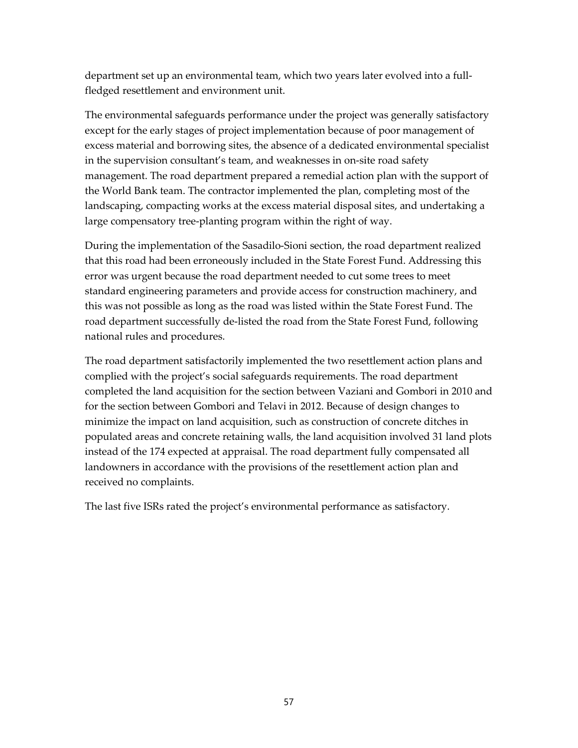department set up an environmental team, which two years later evolved into a full-fledged resettlement and environment unit.

The environmental safeguards performance under the project was generally satisfactory except for the early stages of project implementation because of poor management of excess material and borrowing sites, the absence of a dedicated environmental specialist in the supervision consultant's team, and weaknesses in on-site road safety management. The road department prepared a remedial action plan with the support of the World Bank team. The contractor implemented the plan, completing most of the landscaping, compacting works at the excess material disposal sites, and undertaking a large compensatory tree-planting program within the right of way.

During the implementation of the Sasadilo-Sioni section, the road department realized that this road had been erroneously included in the State Forest Fund. Addressing this error was urgent because the road department needed to cut some trees to meet standard engineering parameters and provide access for construction machinery, and this was not possible as long as the road was listed within the State Forest Fund. The road department successfully de-listed the road from the State Forest Fund, following national rules and procedures.

The road department satisfactorily implemented the two resettlement action plans and complied with the project's social safeguards requirements. The road department completed the land acquisition for the section between Vaziani and Gombori in 2010 and for the section between Gombori and Telavi in 2012. Because of design changes to minimize the impact on land acquisition, such as construction of concrete ditches in populated areas and concrete retaining walls, the land acquisition involved 31 land plots instead of the 174 expected at appraisal. The road department fully compensated all landowners in accordance with the provisions of the resettlement action plan and received no complaints.

The last five ISRs rated the project's environmental performance as satisfactory.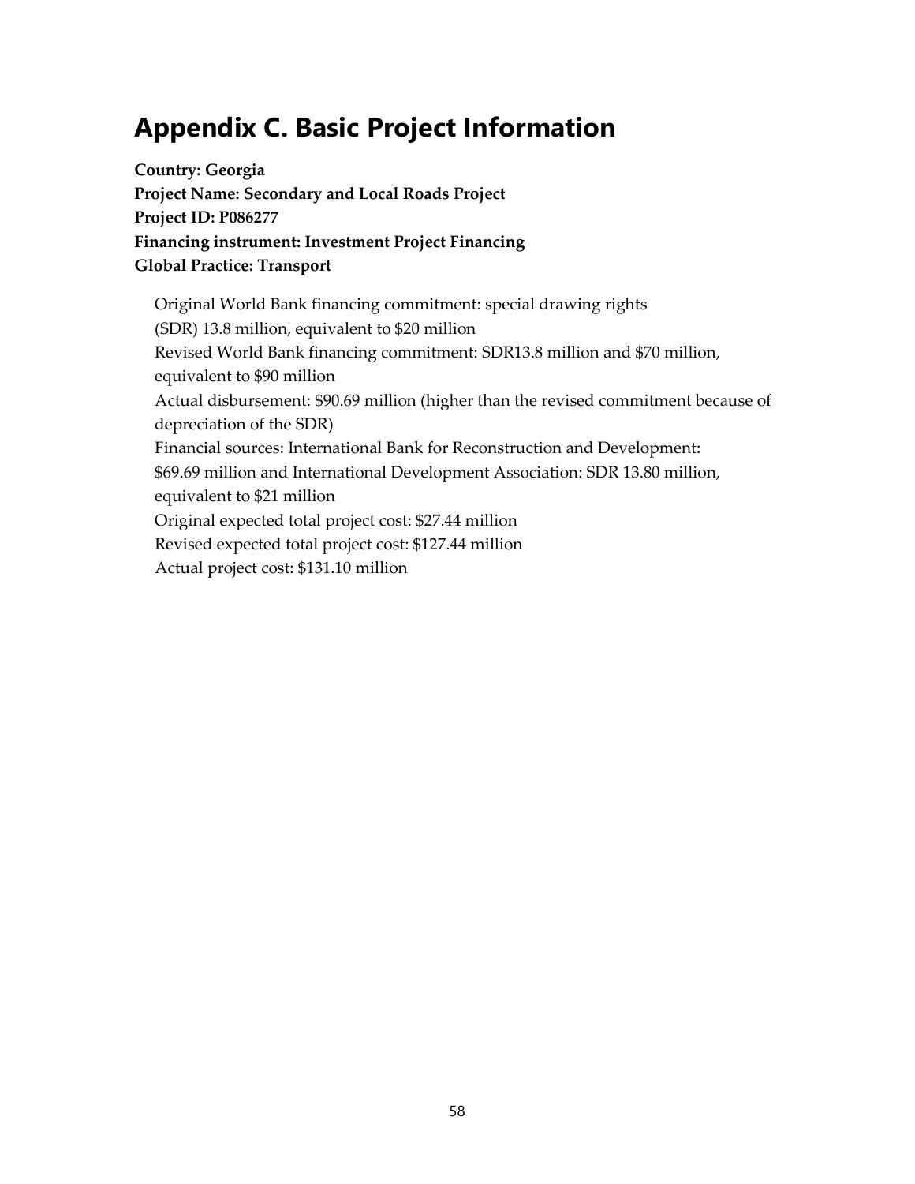# Appendix C. Basic Project Information

**Country: Georgia**
**Project Name: Secondary and Local Roads Project**
**Project ID: P086277**
**Financing instrument: Investment Project Financing**
**Global Practice: Transport**

Original World Bank financing commitment: special drawing rights (SDR) 13.8 million, equivalent to $20 million

Revised World Bank financing commitment: SDR13.8 million and $70 million, equivalent to $90 million

Actual disbursement: $90.69 million (higher than the revised commitment because of depreciation of the SDR)

Financial sources: International Bank for Reconstruction and Development: $69.69 million and International Development Association: SDR 13.80 million, equivalent to $21 million

Original expected total project cost: $27.44 million

Revised expected total project cost: $127.44 million

Actual project cost: $131.10 million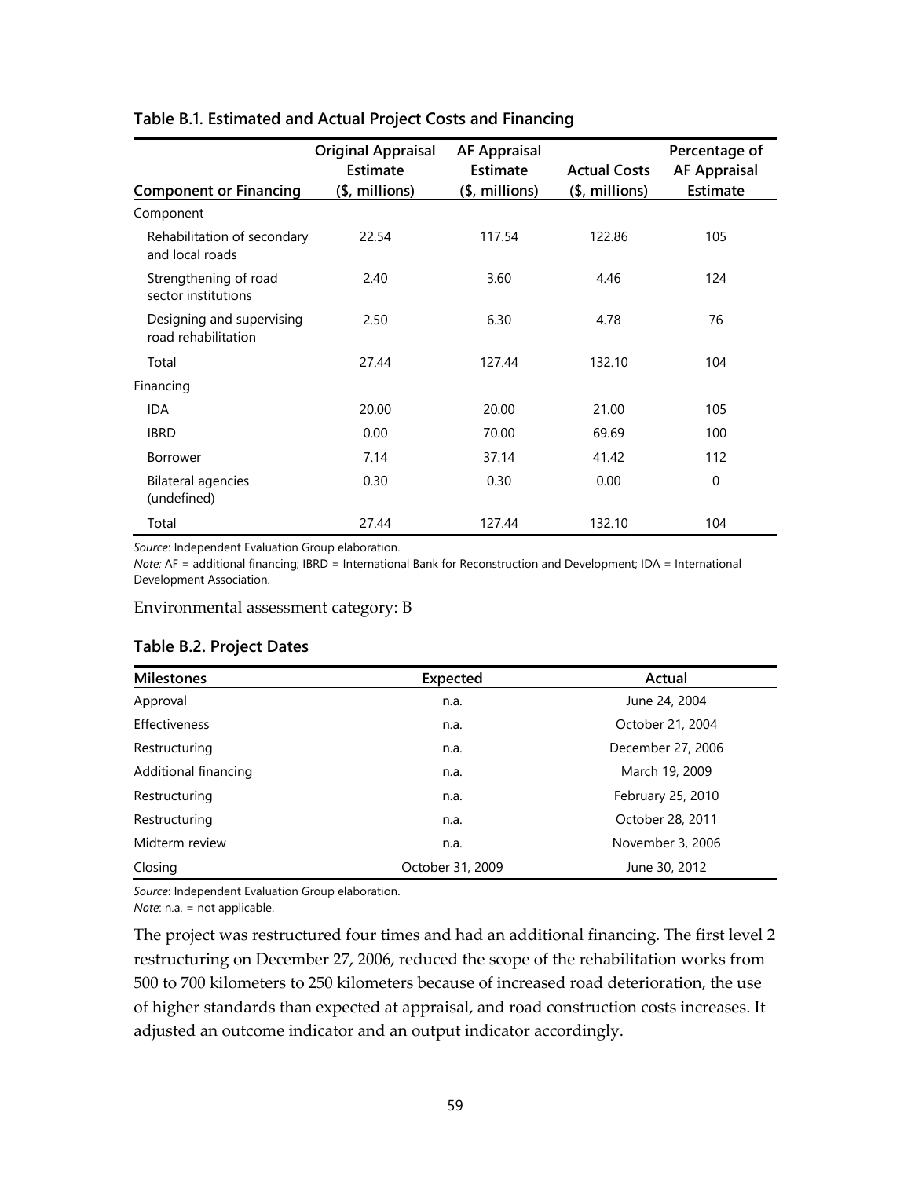**Table B.1. Estimated and Actual Project Costs and Financing**

| Component or Financing | Original Appraisal Estimate ($, millions) | AF Appraisal Estimate ($, millions) | Actual Costs ($, millions) | Percentage of AF Appraisal Estimate |
|---|---|---|---|---|
| Component | | | | |
| Rehabilitation of secondary and local roads | 22.54 | 117.54 | 122.86 | 105 |
| Strengthening of road sector institutions | 2.40 | 3.60 | 4.46 | 124 |
| Designing and supervising road rehabilitation | 2.50 | 6.30 | 4.78 | 76 |
| Total | 27.44 | 127.44 | 132.10 | 104 |
| Financing | | | | |
| IDA | 20.00 | 20.00 | 21.00 | 105 |
| IBRD | 0.00 | 70.00 | 69.69 | 100 |
| Borrower | 7.14 | 37.14 | 41.42 | 112 |
| Bilateral agencies (undefined) | 0.30 | 0.30 | 0.00 | 0 |
| Total | 27.44 | 127.44 | 132.10 | 104 |

*Source*: Independent Evaluation Group elaboration.
*Note:* AF = additional financing; IBRD = International Bank for Reconstruction and Development; IDA = International Development Association.

Environmental assessment category: B

**Table B.2. Project Dates**

| Milestones | Expected | Actual |
|---|---|---|
| Approval | n.a. | June 24, 2004 |
| Effectiveness | n.a. | October 21, 2004 |
| Restructuring | n.a. | December 27, 2006 |
| Additional financing | n.a. | March 19, 2009 |
| Restructuring | n.a. | February 25, 2010 |
| Restructuring | n.a. | October 28, 2011 |
| Midterm review | n.a. | November 3, 2006 |
| Closing | October 31, 2009 | June 30, 2012 |

*Source*: Independent Evaluation Group elaboration.
*Note*: n.a. = not applicable.

The project was restructured four times and had an additional financing. The first level 2 restructuring on December 27, 2006, reduced the scope of the rehabilitation works from 500 to 700 kilometers to 250 kilometers because of increased road deterioration, the use of higher standards than expected at appraisal, and road construction costs increases. It adjusted an outcome indicator and an output indicator accordingly.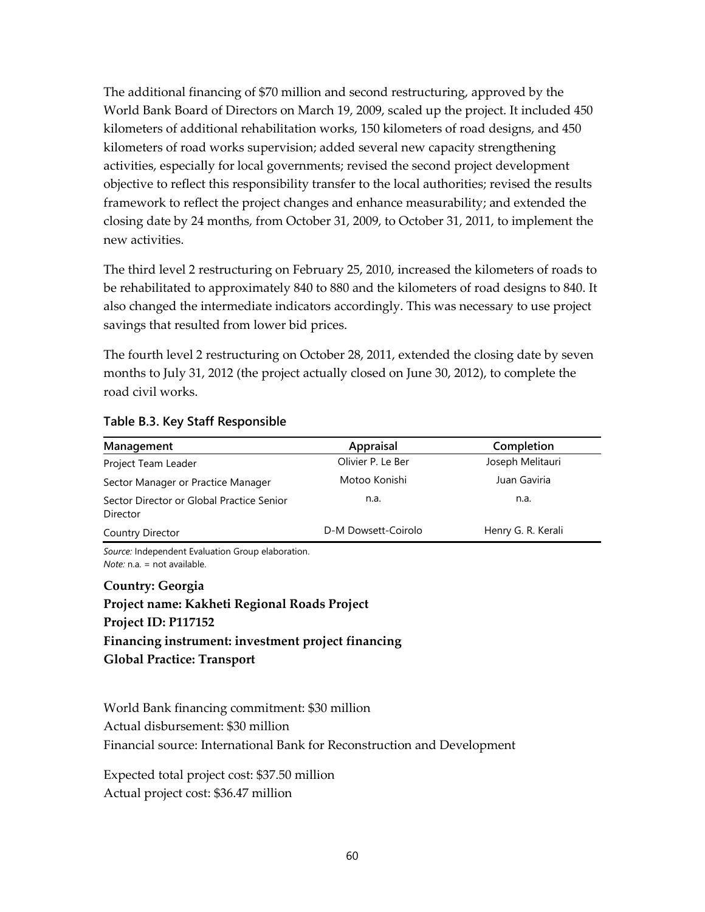The additional financing of $70 million and second restructuring, approved by the World Bank Board of Directors on March 19, 2009, scaled up the project. It included 450 kilometers of additional rehabilitation works, 150 kilometers of road designs, and 450 kilometers of road works supervision; added several new capacity strengthening activities, especially for local governments; revised the second project development objective to reflect this responsibility transfer to the local authorities; revised the results framework to reflect the project changes and enhance measurability; and extended the closing date by 24 months, from October 31, 2009, to October 31, 2011, to implement the new activities.

The third level 2 restructuring on February 25, 2010, increased the kilometers of roads to be rehabilitated to approximately 840 to 880 and the kilometers of road designs to 840. It also changed the intermediate indicators accordingly. This was necessary to use project savings that resulted from lower bid prices.

The fourth level 2 restructuring on October 28, 2011, extended the closing date by seven months to July 31, 2012 (the project actually closed on June 30, 2012), to complete the road civil works.

**Table B.3. Key Staff Responsible**

| Management | Appraisal | Completion |
|---|---|---|
| Project Team Leader | Olivier P. Le Ber | Joseph Melitauri |
| Sector Manager or Practice Manager | Motoo Konishi | Juan Gaviria |
| Sector Director or Global Practice Senior Director | n.a. | n.a. |
| Country Director | D-M Dowsett-Coirolo | Henry G. R. Kerali |

*Source:* Independent Evaluation Group elaboration.
*Note:* n.a. = not available.

**Country: Georgia**
**Project name: Kakheti Regional Roads Project**
**Project ID: P117152**
**Financing instrument: investment project financing**
**Global Practice: Transport**

World Bank financing commitment: $30 million
Actual disbursement: $30 million
Financial source: International Bank for Reconstruction and Development

Expected total project cost: $37.50 million
Actual project cost: $36.47 million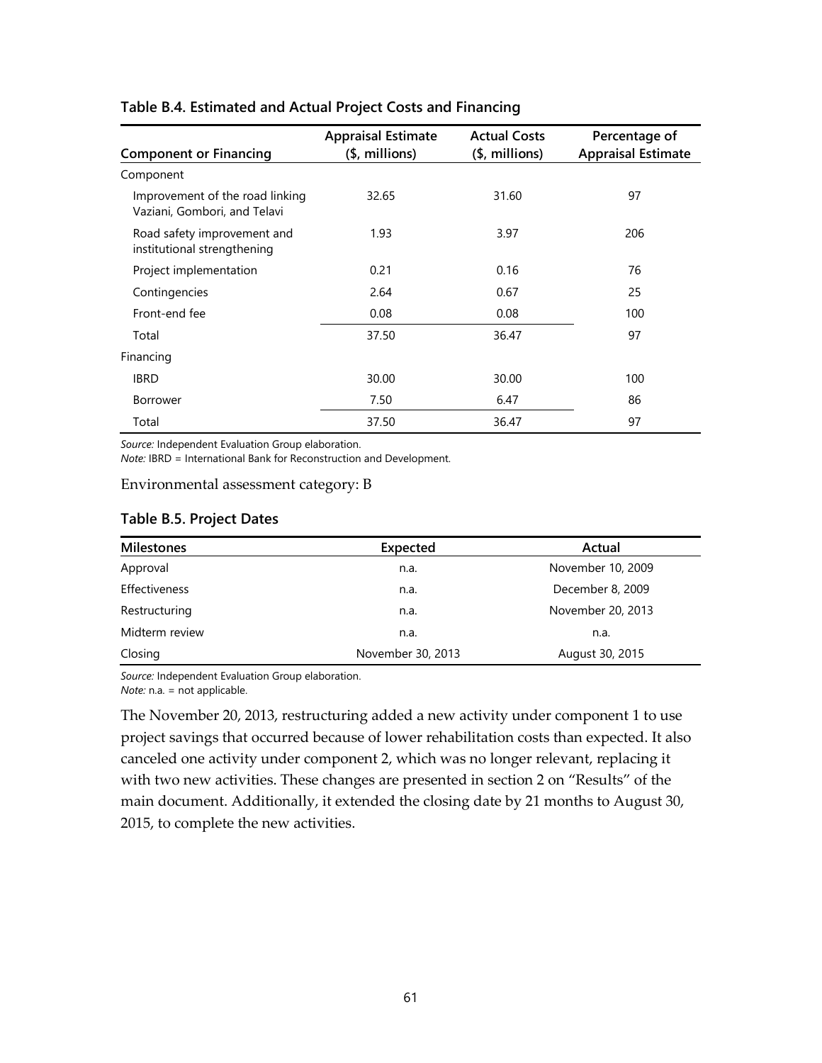**Table B.4. Estimated and Actual Project Costs and Financing**

| Component or Financing | Appraisal Estimate ($, millions) | Actual Costs ($, millions) | Percentage of Appraisal Estimate |
|---|---|---|---|
| Component | | | |
| Improvement of the road linking Vaziani, Gombori, and Telavi | 32.65 | 31.60 | 97 |
| Road safety improvement and institutional strengthening | 1.93 | 3.97 | 206 |
| Project implementation | 0.21 | 0.16 | 76 |
| Contingencies | 2.64 | 0.67 | 25 |
| Front-end fee | 0.08 | 0.08 | 100 |
| Total | 37.50 | 36.47 | 97 |
| Financing | | | |
| IBRD | 30.00 | 30.00 | 100 |
| Borrower | 7.50 | 6.47 | 86 |
| Total | 37.50 | 36.47 | 97 |

*Source:* Independent Evaluation Group elaboration.
*Note:* IBRD = International Bank for Reconstruction and Development.

Environmental assessment category: B

**Table B.5. Project Dates**

| Milestones | Expected | Actual |
|---|---|---|
| Approval | n.a. | November 10, 2009 |
| Effectiveness | n.a. | December 8, 2009 |
| Restructuring | n.a. | November 20, 2013 |
| Midterm review | n.a. | n.a. |
| Closing | November 30, 2013 | August 30, 2015 |

*Source:* Independent Evaluation Group elaboration.
*Note:* n.a. = not applicable.

The November 20, 2013, restructuring added a new activity under component 1 to use project savings that occurred because of lower rehabilitation costs than expected. It also canceled one activity under component 2, which was no longer relevant, replacing it with two new activities. These changes are presented in section 2 on "Results" of the main document. Additionally, it extended the closing date by 21 months to August 30, 2015, to complete the new activities.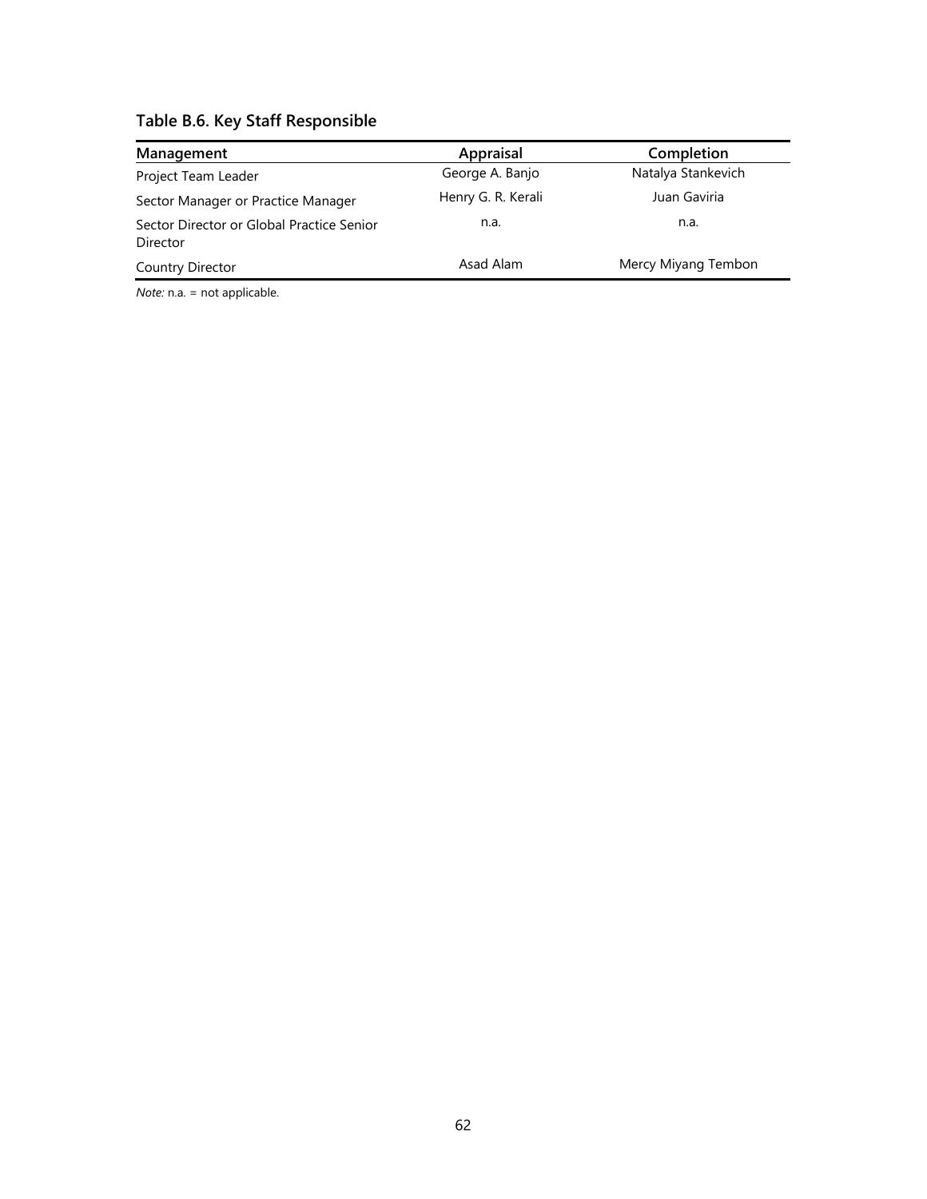**Table B.6. Key Staff Responsible**

| Management | Appraisal | Completion |
|---|---|---|
| Project Team Leader | George A. Banjo | Natalya Stankevich |
| Sector Manager or Practice Manager | Henry G. R. Kerali | Juan Gaviria |
| Sector Director or Global Practice Senior Director | n.a. | n.a. |
| Country Director | Asad Alam | Mercy Miyang Tembon |

*Note:* n.a. = not applicable.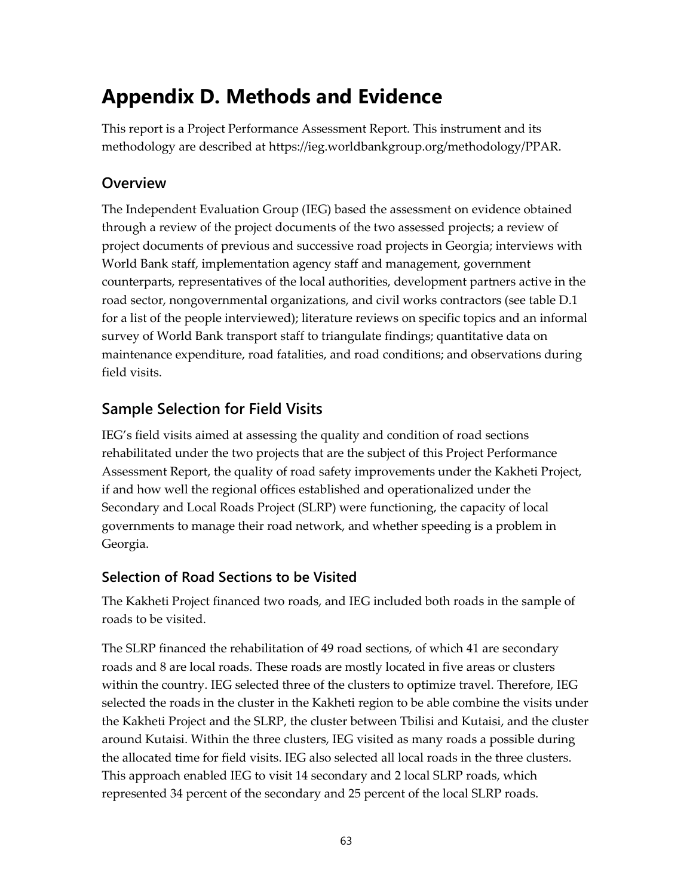# Appendix D. Methods and Evidence

This report is a Project Performance Assessment Report. This instrument and its methodology are described at https://ieg.worldbankgroup.org/methodology/PPAR.

## Overview

The Independent Evaluation Group (IEG) based the assessment on evidence obtained through a review of the project documents of the two assessed projects; a review of project documents of previous and successive road projects in Georgia; interviews with World Bank staff, implementation agency staff and management, government counterparts, representatives of the local authorities, development partners active in the road sector, nongovernmental organizations, and civil works contractors (see table D.1 for a list of the people interviewed); literature reviews on specific topics and an informal survey of World Bank transport staff to triangulate findings; quantitative data on maintenance expenditure, road fatalities, and road conditions; and observations during field visits.

## Sample Selection for Field Visits

IEG's field visits aimed at assessing the quality and condition of road sections rehabilitated under the two projects that are the subject of this Project Performance Assessment Report, the quality of road safety improvements under the Kakheti Project, if and how well the regional offices established and operationalized under the Secondary and Local Roads Project (SLRP) were functioning, the capacity of local governments to manage their road network, and whether speeding is a problem in Georgia.

### Selection of Road Sections to be Visited

The Kakheti Project financed two roads, and IEG included both roads in the sample of roads to be visited.

The SLRP financed the rehabilitation of 49 road sections, of which 41 are secondary roads and 8 are local roads. These roads are mostly located in five areas or clusters within the country. IEG selected three of the clusters to optimize travel. Therefore, IEG selected the roads in the cluster in the Kakheti region to be able combine the visits under the Kakheti Project and the SLRP, the cluster between Tbilisi and Kutaisi, and the cluster around Kutaisi. Within the three clusters, IEG visited as many roads a possible during the allocated time for field visits. IEG also selected all local roads in the three clusters. This approach enabled IEG to visit 14 secondary and 2 local SLRP roads, which represented 34 percent of the secondary and 25 percent of the local SLRP roads.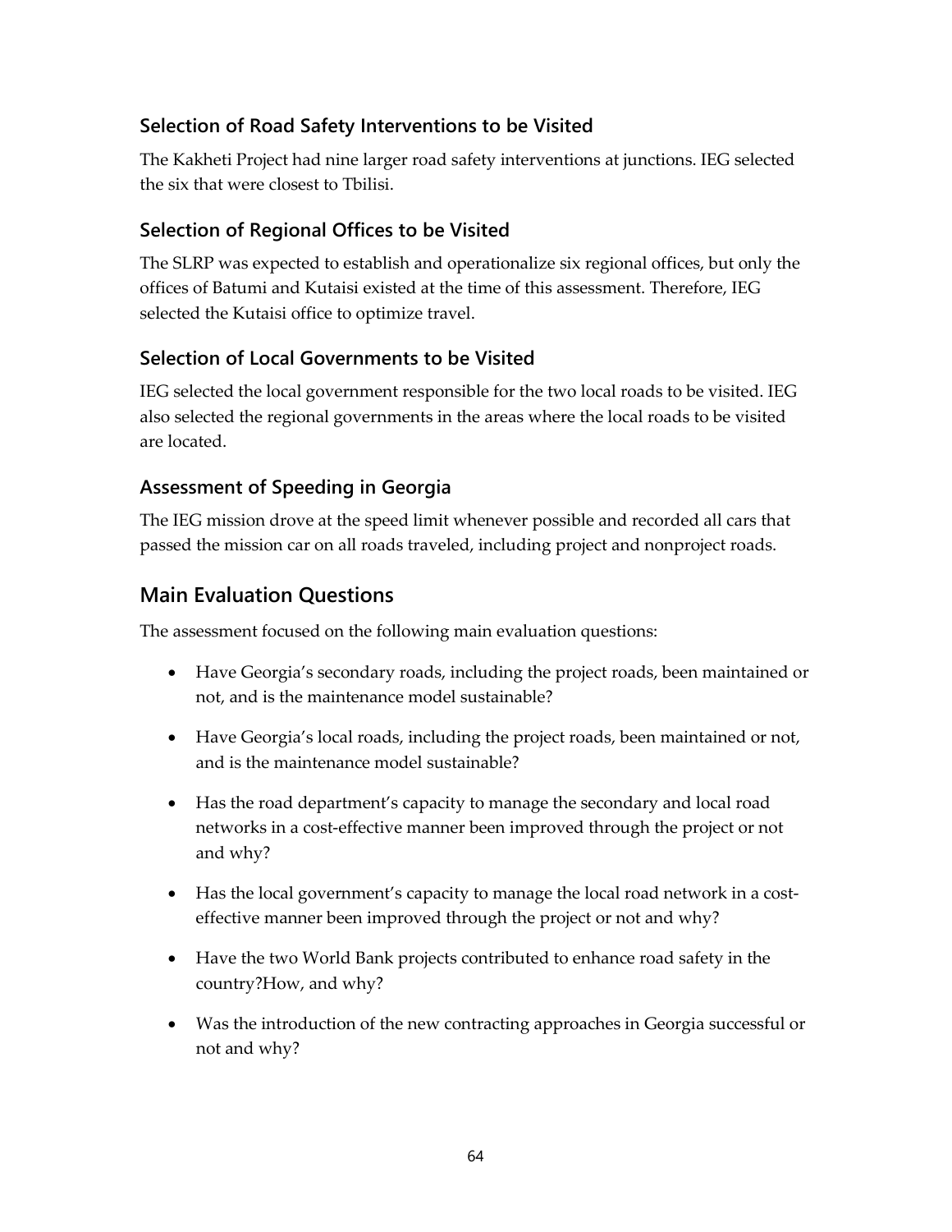### Selection of Road Safety Interventions to be Visited

The Kakheti Project had nine larger road safety interventions at junctions. IEG selected the six that were closest to Tbilisi.

### Selection of Regional Offices to be Visited

The SLRP was expected to establish and operationalize six regional offices, but only the offices of Batumi and Kutaisi existed at the time of this assessment. Therefore, IEG selected the Kutaisi office to optimize travel.

### Selection of Local Governments to be Visited

IEG selected the local government responsible for the two local roads to be visited. IEG also selected the regional governments in the areas where the local roads to be visited are located.

### Assessment of Speeding in Georgia

The IEG mission drove at the speed limit whenever possible and recorded all cars that passed the mission car on all roads traveled, including project and nonproject roads.

## Main Evaluation Questions

The assessment focused on the following main evaluation questions:

- Have Georgia's secondary roads, including the project roads, been maintained or not, and is the maintenance model sustainable?
- Have Georgia's local roads, including the project roads, been maintained or not, and is the maintenance model sustainable?
- Has the road department's capacity to manage the secondary and local road networks in a cost-effective manner been improved through the project or not and why?
- Has the local government's capacity to manage the local road network in a cost-effective manner been improved through the project or not and why?
- Have the two World Bank projects contributed to enhance road safety in the country?How, and why?
- Was the introduction of the new contracting approaches in Georgia successful or not and why?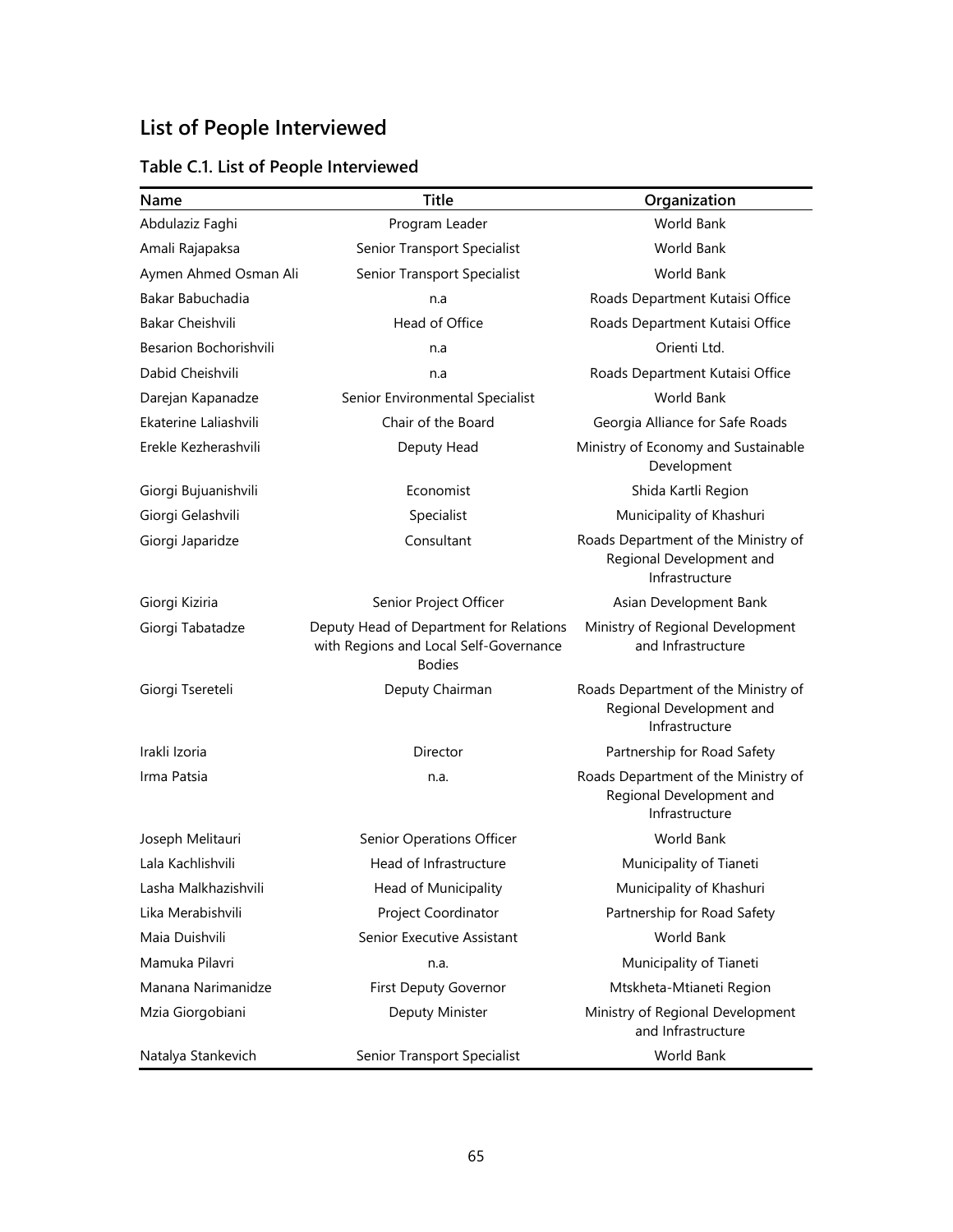## List of People Interviewed

### Table C.1. List of People Interviewed

| Name | Title | Organization |
|---|---|---|
| Abdulaziz Faghi | Program Leader | World Bank |
| Amali Rajapaksa | Senior Transport Specialist | World Bank |
| Aymen Ahmed Osman Ali | Senior Transport Specialist | World Bank |
| Bakar Babuchadia | n.a | Roads Department Kutaisi Office |
| Bakar Cheishvili | Head of Office | Roads Department Kutaisi Office |
| Besarion Bochorishvili | n.a | Orienti Ltd. |
| Dabid Cheishvili | n.a | Roads Department Kutaisi Office |
| Darejan Kapanadze | Senior Environmental Specialist | World Bank |
| Ekaterine Laliashvili | Chair of the Board | Georgia Alliance for Safe Roads |
| Erekle Kezherashvili | Deputy Head | Ministry of Economy and Sustainable Development |
| Giorgi Bujuanishvili | Economist | Shida Kartli Region |
| Giorgi Gelashvili | Specialist | Municipality of Khashuri |
| Giorgi Japaridze | Consultant | Roads Department of the Ministry of Regional Development and Infrastructure |
| Giorgi Kiziria | Senior Project Officer | Asian Development Bank |
| Giorgi Tabatadze | Deputy Head of Department for Relations with Regions and Local Self-Governance Bodies | Ministry of Regional Development and Infrastructure |
| Giorgi Tsereteli | Deputy Chairman | Roads Department of the Ministry of Regional Development and Infrastructure |
| Irakli Izoria | Director | Partnership for Road Safety |
| Irma Patsia | n.a. | Roads Department of the Ministry of Regional Development and Infrastructure |
| Joseph Melitauri | Senior Operations Officer | World Bank |
| Lala Kachlishvili | Head of Infrastructure | Municipality of Tianeti |
| Lasha Malkhazishvili | Head of Municipality | Municipality of Khashuri |
| Lika Merabishvili | Project Coordinator | Partnership for Road Safety |
| Maia Duishvili | Senior Executive Assistant | World Bank |
| Mamuka Pilavri | n.a. | Municipality of Tianeti |
| Manana Narimanidze | First Deputy Governor | Mtskheta-Mtianeti Region |
| Mzia Giorgobiani | Deputy Minister | Ministry of Regional Development and Infrastructure |
| Natalya Stankevich | Senior Transport Specialist | World Bank |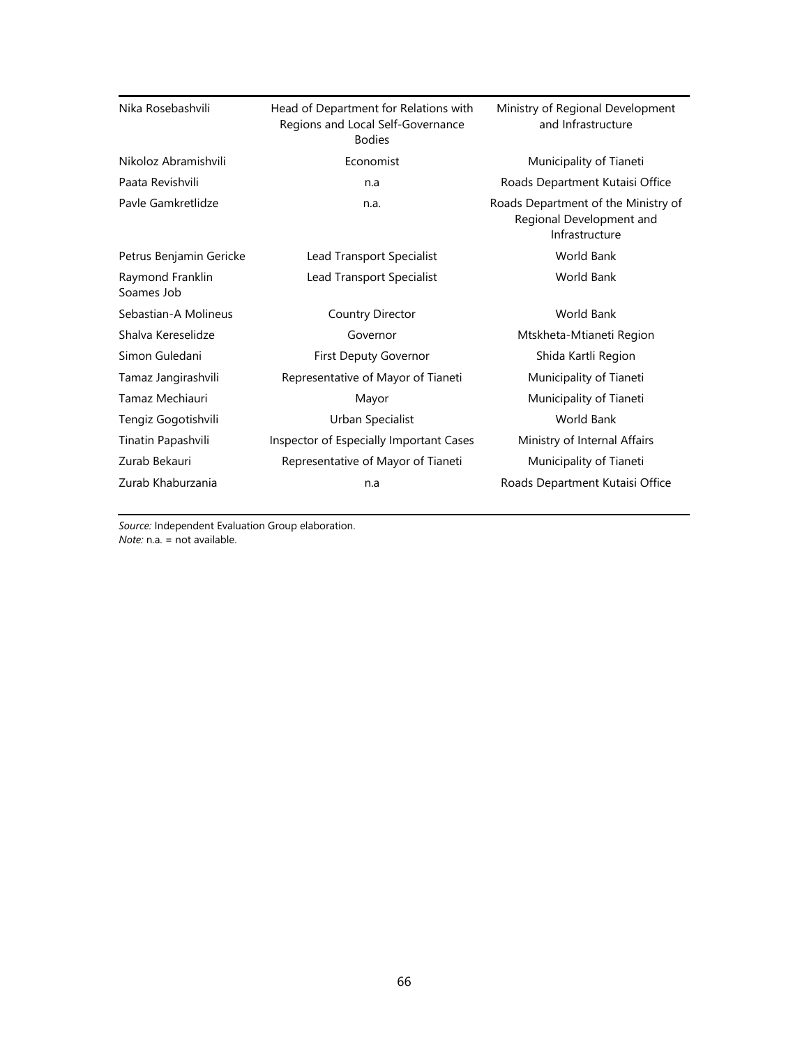| Nika Rosebashvili | Head of Department for Relations with Regions and Local Self-Governance Bodies | Ministry of Regional Development and Infrastructure |
|---|---|---|
| Nikoloz Abramishvili | Economist | Municipality of Tianeti |
| Paata Revishvili | n.a | Roads Department Kutaisi Office |
| Pavle Gamkretlidze | n.a. | Roads Department of the Ministry of Regional Development and Infrastructure |
| Petrus Benjamin Gericke | Lead Transport Specialist | World Bank |
| Raymond Franklin Soames Job | Lead Transport Specialist | World Bank |
| Sebastian-A Molineus | Country Director | World Bank |
| Shalva Kereselidze | Governor | Mtskheta-Mtianeti Region |
| Simon Guledani | First Deputy Governor | Shida Kartli Region |
| Tamaz Jangirashvili | Representative of Mayor of Tianeti | Municipality of Tianeti |
| Tamaz Mechiauri | Mayor | Municipality of Tianeti |
| Tengiz Gogotishvili | Urban Specialist | World Bank |
| Tinatin Papashvili | Inspector of Especially Important Cases | Ministry of Internal Affairs |
| Zurab Bekauri | Representative of Mayor of Tianeti | Municipality of Tianeti |
| Zurab Khaburzania | n.a | Roads Department Kutaisi Office |

*Source:* Independent Evaluation Group elaboration.
*Note:* n.a. = not available.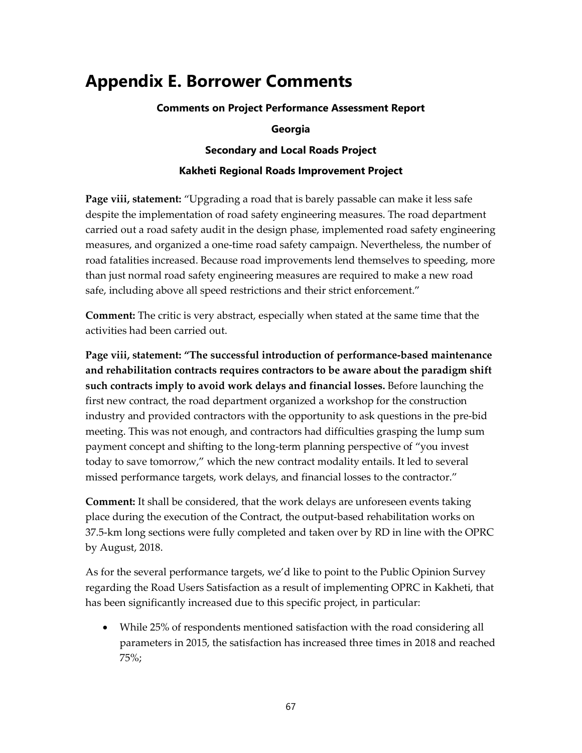# Appendix E. Borrower Comments

**Comments on Project Performance Assessment Report**

**Georgia**

**Secondary and Local Roads Project**

**Kakheti Regional Roads Improvement Project**

**Page viii, statement:** "Upgrading a road that is barely passable can make it less safe despite the implementation of road safety engineering measures. The road department carried out a road safety audit in the design phase, implemented road safety engineering measures, and organized a one-time road safety campaign. Nevertheless, the number of road fatalities increased. Because road improvements lend themselves to speeding, more than just normal road safety engineering measures are required to make a new road safe, including above all speed restrictions and their strict enforcement."

**Comment:** The critic is very abstract, especially when stated at the same time that the activities had been carried out.

**Page viii, statement: "The successful introduction of performance-based maintenance and rehabilitation contracts requires contractors to be aware about the paradigm shift such contracts imply to avoid work delays and financial losses.** Before launching the first new contract, the road department organized a workshop for the construction industry and provided contractors with the opportunity to ask questions in the pre-bid meeting. This was not enough, and contractors had difficulties grasping the lump sum payment concept and shifting to the long-term planning perspective of "you invest today to save tomorrow," which the new contract modality entails. It led to several missed performance targets, work delays, and financial losses to the contractor."

**Comment:** It shall be considered, that the work delays are unforeseen events taking place during the execution of the Contract, the output-based rehabilitation works on 37.5-km long sections were fully completed and taken over by RD in line with the OPRC by August, 2018.

As for the several performance targets, we'd like to point to the Public Opinion Survey regarding the Road Users Satisfaction as a result of implementing OPRC in Kakheti, that has been significantly increased due to this specific project, in particular:

- While 25% of respondents mentioned satisfaction with the road considering all parameters in 2015, the satisfaction has increased three times in 2018 and reached 75%;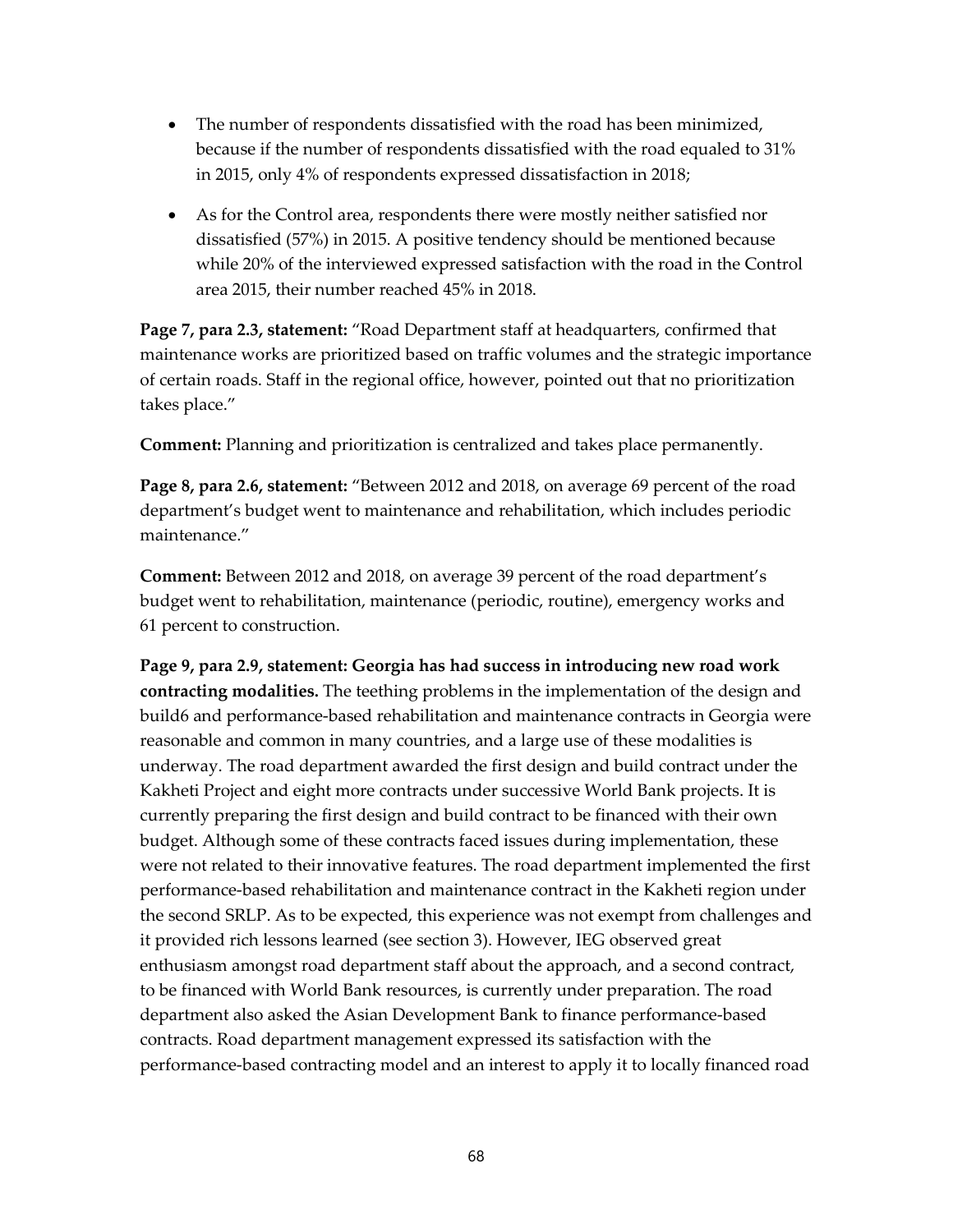- The number of respondents dissatisfied with the road has been minimized, because if the number of respondents dissatisfied with the road equaled to 31% in 2015, only 4% of respondents expressed dissatisfaction in 2018;

- As for the Control area, respondents there were mostly neither satisfied nor dissatisfied (57%) in 2015. A positive tendency should be mentioned because while 20% of the interviewed expressed satisfaction with the road in the Control area 2015, their number reached 45% in 2018.

**Page 7, para 2.3, statement:** "Road Department staff at headquarters, confirmed that maintenance works are prioritized based on traffic volumes and the strategic importance of certain roads. Staff in the regional office, however, pointed out that no prioritization takes place."

**Comment:** Planning and prioritization is centralized and takes place permanently.

**Page 8, para 2.6, statement:** "Between 2012 and 2018, on average 69 percent of the road department's budget went to maintenance and rehabilitation, which includes periodic maintenance."

**Comment:** Between 2012 and 2018, on average 39 percent of the road department's budget went to rehabilitation, maintenance (periodic, routine), emergency works and 61 percent to construction.

**Page 9, para 2.9, statement: Georgia has had success in introducing new road work contracting modalities.** The teething problems in the implementation of the design and build6 and performance-based rehabilitation and maintenance contracts in Georgia were reasonable and common in many countries, and a large use of these modalities is underway. The road department awarded the first design and build contract under the Kakheti Project and eight more contracts under successive World Bank projects. It is currently preparing the first design and build contract to be financed with their own budget. Although some of these contracts faced issues during implementation, these were not related to their innovative features. The road department implemented the first performance-based rehabilitation and maintenance contract in the Kakheti region under the second SRLP. As to be expected, this experience was not exempt from challenges and it provided rich lessons learned (see section 3). However, IEG observed great enthusiasm amongst road department staff about the approach, and a second contract, to be financed with World Bank resources, is currently under preparation. The road department also asked the Asian Development Bank to finance performance-based contracts. Road department management expressed its satisfaction with the performance-based contracting model and an interest to apply it to locally financed road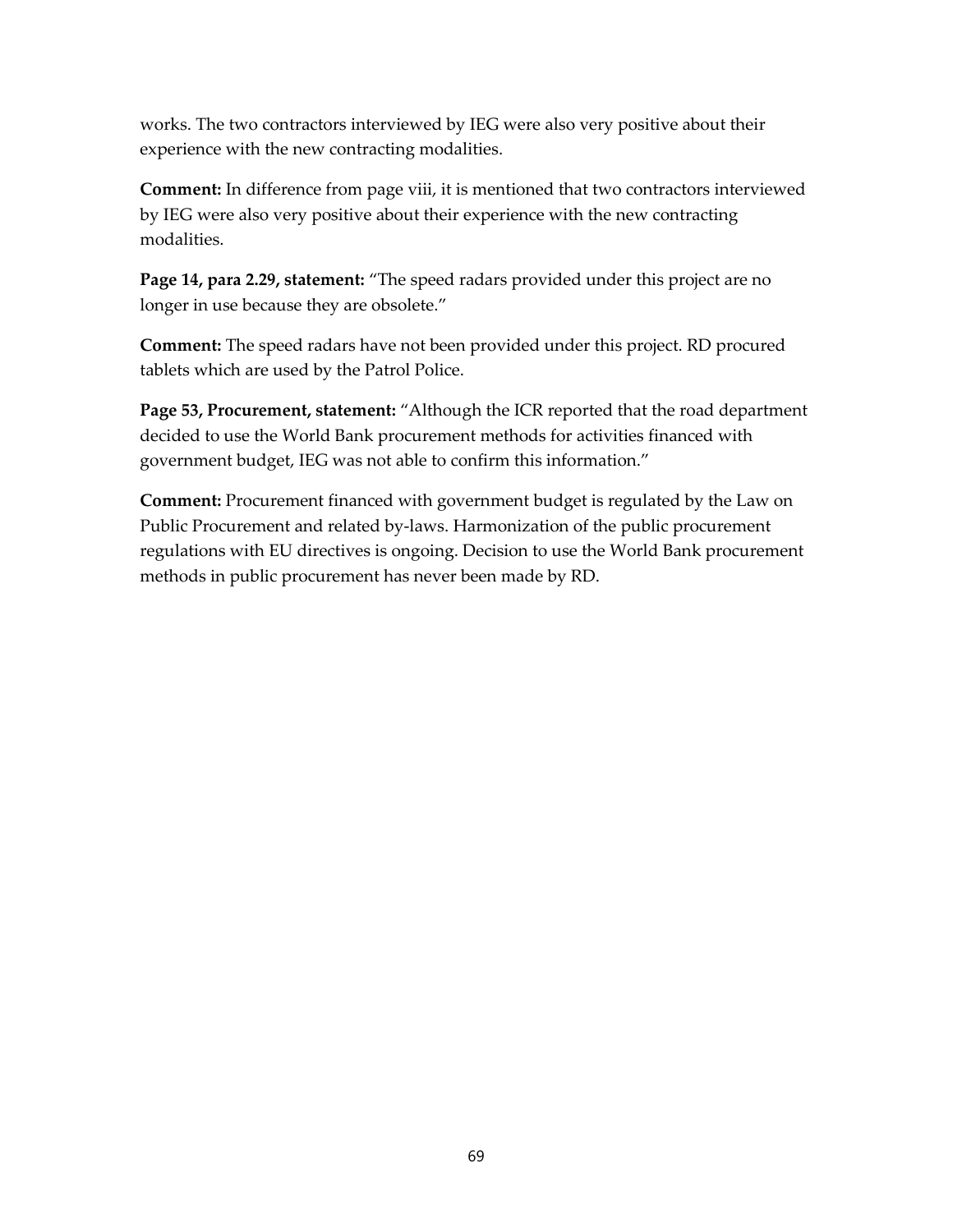works. The two contractors interviewed by IEG were also very positive about their experience with the new contracting modalities.

**Comment:** In difference from page viii, it is mentioned that two contractors interviewed by IEG were also very positive about their experience with the new contracting modalities.

**Page 14, para 2.29, statement:** "The speed radars provided under this project are no longer in use because they are obsolete."

**Comment:** The speed radars have not been provided under this project. RD procured tablets which are used by the Patrol Police.

**Page 53, Procurement, statement:** "Although the ICR reported that the road department decided to use the World Bank procurement methods for activities financed with government budget, IEG was not able to confirm this information."

**Comment:** Procurement financed with government budget is regulated by the Law on Public Procurement and related by-laws. Harmonization of the public procurement regulations with EU directives is ongoing. Decision to use the World Bank procurement methods in public procurement has never been made by RD.